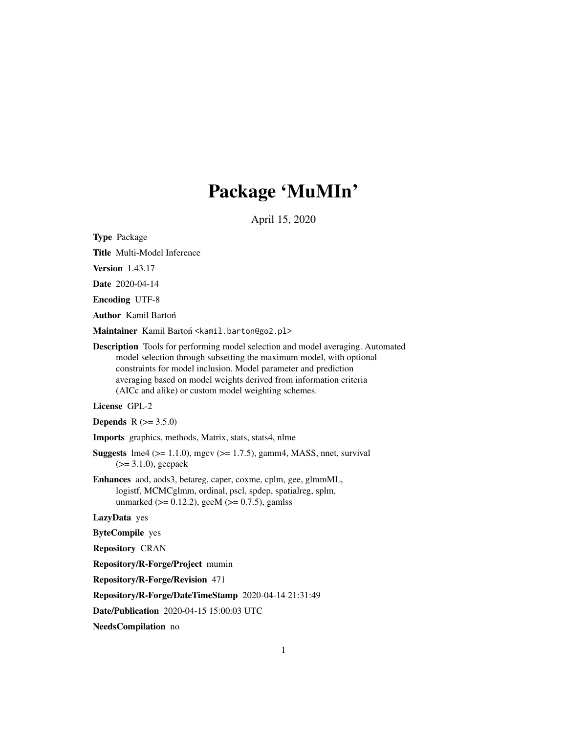# Package 'MuMIn'

April 15, 2020

**Type** Package

**Title** Multi-Model Inference

**Version** 1.43.17

**Date** 2020-04-14

**Encoding** UTF-8

**Author** Kamil Bartoń

**Maintainer** Kamil Bartoń <kamil.barton@go2.pl>

**Description** Tools for performing model selection and model averaging. Automated model selection through subsetting the maximum model, with optional constraints for model inclusion. Model parameter and prediction averaging based on model weights derived from information criteria (AICc and alike) or custom model weighting schemes.

**License** GPL-2

**Depends** R (>= 3.5.0)

**Imports** graphics, methods, Matrix, stats, stats4, nlme

**Suggests** lme4 (>= 1.1.0), mgcv (>= 1.7.5), gamm4, MASS, nnet, survival (>= 3.1.0), geepack

**Enhances** aod, aods3, betareg, caper, coxme, cplm, gee, glmmML, logistf, MCMCglmm, ordinal, pscl, spdep, spatialreg, splm, unmarked (>= 0.12.2), geeM (>= 0.7.5), gamlss

**LazyData** yes

**ByteCompile** yes

**Repository** CRAN

**Repository/R-Forge/Project** mumin

**Repository/R-Forge/Revision** 471

**Repository/R-Forge/DateTimeStamp** 2020-04-14 21:31:49

**Date/Publication** 2020-04-15 15:00:03 UTC

**NeedsCompilation** no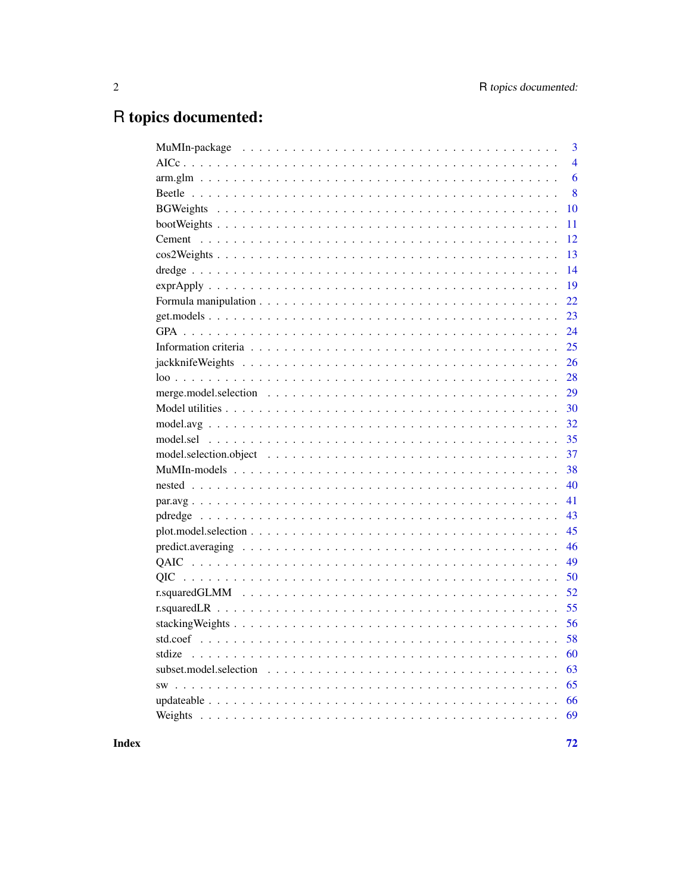# R topics documented:

| | |
|---|---|
| MuMIn-package | 3 |
| AICc | 4 |
| arm.glm | 6 |
| Beetle | 8 |
| BGWeights | 10 |
| bootWeights | 11 |
| Cement | 12 |
| cos2Weights | 13 |
| dredge | 14 |
| exprApply | 19 |
| Formula manipulation | 22 |
| get.models | 23 |
| GPA | 24 |
| Information criteria | 25 |
| jackknifeWeights | 26 |
| loo | 28 |
| merge.model.selection | 29 |
| Model utilities | 30 |
| model.avg | 32 |
| model.sel | 35 |
| model.selection.object | 37 |
| MuMIn-models | 38 |
| nested | 40 |
| par.avg | 41 |
| pdredge | 43 |
| plot.model.selection | 45 |
| predict.averaging | 46 |
| QAIC | 49 |
| QIC | 50 |
| r.squaredGLMM | 52 |
| r.squaredLR | 55 |
| stackingWeights | 56 |
| std.coef | 58 |
| stdize | 60 |
| subset.model.selection | 63 |
| sw | 65 |
| updateable | 66 |
| Weights | 69 |

**Index** **72**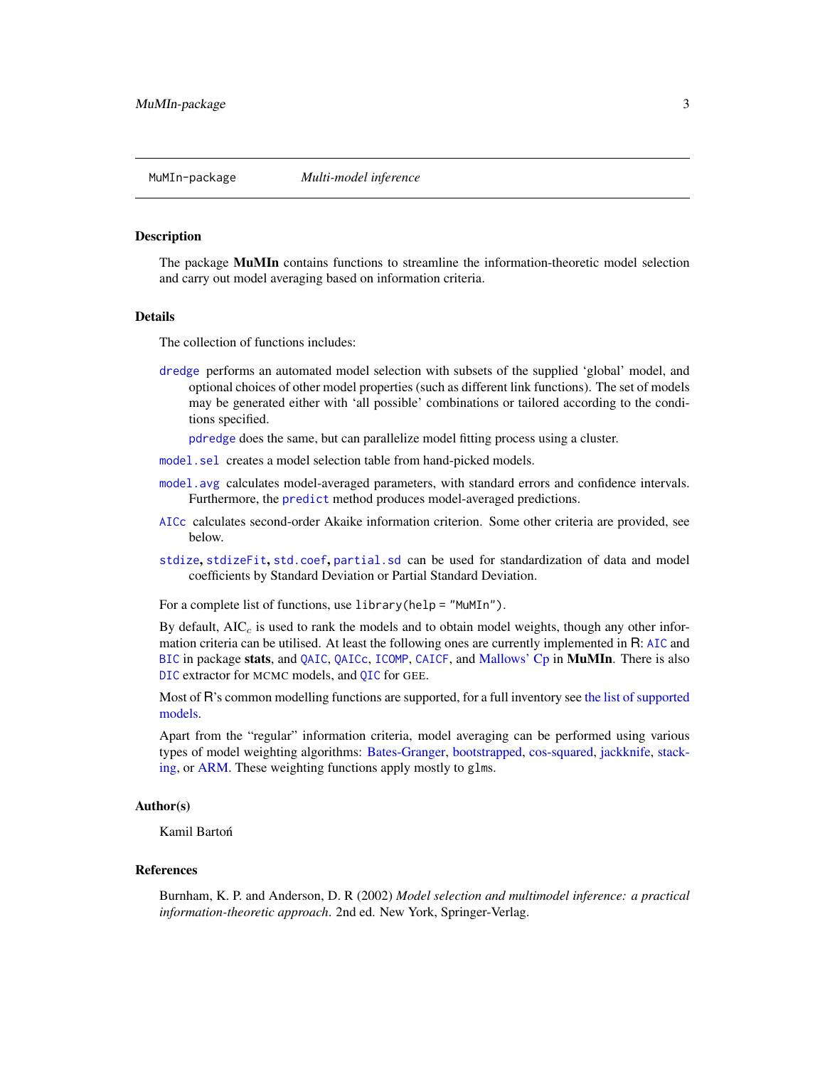MuMIn-package    *Multi-model inference*

## Description

The package **MuMIn** contains functions to streamline the information-theoretic model selection and carry out model averaging based on information criteria.

## Details

The collection of functions includes:

`dredge` performs an automated model selection with subsets of the supplied 'global' model, and optional choices of other model properties (such as different link functions). The set of models may be generated either with 'all possible' combinations or tailored according to the conditions specified.

`pdredge` does the same, but can parallelize model fitting process using a cluster.

`model.sel` creates a model selection table from hand-picked models.

`model.avg` calculates model-averaged parameters, with standard errors and confidence intervals. Furthermore, the `predict` method produces model-averaged predictions.

`AICc` calculates second-order Akaike information criterion. Some other criteria are provided, see below.

`stdize`, `stdizeFit`, `std.coef`, `partial.sd` can be used for standardization of data and model coefficients by Standard Deviation or Partial Standard Deviation.

For a complete list of functions, use `library(help = "MuMIn")`.

By default, $AIC_c$ is used to rank the models and to obtain model weights, though any other information criteria can be utilised. At least the following ones are currently implemented in R: `AIC` and `BIC` in package **stats**, and `QAIC`, `QAICc`, `ICOMP`, `CAICF`, and Mallows' Cp in **MuMIn**. There is also `DIC` extractor for MCMC models, and `QIC` for GEE.

Most of R's common modelling functions are supported, for a full inventory see the list of supported models.

Apart from the "regular" information criteria, model averaging can be performed using various types of model weighting algorithms: Bates-Granger, bootstrapped, cos-squared, jackknife, stacking, or ARM. These weighting functions apply mostly to `glm`s.

## Author(s)

Kamil Bartoń

## References

Burnham, K. P. and Anderson, D. R (2002) *Model selection and multimodel inference: a practical information-theoretic approach*. 2nd ed. New York, Springer-Verlag.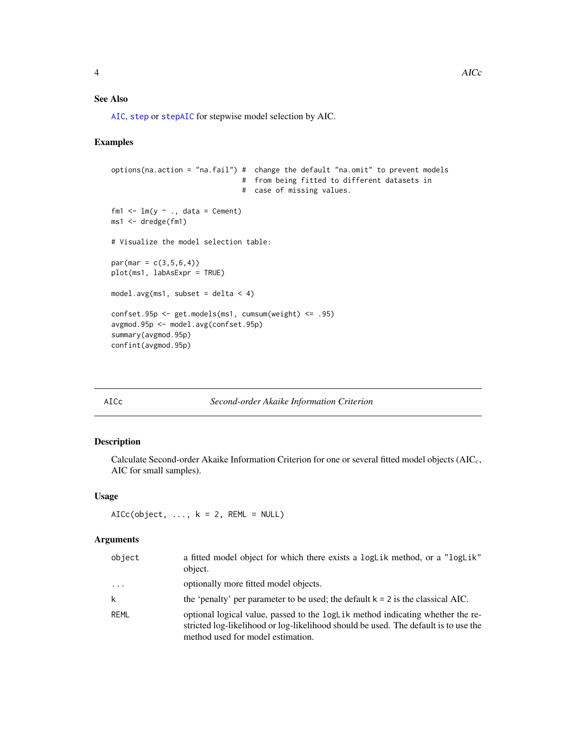### See Also

AIC, step or stepAIC for stepwise model selection by AIC.

### Examples

```
options(na.action = "na.fail") #  change the default "na.omit" to prevent models
                               #  from being fitted to different datasets in
                               #  case of missing values.

fm1 <- lm(y ~ ., data = Cement)
ms1 <- dredge(fm1)

# Visualize the model selection table:

par(mar = c(3,5,6,4))
plot(ms1, labAsExpr = TRUE)

model.avg(ms1, subset = delta < 4)

confset.95p <- get.models(ms1, cumsum(weight) <= .95)
avgmod.95p <- model.avg(confset.95p)
summary(avgmod.95p)
confint(avgmod.95p)
```

---

## AICc — *Second-order Akaike Information Criterion*

### Description

Calculate Second-order Akaike Information Criterion for one or several fitted model objects ($AIC_c$, AIC for small samples).

### Usage

```
AICc(object, ..., k = 2, REML = NULL)
```

### Arguments

| | |
|---|---|
| object | a fitted model object for which there exists a logLik method, or a "logLik" object. |
| ... | optionally more fitted model objects. |
| k | the 'penalty' per parameter to be used; the default k = 2 is the classical AIC. |
| REML | optional logical value, passed to the logLik method indicating whether the restricted log-likelihood or log-likelihood should be used. The default is to use the method used for model estimation. |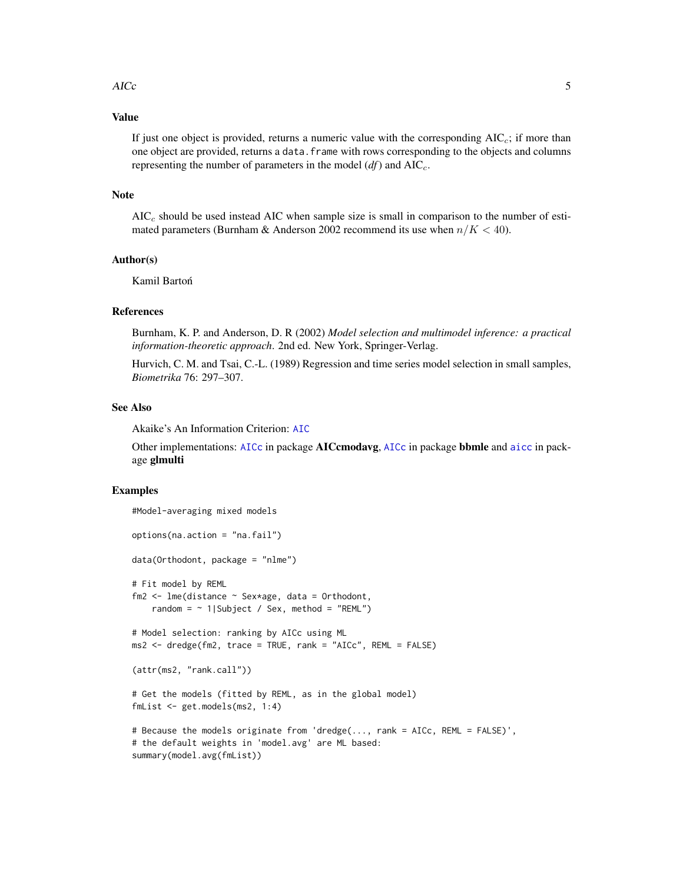## Value

If just one object is provided, returns a numeric value with the corresponding $\text{AIC}_c$; if more than one object are provided, returns a `data.frame` with rows corresponding to the objects and columns representing the number of parameters in the model (*df*) and $\text{AIC}_c$.

## Note

$\text{AIC}_c$ should be used instead AIC when sample size is small in comparison to the number of estimated parameters (Burnham & Anderson 2002 recommend its use when $n/K < 40$).

## Author(s)

Kamil Bartoń

## References

Burnham, K. P. and Anderson, D. R (2002) *Model selection and multimodel inference: a practical information-theoretic approach*. 2nd ed. New York, Springer-Verlag.

Hurvich, C. M. and Tsai, C.-L. (1989) Regression and time series model selection in small samples, *Biometrika* 76: 297–307.

## See Also

Akaike's An Information Criterion: `AIC`

Other implementations: `AICc` in package **AICcmodavg**, `AICc` in package **bbmle** and `aicc` in package **glmulti**

## Examples

```
#Model-averaging mixed models

options(na.action = "na.fail")

data(Orthodont, package = "nlme")

# Fit model by REML
fm2 <- lme(distance ~ Sex*age, data = Orthodont,
    random = ~ 1|Subject / Sex, method = "REML")

# Model selection: ranking by AICc using ML
ms2 <- dredge(fm2, trace = TRUE, rank = "AICc", REML = FALSE)

(attr(ms2, "rank.call"))

# Get the models (fitted by REML, as in the global model)
fmList <- get.models(ms2, 1:4)

# Because the models originate from 'dredge(..., rank = AICc, REML = FALSE)',
# the default weights in 'model.avg' are ML based:
summary(model.avg(fmList))
```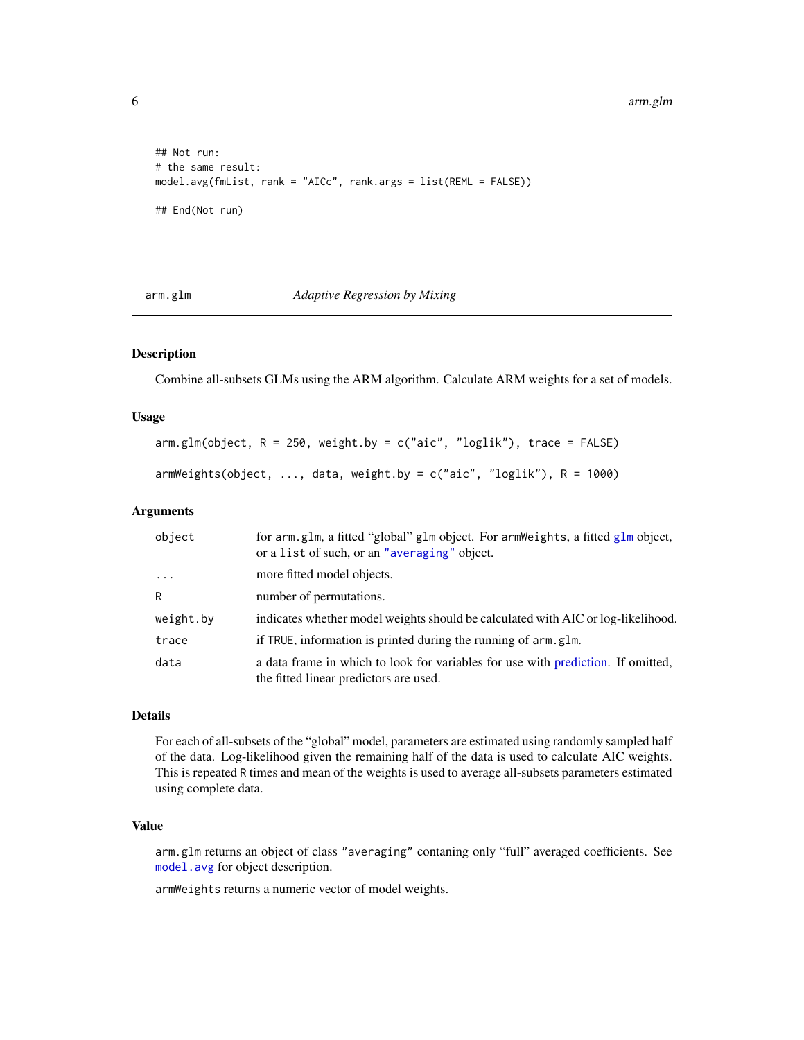```
## Not run:
# the same result:
model.avg(fmList, rank = "AICc", rank.args = list(REML = FALSE))

## End(Not run)
```

---

## arm.glm — *Adaptive Regression by Mixing*

---

### Description

Combine all-subsets GLMs using the ARM algorithm. Calculate ARM weights for a set of models.

### Usage

```
arm.glm(object, R = 250, weight.by = c("aic", "loglik"), trace = FALSE)

armWeights(object, ..., data, weight.by = c("aic", "loglik"), R = 1000)
```

### Arguments

| | |
|---|---|
| `object` | for `arm.glm`, a fitted "global" `glm` object. For `armWeights`, a fitted `glm` object, or a `list` of such, or an `"averaging"` object. |
| `...` | more fitted model objects. |
| `R` | number of permutations. |
| `weight.by` | indicates whether model weights should be calculated with AIC or log-likelihood. |
| `trace` | if `TRUE`, information is printed during the running of `arm.glm`. |
| `data` | a data frame in which to look for variables for use with prediction. If omitted, the fitted linear predictors are used. |

### Details

For each of all-subsets of the "global" model, parameters are estimated using randomly sampled half of the data. Log-likelihood given the remaining half of the data is used to calculate AIC weights. This is repeated `R` times and mean of the weights is used to average all-subsets parameters estimated using complete data.

### Value

`arm.glm` returns an object of class `"averaging"` contaning only "full" averaged coefficients. See `model.avg` for object description.

`armWeights` returns a numeric vector of model weights.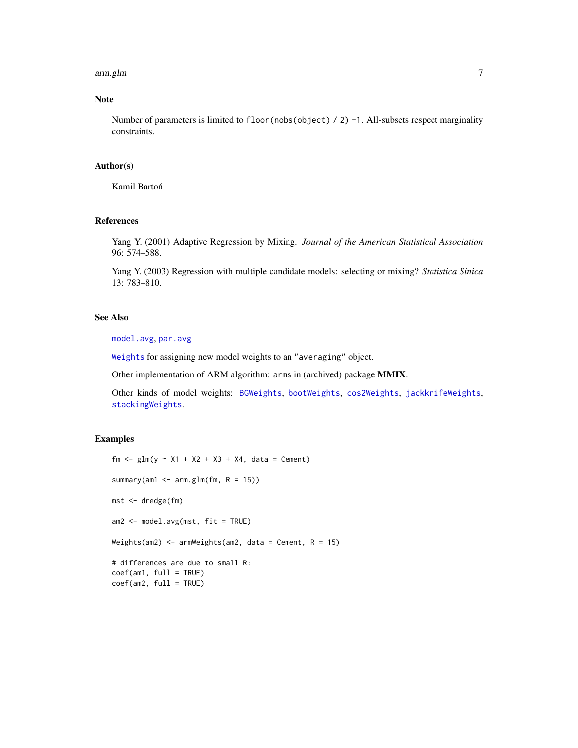## Note

Number of parameters is limited to `floor(nobs(object) / 2) -1`. All-subsets respect marginality constraints.

## Author(s)

Kamil Bartoń

## References

Yang Y. (2001) Adaptive Regression by Mixing. *Journal of the American Statistical Association* 96: 574–588.

Yang Y. (2003) Regression with multiple candidate models: selecting or mixing? *Statistica Sinica* 13: 783–810.

## See Also

`model.avg`, `par.avg`

`Weights` for assigning new model weights to an `"averaging"` object.

Other implementation of ARM algorithm: `arms` in (archived) package **MMIX**.

Other kinds of model weights: `BGWeights`, `bootWeights`, `cos2Weights`, `jackknifeWeights`, `stackingWeights`.

## Examples

```
fm <- glm(y ~ X1 + X2 + X3 + X4, data = Cement)

summary(am1 <- arm.glm(fm, R = 15))

mst <- dredge(fm)

am2 <- model.avg(mst, fit = TRUE)

Weights(am2) <- armWeights(am2, data = Cement, R = 15)

# differences are due to small R:
coef(am1, full = TRUE)
coef(am2, full = TRUE)
```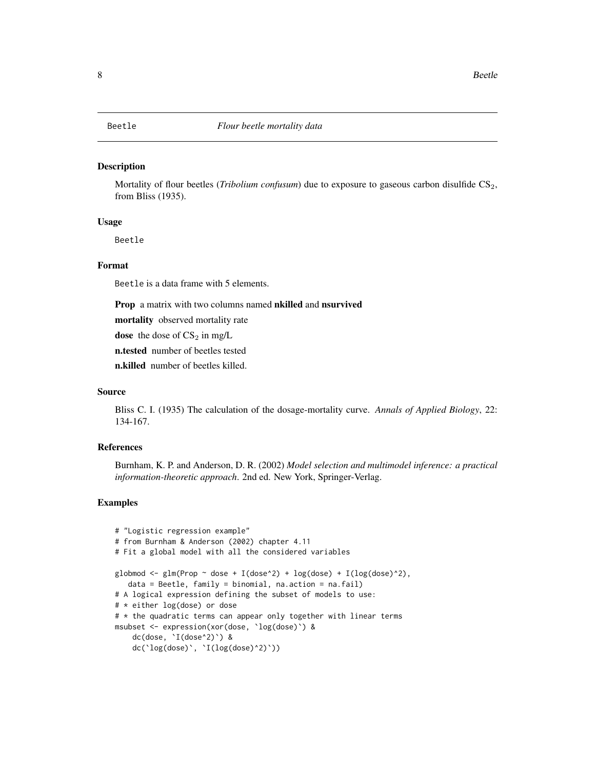# Beetle — *Flour beetle mortality data*

## Description

Mortality of flour beetles (*Tribolium confusum*) due to exposure to gaseous carbon disulfide $CS_2$, from Bliss (1935).

## Usage

```
Beetle
```

## Format

Beetle is a data frame with 5 elements.

**Prop** a matrix with two columns named **nkilled** and **nsurvived**

**mortality** observed mortality rate

**dose** the dose of $CS_2$ in mg/L

**n.tested** number of beetles tested

**n.killed** number of beetles killed.

## Source

Bliss C. I. (1935) The calculation of the dosage-mortality curve. *Annals of Applied Biology*, 22: 134-167.

## References

Burnham, K. P. and Anderson, D. R. (2002) *Model selection and multimodel inference: a practical information-theoretic approach*. 2nd ed. New York, Springer-Verlag.

## Examples

```
# "Logistic regression example"
# from Burnham & Anderson (2002) chapter 4.11
# Fit a global model with all the considered variables

globmod <- glm(Prop ~ dose + I(dose^2) + log(dose) + I(log(dose)^2),
   data = Beetle, family = binomial, na.action = na.fail)
# A logical expression defining the subset of models to use:
# * either log(dose) or dose
# * the quadratic terms can appear only together with linear terms
msubset <- expression(xor(dose, `log(dose)`) &
    dc(dose, `I(dose^2)`) &
    dc(`log(dose)`, `I(log(dose)^2)`))
```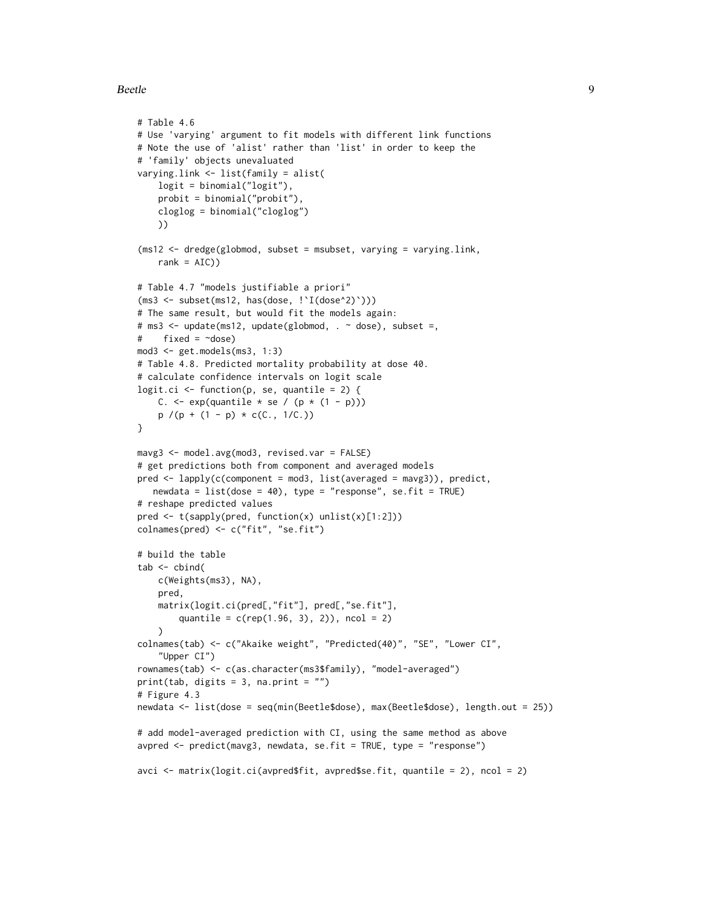```
# Table 4.6
# Use 'varying' argument to fit models with different link functions
# Note the use of 'alist' rather than 'list' in order to keep the
# 'family' objects unevaluated
varying.link <- list(family = alist(
    logit = binomial("logit"),
    probit = binomial("probit"),
    cloglog = binomial("cloglog")
    ))

(ms12 <- dredge(globmod, subset = msubset, varying = varying.link,
    rank = AIC))

# Table 4.7 "models justifiable a priori"
(ms3 <- subset(ms12, has(dose, !`I(dose^2)`)))
# The same result, but would fit the models again:
# ms3 <- update(ms12, update(globmod, . ~ dose), subset =,
#    fixed = ~dose)
mod3 <- get.models(ms3, 1:3)
# Table 4.8. Predicted mortality probability at dose 40.
# calculate confidence intervals on logit scale
logit.ci <- function(p, se, quantile = 2) {
    C. <- exp(quantile * se / (p * (1 - p)))
    p /(p + (1 - p) * c(C., 1/C.))
}

mavg3 <- model.avg(mod3, revised.var = FALSE)
# get predictions both from component and averaged models
pred <- lapply(c(component = mod3, list(averaged = mavg3)), predict,
   newdata = list(dose = 40), type = "response", se.fit = TRUE)
# reshape predicted values
pred <- t(sapply(pred, function(x) unlist(x)[1:2]))
colnames(pred) <- c("fit", "se.fit")

# build the table
tab <- cbind(
    c(Weights(ms3), NA),
    pred,
    matrix(logit.ci(pred[,"fit"], pred[,"se.fit"],
        quantile = c(rep(1.96, 3), 2)), ncol = 2)
    )
colnames(tab) <- c("Akaike weight", "Predicted(40)", "SE", "Lower CI",
    "Upper CI")
rownames(tab) <- c(as.character(ms3$family), "model-averaged")
print(tab, digits = 3, na.print = "")
# Figure 4.3
newdata <- list(dose = seq(min(Beetle$dose), max(Beetle$dose), length.out = 25))

# add model-averaged prediction with CI, using the same method as above
avpred <- predict(mavg3, newdata, se.fit = TRUE, type = "response")

avci <- matrix(logit.ci(avpred$fit, avpred$se.fit, quantile = 2), ncol = 2)
```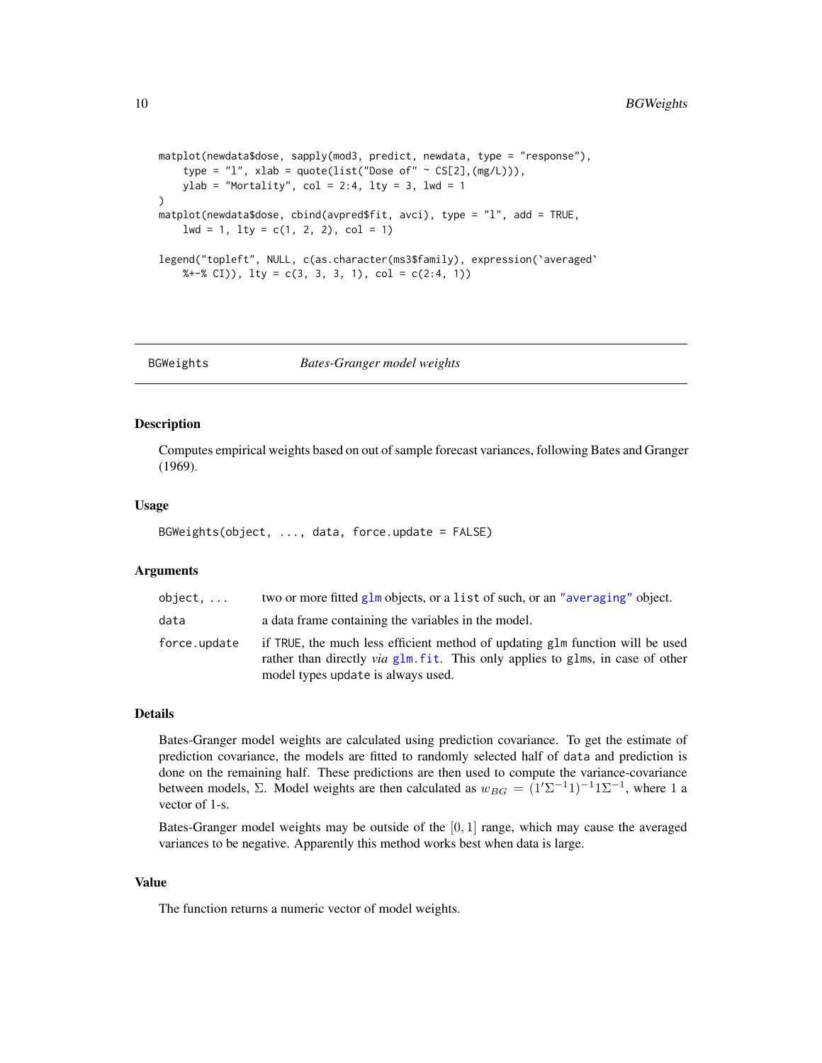```
matplot(newdata$dose, sapply(mod3, predict, newdata, type = "response"),
    type = "l", xlab = quote(list("Dose of" ~ CS[2],(mg/L))),
    ylab = "Mortality", col = 2:4, lty = 3, lwd = 1
)
matplot(newdata$dose, cbind(avpred$fit, avci), type = "l", add = TRUE,
    lwd = 1, lty = c(1, 2, 2), col = 1)

legend("topleft", NULL, c(as.character(ms3$family), expression(`averaged`
    %+-% CI)), lty = c(3, 3, 3, 1), col = c(2:4, 1))
```

---

## BGWeights — *Bates-Granger model weights*

---

### Description

Computes empirical weights based on out of sample forecast variances, following Bates and Granger (1969).

### Usage

```
BGWeights(object, ..., data, force.update = FALSE)
```

### Arguments

| | |
|---|---|
| `object, ...` | two or more fitted `glm` objects, or a `list` of such, or an `"averaging"` object. |
| `data` | a data frame containing the variables in the model. |
| `force.update` | if `TRUE`, the much less efficient method of updating `glm` function will be used rather than directly *via* `glm.fit`. This only applies to `glm`s, in case of other model types `update` is always used. |

### Details

Bates-Granger model weights are calculated using prediction covariance. To get the estimate of prediction covariance, the models are fitted to randomly selected half of `data` and prediction is done on the remaining half. These predictions are then used to compute the variance-covariance between models, $\Sigma$. Model weights are then calculated as $w_{BG} = (1'\Sigma^{-1}1)^{-1}1\Sigma^{-1}$, where $1$ a vector of 1-s.

Bates-Granger model weights may be outside of the $[0, 1]$ range, which may cause the averaged variances to be negative. Apparently this method works best when data is large.

### Value

The function returns a numeric vector of model weights.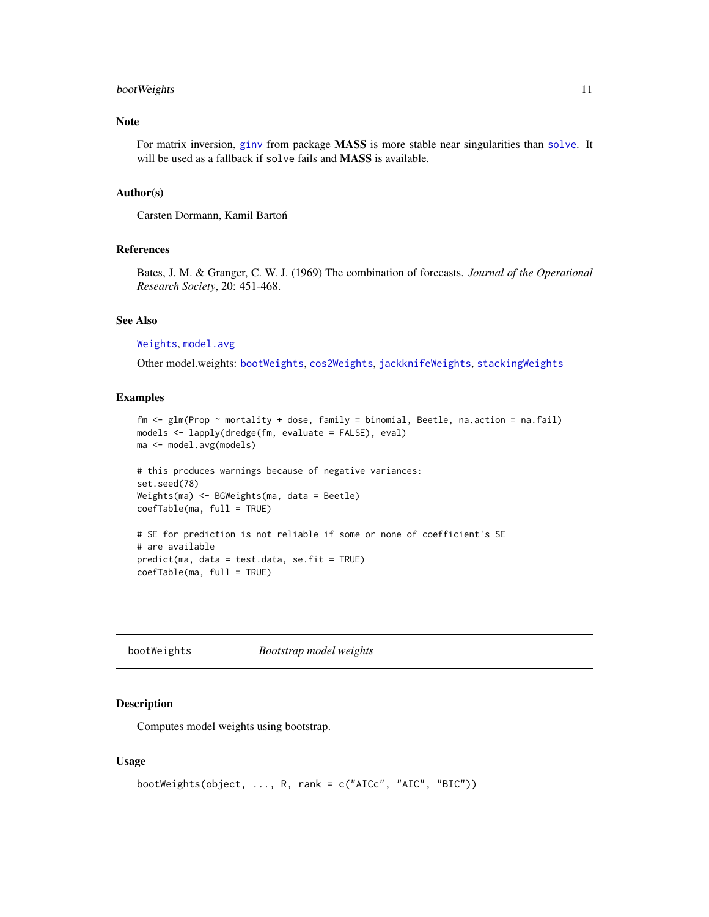## Note

For matrix inversion, ginv from package **MASS** is more stable near singularities than solve. It will be used as a fallback if solve fails and **MASS** is available.

## Author(s)

Carsten Dormann, Kamil Bartoń

## References

Bates, J. M. & Granger, C. W. J. (1969) The combination of forecasts. *Journal of the Operational Research Society*, 20: 451-468.

## See Also

Weights, model.avg

Other model.weights: bootWeights, cos2Weights, jackknifeWeights, stackingWeights

## Examples

```
fm <- glm(Prop ~ mortality + dose, family = binomial, Beetle, na.action = na.fail)
models <- lapply(dredge(fm, evaluate = FALSE), eval)
ma <- model.avg(models)

# this produces warnings because of negative variances:
set.seed(78)
Weights(ma) <- BGWeights(ma, data = Beetle)
coefTable(ma, full = TRUE)

# SE for prediction is not reliable if some or none of coefficient's SE
# are available
predict(ma, data = test.data, se.fit = TRUE)
coefTable(ma, full = TRUE)
```

---

# bootWeights *Bootstrap model weights*

## Description

Computes model weights using bootstrap.

## Usage

```
bootWeights(object, ..., R, rank = c("AICc", "AIC", "BIC"))
```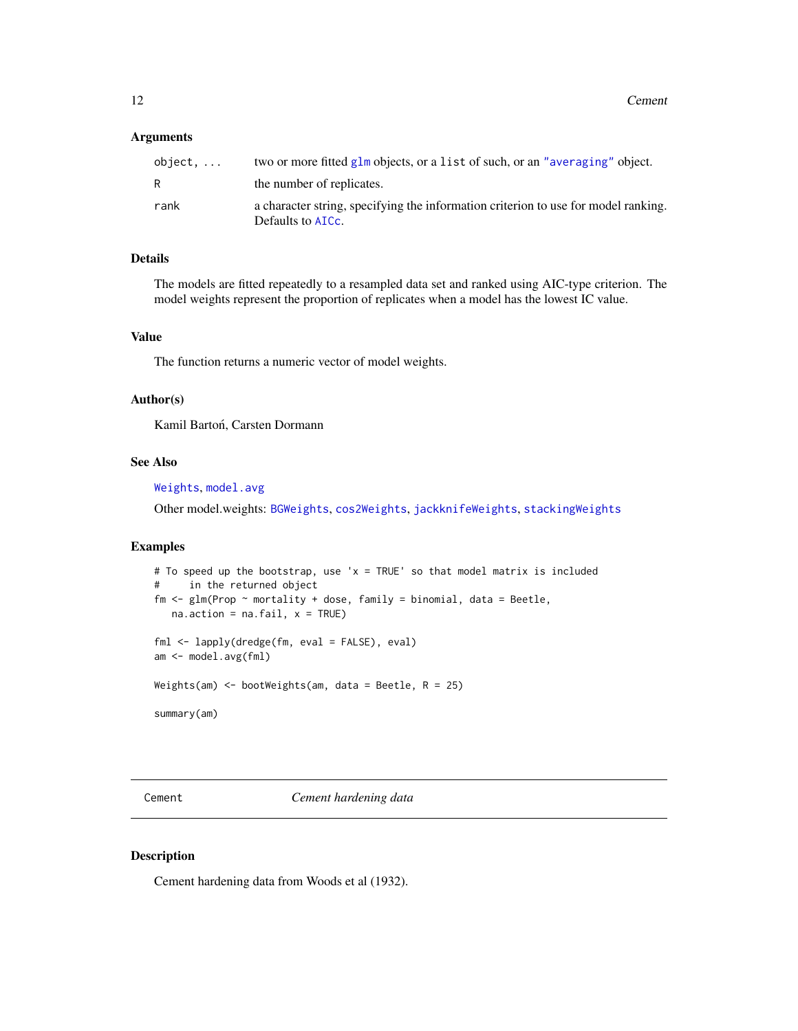### Arguments

| | |
|---|---|
| `object, ...` | two or more fitted `glm` objects, or a `list` of such, or an `"averaging"` object. |
| `R` | the number of replicates. |
| `rank` | a character string, specifying the information criterion to use for model ranking. Defaults to `AICc`. |

### Details

The models are fitted repeatedly to a resampled data set and ranked using AIC-type criterion. The model weights represent the proportion of replicates when a model has the lowest IC value.

### Value

The function returns a numeric vector of model weights.

### Author(s)

Kamil Bartoń, Carsten Dormann

### See Also

`Weights`, `model.avg`

Other model.weights: `BGWeights`, `cos2Weights`, `jackknifeWeights`, `stackingWeights`

### Examples

```
# To speed up the bootstrap, use 'x = TRUE' so that model matrix is included
#     in the returned object
fm <- glm(Prop ~ mortality + dose, family = binomial, data = Beetle,
   na.action = na.fail, x = TRUE)

fml <- lapply(dredge(fm, eval = FALSE), eval)
am <- model.avg(fml)

Weights(am) <- bootWeights(am, data = Beetle, R = 25)

summary(am)
```

---

## Cement    *Cement hardening data*

### Description

Cement hardening data from Woods et al (1932).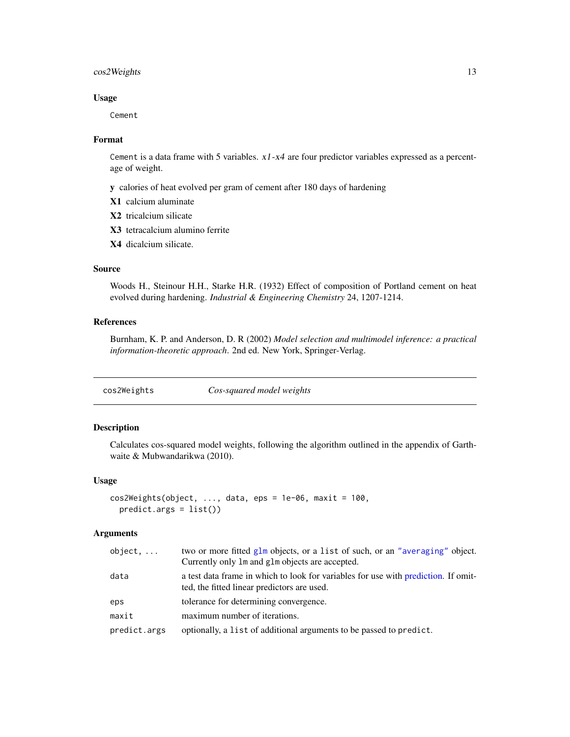### Usage

```
Cement
```

### Format

`Cement` is a data frame with 5 variables. *x1-x4* are four predictor variables expressed as a percentage of weight.

**y** calories of heat evolved per gram of cement after 180 days of hardening

**X1** calcium aluminate

**X2** tricalcium silicate

**X3** tetracalcium alumino ferrite

**X4** dicalcium silicate.

### Source

Woods H., Steinour H.H., Starke H.R. (1932) Effect of composition of Portland cement on heat evolved during hardening. *Industrial & Engineering Chemistry* 24, 1207-1214.

### References

Burnham, K. P. and Anderson, D. R (2002) *Model selection and multimodel inference: a practical information-theoretic approach*. 2nd ed. New York, Springer-Verlag.

---

## cos2Weights — *Cos-squared model weights*

### Description

Calculates cos-squared model weights, following the algorithm outlined in the appendix of Garthwaite & Mubwandarikwa (2010).

### Usage

```
cos2Weights(object, ..., data, eps = 1e-06, maxit = 100,
  predict.args = list())
```

### Arguments

| | |
|---|---|
| `object, ...` | two or more fitted `glm` objects, or a `list` of such, or an `"averaging"` object. Currently only `lm` and `glm` objects are accepted. |
| `data` | a test data frame in which to look for variables for use with prediction. If omitted, the fitted linear predictors are used. |
| `eps` | tolerance for determining convergence. |
| `maxit` | maximum number of iterations. |
| `predict.args` | optionally, a `list` of additional arguments to be passed to `predict`. |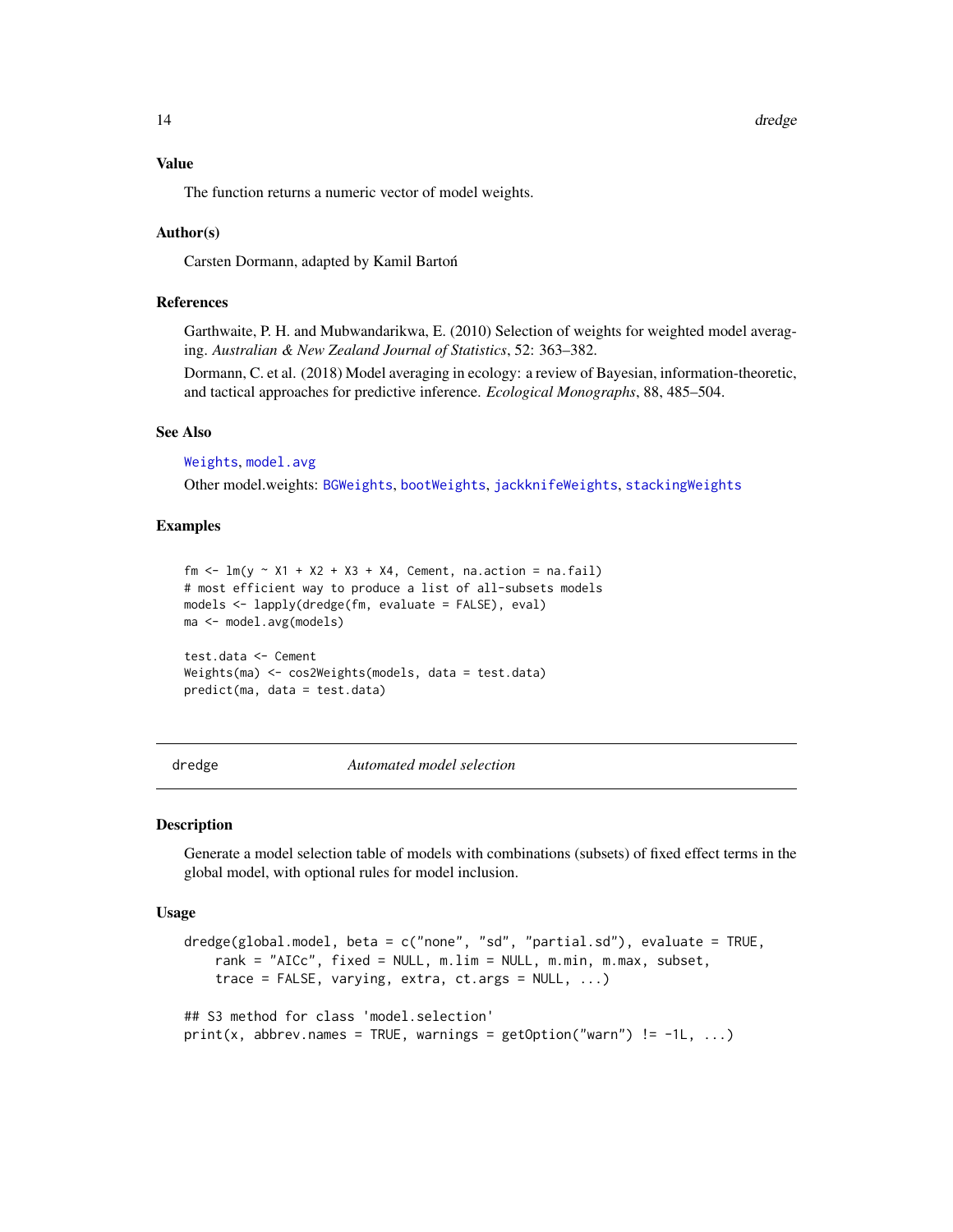## Value

The function returns a numeric vector of model weights.

## Author(s)

Carsten Dormann, adapted by Kamil Bartoń

## References

Garthwaite, P. H. and Mubwandarikwa, E. (2010) Selection of weights for weighted model averaging. *Australian & New Zealand Journal of Statistics*, 52: 363–382.

Dormann, C. et al. (2018) Model averaging in ecology: a review of Bayesian, information-theoretic, and tactical approaches for predictive inference. *Ecological Monographs*, 88, 485–504.

## See Also

Weights, model.avg

Other model.weights: BGWeights, bootWeights, jackknifeWeights, stackingWeights

## Examples

```
fm <- lm(y ~ X1 + X2 + X3 + X4, Cement, na.action = na.fail)
# most efficient way to produce a list of all-subsets models
models <- lapply(dredge(fm, evaluate = FALSE), eval)
ma <- model.avg(models)

test.data <- Cement
Weights(ma) <- cos2Weights(models, data = test.data)
predict(ma, data = test.data)
```

---

# dredge — *Automated model selection*

## Description

Generate a model selection table of models with combinations (subsets) of fixed effect terms in the global model, with optional rules for model inclusion.

## Usage

```
dredge(global.model, beta = c("none", "sd", "partial.sd"), evaluate = TRUE,
    rank = "AICc", fixed = NULL, m.lim = NULL, m.min, m.max, subset,
    trace = FALSE, varying, extra, ct.args = NULL, ...)

## S3 method for class 'model.selection'
print(x, abbrev.names = TRUE, warnings = getOption("warn") != -1L, ...)
```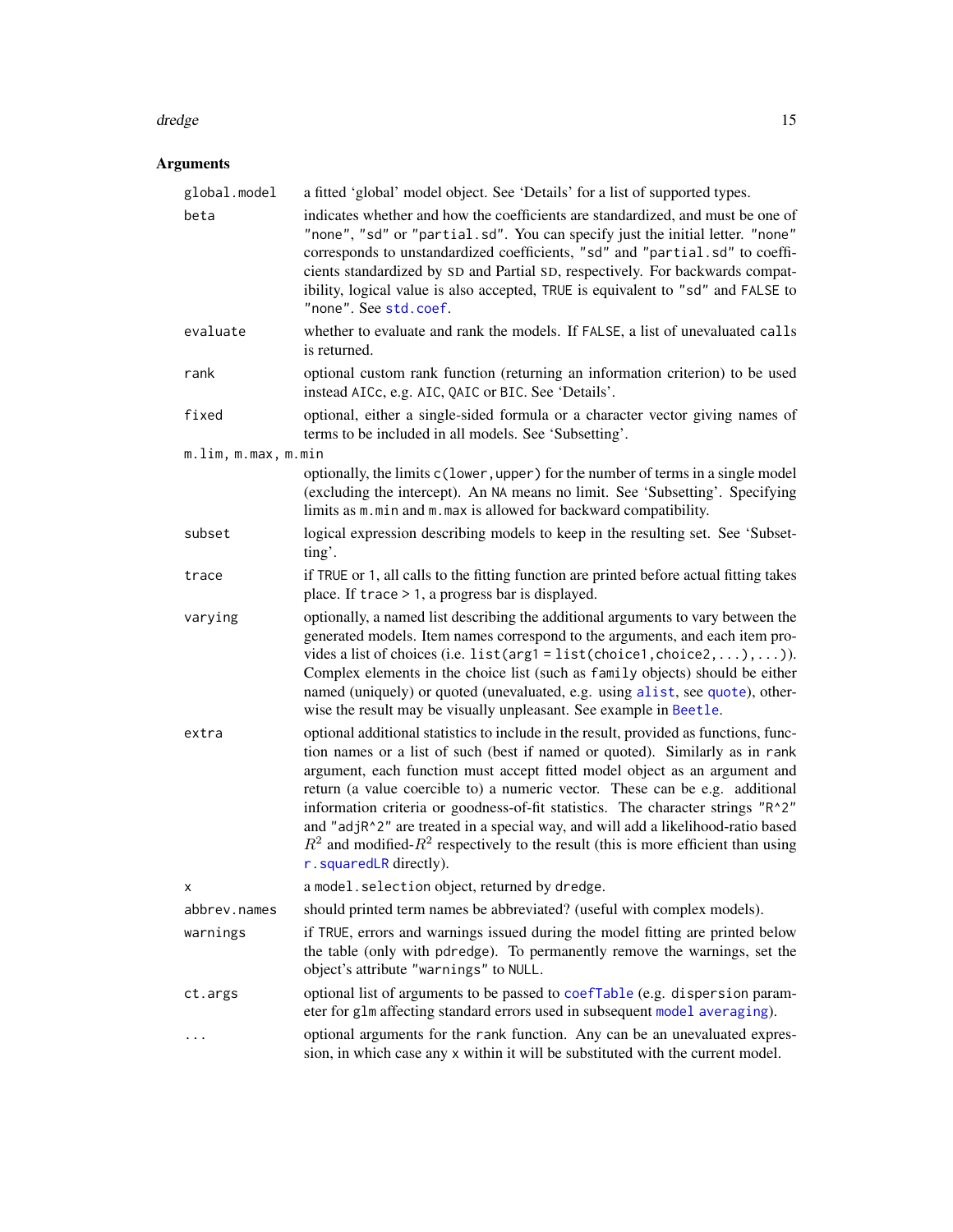## Arguments

| Argument | Description |
|---|---|
| `global.model` | a fitted 'global' model object. See 'Details' for a list of supported types. |
| `beta` | indicates whether and how the coefficients are standardized, and must be one of "none", "sd" or "partial.sd". You can specify just the initial letter. "none" corresponds to unstandardized coefficients, "sd" and "partial.sd" to coefficients standardized by SD and Partial SD, respectively. For backwards compatibility, logical value is also accepted, TRUE is equivalent to "sd" and FALSE to "none". See std.coef. |
| `evaluate` | whether to evaluate and rank the models. If FALSE, a list of unevaluated calls is returned. |
| `rank` | optional custom rank function (returning an information criterion) to be used instead AICc, e.g. AIC, QAIC or BIC. See 'Details'. |
| `fixed` | optional, either a single-sided formula or a character vector giving names of terms to be included in all models. See 'Subsetting'. |
| `m.lim, m.max, m.min` | optionally, the limits c(lower,upper) for the number of terms in a single model (excluding the intercept). An NA means no limit. See 'Subsetting'. Specifying limits as m.min and m.max is allowed for backward compatibility. |
| `subset` | logical expression describing models to keep in the resulting set. See 'Subsetting'. |
| `trace` | if TRUE or 1, all calls to the fitting function are printed before actual fitting takes place. If trace > 1, a progress bar is displayed. |
| `varying` | optionally, a named list describing the additional arguments to vary between the generated models. Item names correspond to the arguments, and each item provides a list of choices (i.e. list(arg1 = list(choice1,choice2,...),...)). Complex elements in the choice list (such as family objects) should be either named (uniquely) or quoted (unevaluated, e.g. using alist, see quote), otherwise the result may be visually unpleasant. See example in Beetle. |
| `extra` | optional additional statistics to include in the result, provided as functions, function names or a list of such (best if named or quoted). Similarly as in rank argument, each function must accept fitted model object as an argument and return (a value coercible to) a numeric vector. These can be e.g. additional information criteria or goodness-of-fit statistics. The character strings "R^2" and "adjR^2" are treated in a special way, and will add a likelihood-ratio based $R^2$ and modified-$R^2$ respectively to the result (this is more efficient than using r.squaredLR directly). |
| `x` | a model.selection object, returned by dredge. |
| `abbrev.names` | should printed term names be abbreviated? (useful with complex models). |
| `warnings` | if TRUE, errors and warnings issued during the model fitting are printed below the table (only with pdredge). To permanently remove the warnings, set the object's attribute "warnings" to NULL. |
| `ct.args` | optional list of arguments to be passed to coefTable (e.g. dispersion parameter for glm affecting standard errors used in subsequent model averaging). |
| `...` | optional arguments for the rank function. Any can be an unevaluated expression, in which case any x within it will be substituted with the current model. |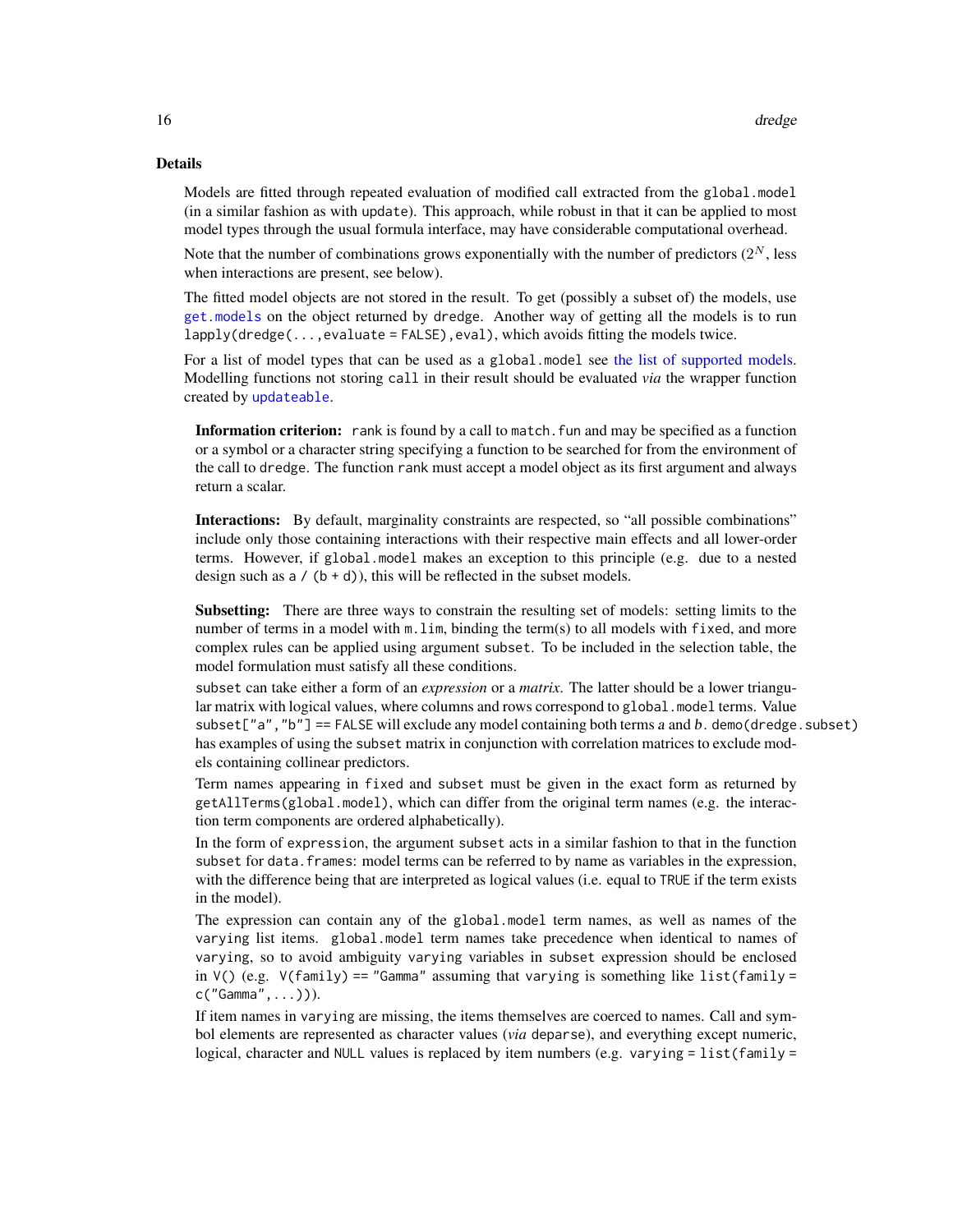## Details

Models are fitted through repeated evaluation of modified call extracted from the `global.model` (in a similar fashion as with `update`). This approach, while robust in that it can be applied to most model types through the usual formula interface, may have considerable computational overhead.

Note that the number of combinations grows exponentially with the number of predictors ($2^N$, less when interactions are present, see below).

The fitted model objects are not stored in the result. To get (possibly a subset of) the models, use `get.models` on the object returned by `dredge`. Another way of getting all the models is to run `lapply(dredge(...,evaluate = FALSE),eval)`, which avoids fitting the models twice.

For a list of model types that can be used as a `global.model` see the list of supported models. Modelling functions not storing `call` in their result should be evaluated *via* the wrapper function created by `updateable`.

**Information criterion:** `rank` is found by a call to `match.fun` and may be specified as a function or a symbol or a character string specifying a function to be searched for from the environment of the call to `dredge`. The function `rank` must accept a model object as its first argument and always return a scalar.

**Interactions:** By default, marginality constraints are respected, so "all possible combinations" include only those containing interactions with their respective main effects and all lower-order terms. However, if `global.model` makes an exception to this principle (e.g. due to a nested design such as `a / (b + d)`), this will be reflected in the subset models.

**Subsetting:** There are three ways to constrain the resulting set of models: setting limits to the number of terms in a model with `m.lim`, binding the term(s) to all models with `fixed`, and more complex rules can be applied using argument `subset`. To be included in the selection table, the model formulation must satisfy all these conditions.

`subset` can take either a form of an *expression* or a *matrix*. The latter should be a lower triangular matrix with logical values, where columns and rows correspond to `global.model` terms. Value `subset["a","b"] == FALSE` will exclude any model containing both terms *a* and *b*. `demo(dredge.subset)` has examples of using the `subset` matrix in conjunction with correlation matrices to exclude models containing collinear predictors.

Term names appearing in `fixed` and `subset` must be given in the exact form as returned by `getAllTerms(global.model)`, which can differ from the original term names (e.g. the interaction term components are ordered alphabetically).

In the form of `expression`, the argument `subset` acts in a similar fashion to that in the function `subset` for `data.frames`: model terms can be referred to by name as variables in the expression, with the difference being that are interpreted as logical values (i.e. equal to `TRUE` if the term exists in the model).

The expression can contain any of the `global.model` term names, as well as names of the `varying` list items. `global.model` term names take precedence when identical to names of `varying`, so to avoid ambiguity `varying` variables in `subset` expression should be enclosed in `V()` (e.g. `V(family) == "Gamma"` assuming that `varying` is something like `list(family = c("Gamma",...))`).

If item names in `varying` are missing, the items themselves are coerced to names. Call and symbol elements are represented as character values (*via* `deparse`), and everything except numeric, logical, character and `NULL` values is replaced by item numbers (e.g. `varying = list(family =`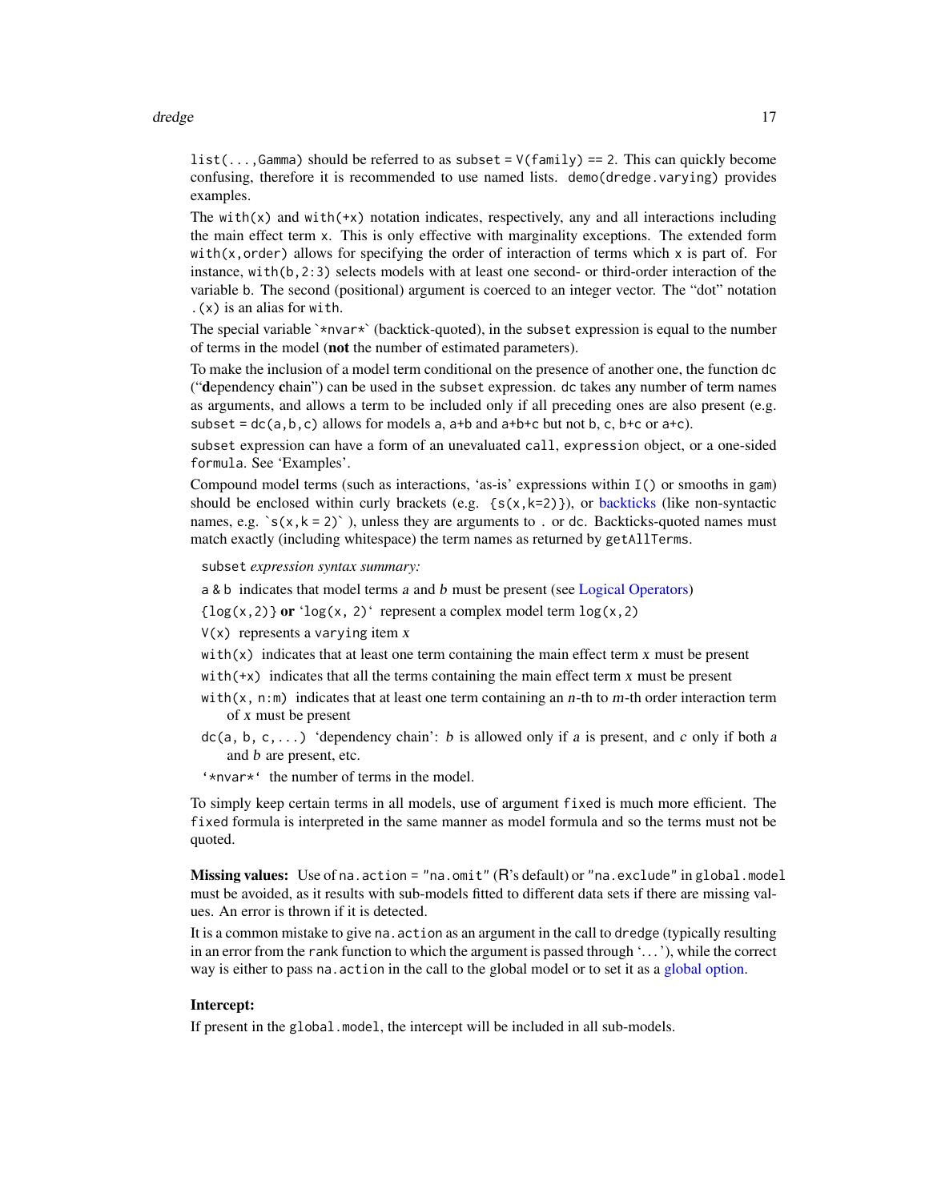list(...,Gamma) should be referred to as subset = V(family) == 2. This can quickly become confusing, therefore it is recommended to use named lists. demo(dredge.varying) provides examples.

The with(x) and with(+x) notation indicates, respectively, any and all interactions including the main effect term x. This is only effective with marginality exceptions. The extended form with(x,order) allows for specifying the order of interaction of terms which x is part of. For instance, with(b,2:3) selects models with at least one second- or third-order interaction of the variable b. The second (positional) argument is coerced to an integer vector. The "dot" notation .(x) is an alias for with.

The special variable `*nvar*` (backtick-quoted), in the subset expression is equal to the number of terms in the model (**not** the number of estimated parameters).

To make the inclusion of a model term conditional on the presence of another one, the function dc ("**d**ependency **c**hain") can be used in the subset expression. dc takes any number of term names as arguments, and allows a term to be included only if all preceding ones are also present (e.g. subset = dc(a,b,c) allows for models a, a+b and a+b+c but not b, c, b+c or a+c).

subset expression can have a form of an unevaluated call, expression object, or a one-sided formula. See 'Examples'.

Compound model terms (such as interactions, 'as-is' expressions within I() or smooths in gam) should be enclosed within curly brackets (e.g. {s(x,k=2)}), or backticks (like non-syntactic names, e.g. `s(x,k = 2)` ), unless they are arguments to . or dc. Backticks-quoted names must match exactly (including whitespace) the term names as returned by getAllTerms.

subset *expression syntax summary:*

- a & b indicates that model terms *a* and *b* must be present (see Logical Operators)
- {log(x,2)} **or** 'log(x, 2)' represent a complex model term log(x,2)
- V(x) represents a varying item *x*
- with(x) indicates that at least one term containing the main effect term *x* must be present
- with(+x) indicates that all the terms containing the main effect term *x* must be present
- with(x, n:m) indicates that at least one term containing an *n*-th to *m*-th order interaction term of *x* must be present
- dc(a, b, c,...) 'dependency chain': *b* is allowed only if *a* is present, and *c* only if both *a* and *b* are present, etc.
- '*nvar*' the number of terms in the model.

To simply keep certain terms in all models, use of argument fixed is much more efficient. The fixed formula is interpreted in the same manner as model formula and so the terms must not be quoted.

**Missing values:** Use of na.action = "na.omit" (R's default) or "na.exclude" in global.model must be avoided, as it results with sub-models fitted to different data sets if there are missing values. An error is thrown if it is detected.

It is a common mistake to give na.action as an argument in the call to dredge (typically resulting in an error from the rank function to which the argument is passed through '...'), while the correct way is either to pass na.action in the call to the global model or to set it as a global option.

**Intercept:**

If present in the global.model, the intercept will be included in all sub-models.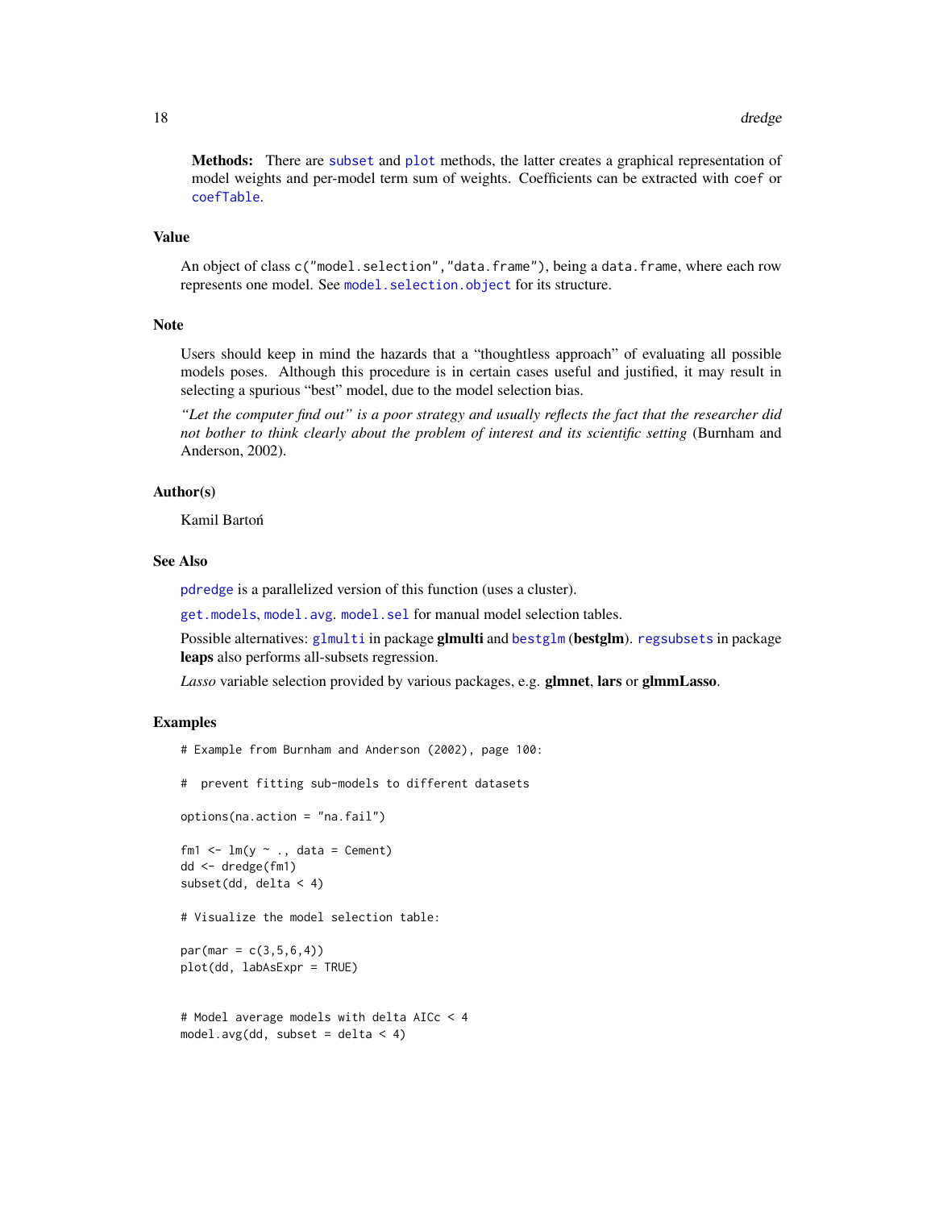**Methods:** There are `subset` and `plot` methods, the latter creates a graphical representation of model weights and per-model term sum of weights. Coefficients can be extracted with `coef` or `coefTable`.

## Value

An object of class `c("model.selection","data.frame")`, being a `data.frame`, where each row represents one model. See `model.selection.object` for its structure.

## Note

Users should keep in mind the hazards that a "thoughtless approach" of evaluating all possible models poses. Although this procedure is in certain cases useful and justified, it may result in selecting a spurious "best" model, due to the model selection bias.

*"Let the computer find out" is a poor strategy and usually reflects the fact that the researcher did not bother to think clearly about the problem of interest and its scientific setting* (Burnham and Anderson, 2002).

## Author(s)

Kamil Bartoń

## See Also

`pdredge` is a parallelized version of this function (uses a cluster).

`get.models`, `model.avg`. `model.sel` for manual model selection tables.

Possible alternatives: `glmulti` in package **glmulti** and `bestglm` (**bestglm**). `regsubsets` in package **leaps** also performs all-subsets regression.

*Lasso* variable selection provided by various packages, e.g. **glmnet**, **lars** or **glmmLasso**.

## Examples

```
# Example from Burnham and Anderson (2002), page 100:

#  prevent fitting sub-models to different datasets

options(na.action = "na.fail")

fm1 <- lm(y ~ ., data = Cement)
dd <- dredge(fm1)
subset(dd, delta < 4)

# Visualize the model selection table:

par(mar = c(3,5,6,4))
plot(dd, labAsExpr = TRUE)


# Model average models with delta AICc < 4
model.avg(dd, subset = delta < 4)
```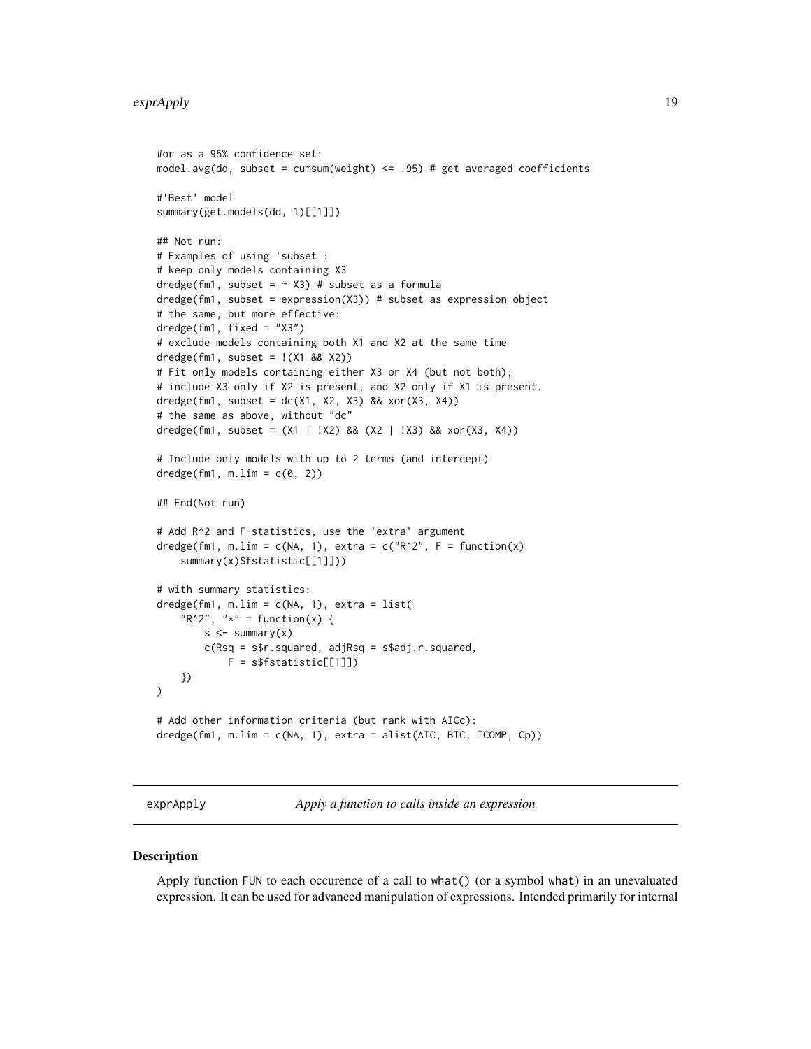```
#or as a 95% confidence set:
model.avg(dd, subset = cumsum(weight) <= .95) # get averaged coefficients

#'Best' model
summary(get.models(dd, 1)[[1]])

## Not run:
# Examples of using 'subset':
# keep only models containing X3
dredge(fm1, subset = ~ X3) # subset as a formula
dredge(fm1, subset = expression(X3)) # subset as expression object
# the same, but more effective:
dredge(fm1, fixed = "X3")
# exclude models containing both X1 and X2 at the same time
dredge(fm1, subset = !(X1 && X2))
# Fit only models containing either X3 or X4 (but not both);
# include X3 only if X2 is present, and X2 only if X1 is present.
dredge(fm1, subset = dc(X1, X2, X3) && xor(X3, X4))
# the same as above, without "dc"
dredge(fm1, subset = (X1 | !X2) && (X2 | !X3) && xor(X3, X4))

# Include only models with up to 2 terms (and intercept)
dredge(fm1, m.lim = c(0, 2))

## End(Not run)

# Add R^2 and F-statistics, use the 'extra' argument
dredge(fm1, m.lim = c(NA, 1), extra = c("R^2", F = function(x)
    summary(x)$fstatistic[[1]]))

# with summary statistics:
dredge(fm1, m.lim = c(NA, 1), extra = list(
    "R^2", "*" = function(x) {
        s <- summary(x)
        c(Rsq = s$r.squared, adjRsq = s$adj.r.squared,
            F = s$fstatistic[[1]])
    })
)

# Add other information criteria (but rank with AICc):
dredge(fm1, m.lim = c(NA, 1), extra = alist(AIC, BIC, ICOMP, Cp))
```

---

## exprApply — *Apply a function to calls inside an expression*

### Description

Apply function FUN to each occurence of a call to what() (or a symbol what) in an unevaluated expression. It can be used for advanced manipulation of expressions. Intended primarily for internal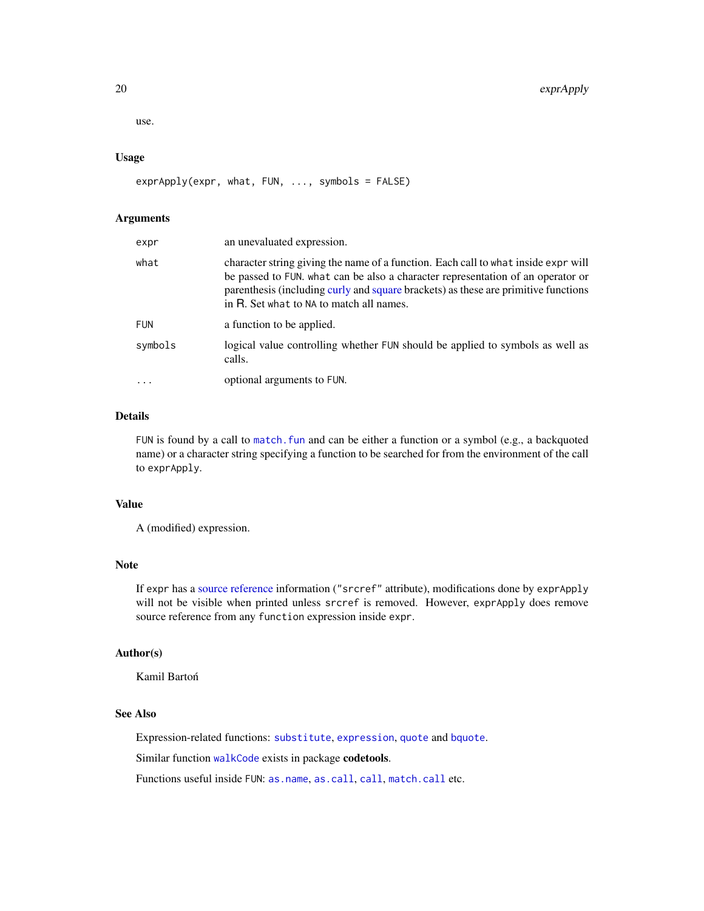use.

### Usage

```
exprApply(expr, what, FUN, ..., symbols = FALSE)
```

### Arguments

| | |
|---|---|
| `expr` | an unevaluated expression. |
| `what` | character string giving the name of a function. Each call to `what` inside `expr` will be passed to `FUN`. `what` can be also a character representation of an operator or parenthesis (including curly and square brackets) as these are primitive functions in R. Set `what` to `NA` to match all names. |
| `FUN` | a function to be applied. |
| `symbols` | logical value controlling whether `FUN` should be applied to symbols as well as calls. |
| `...` | optional arguments to `FUN`. |

### Details

`FUN` is found by a call to `match.fun` and can be either a function or a symbol (e.g., a backquoted name) or a character string specifying a function to be searched for from the environment of the call to `exprApply`.

### Value

A (modified) expression.

### Note

If `expr` has a source reference information (`"srcref"` attribute), modifications done by `exprApply` will not be visible when printed unless `srcref` is removed. However, `exprApply` does remove source reference from any `function` expression inside `expr`.

### Author(s)

Kamil Bartoń

### See Also

Expression-related functions: `substitute`, `expression`, `quote` and `bquote`.

Similar function `walkCode` exists in package **codetools**.

Functions useful inside `FUN`: `as.name`, `as.call`, `call`, `match.call` etc.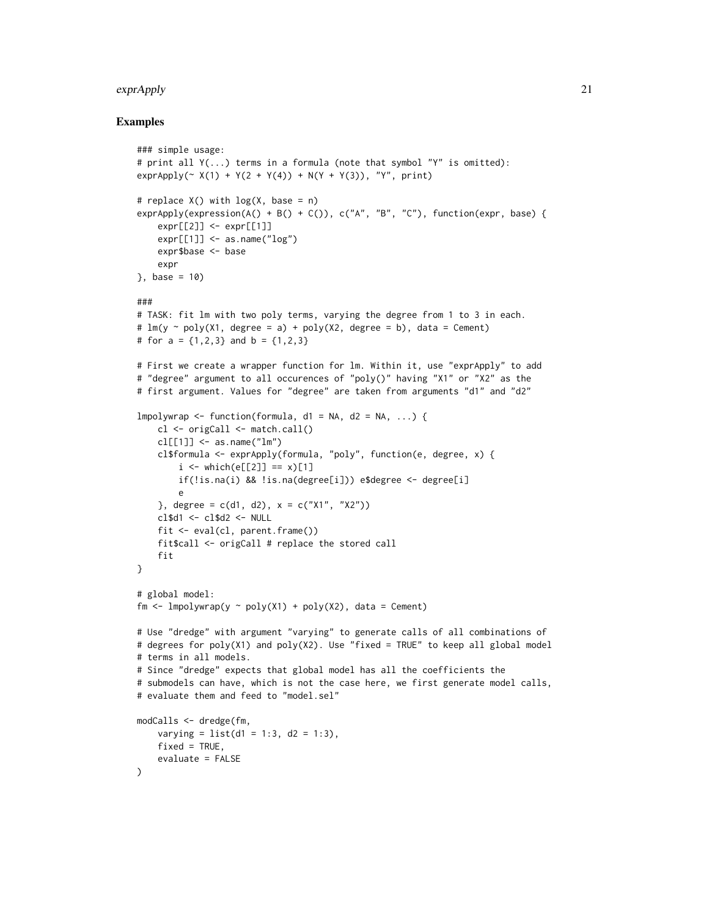## Examples

```
### simple usage:
# print all Y(...) terms in a formula (note that symbol "Y" is omitted):
exprApply(~ X(1) + Y(2 + Y(4)) + N(Y + Y(3)), "Y", print)

# replace X() with log(X, base = n)
exprApply(expression(A() + B() + C()), c("A", "B", "C"), function(expr, base) {
    expr[[2]] <- expr[[1]]
    expr[[1]] <- as.name("log")
    expr$base <- base
    expr
}, base = 10)

###
# TASK: fit lm with two poly terms, varying the degree from 1 to 3 in each.
# lm(y ~ poly(X1, degree = a) + poly(X2, degree = b), data = Cement)
# for a = {1,2,3} and b = {1,2,3}

# First we create a wrapper function for lm. Within it, use "exprApply" to add
# "degree" argument to all occurences of "poly()" having "X1" or "X2" as the
# first argument. Values for "degree" are taken from arguments "d1" and "d2"

lmpolywrap <- function(formula, d1 = NA, d2 = NA, ...) {
    cl <- origCall <- match.call()
    cl[[1]] <- as.name("lm")
    cl$formula <- exprApply(formula, "poly", function(e, degree, x) {
        i <- which(e[[2]] == x)[1]
        if(!is.na(i) && !is.na(degree[i])) e$degree <- degree[i]
        e
    }, degree = c(d1, d2), x = c("X1", "X2"))
    cl$d1 <- cl$d2 <- NULL
    fit <- eval(cl, parent.frame())
    fit$call <- origCall # replace the stored call
    fit
}

# global model:
fm <- lmpolywrap(y ~ poly(X1) + poly(X2), data = Cement)

# Use "dredge" with argument "varying" to generate calls of all combinations of
# degrees for poly(X1) and poly(X2). Use "fixed = TRUE" to keep all global model
# terms in all models.
# Since "dredge" expects that global model has all the coefficients the
# submodels can have, which is not the case here, we first generate model calls,
# evaluate them and feed to "model.sel"

modCalls <- dredge(fm,
    varying = list(d1 = 1:3, d2 = 1:3),
    fixed = TRUE,
    evaluate = FALSE
)
```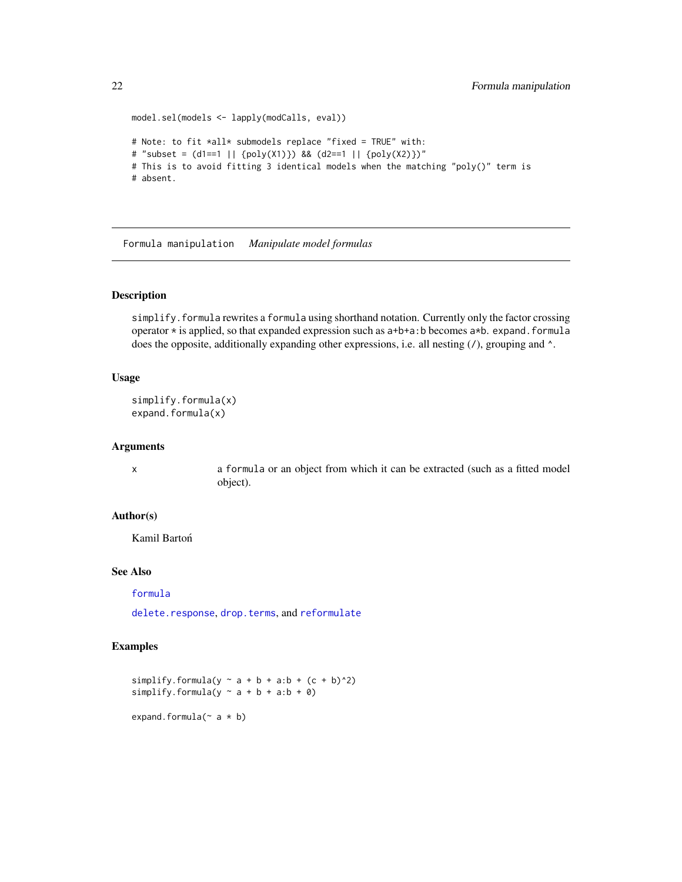```
model.sel(models <- lapply(modCalls, eval))

# Note: to fit *all* submodels replace "fixed = TRUE" with:
# "subset = (d1==1 || {poly(X1)}) && (d2==1 || {poly(X2)})"
# This is to avoid fitting 3 identical models when the matching "poly()" term is
# absent.
```

## Formula manipulation — *Manipulate model formulas*

### Description

`simplify.formula` rewrites a `formula` using shorthand notation. Currently only the factor crossing operator `*` is applied, so that expanded expression such as `a+b+a:b` becomes `a*b`. `expand.formula` does the opposite, additionally expanding other expressions, i.e. all nesting (`/`), grouping and `^`.

### Usage

```
simplify.formula(x)
expand.formula(x)
```

### Arguments

| | |
|---|---|
| `x` | a `formula` or an object from which it can be extracted (such as a fitted model object). |

### Author(s)

Kamil Bartoń

### See Also

`formula`

`delete.response`, `drop.terms`, and `reformulate`

### Examples

```
simplify.formula(y ~ a + b + a:b + (c + b)^2)
simplify.formula(y ~ a + b + a:b + 0)

expand.formula(~ a * b)
```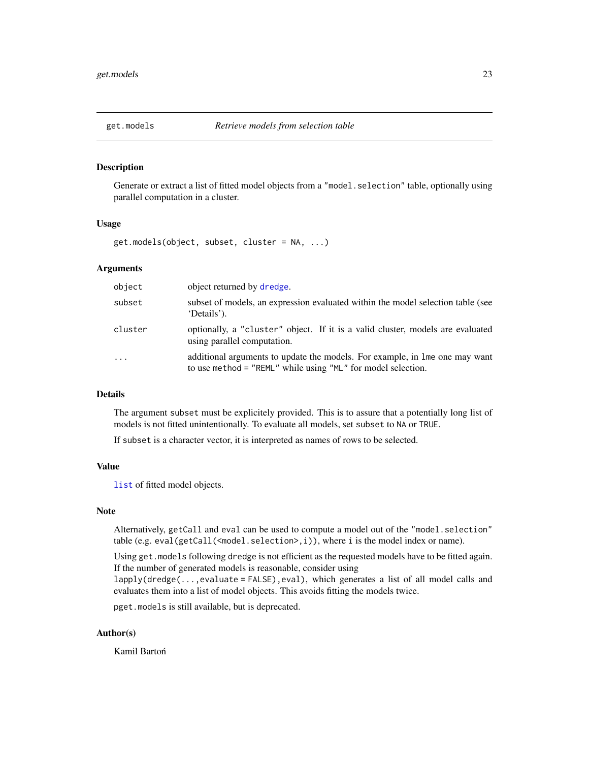## get.models *Retrieve models from selection table*

### Description

Generate or extract a list of fitted model objects from a `"model.selection"` table, optionally using parallel computation in a cluster.

### Usage

```
get.models(object, subset, cluster = NA, ...)
```

### Arguments

| | |
|---|---|
| `object` | object returned by `dredge`. |
| `subset` | subset of models, an expression evaluated within the model selection table (see 'Details'). |
| `cluster` | optionally, a `"cluster"` object. If it is a valid cluster, models are evaluated using parallel computation. |
| `...` | additional arguments to update the models. For example, in `lme` one may want to use `method = "REML"` while using `"ML"` for model selection. |

### Details

The argument `subset` must be explicitely provided. This is to assure that a potentially long list of models is not fitted unintentionally. To evaluate all models, set `subset` to `NA` or `TRUE`.

If `subset` is a character vector, it is interpreted as names of rows to be selected.

### Value

`list` of fitted model objects.

### Note

Alternatively, `getCall` and `eval` can be used to compute a model out of the `"model.selection"` table (e.g. `eval(getCall(<model.selection>,i))`, where `i` is the model index or name).

Using `get.models` following `dredge` is not efficient as the requested models have to be fitted again. If the number of generated models is reasonable, consider using `lapply(dredge(...,evaluate = FALSE),eval)`, which generates a list of all model calls and evaluates them into a list of model objects. This avoids fitting the models twice.

`pget.models` is still available, but is deprecated.

### Author(s)

Kamil Bartoń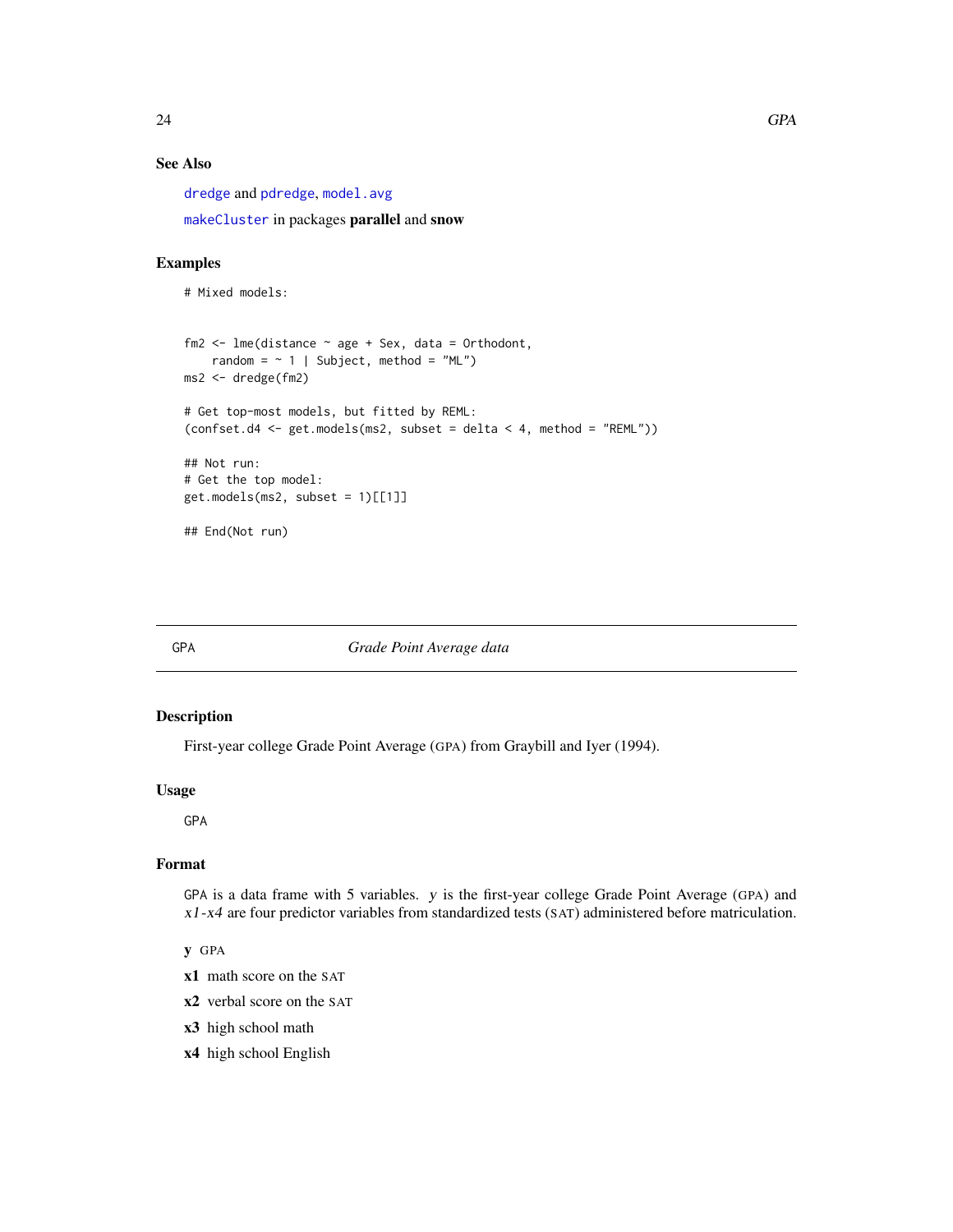### See Also

dredge and pdredge, model.avg

makeCluster in packages **parallel** and **snow**

### Examples

```
# Mixed models:


fm2 <- lme(distance ~ age + Sex, data = Orthodont,
    random = ~ 1 | Subject, method = "ML")
ms2 <- dredge(fm2)

# Get top-most models, but fitted by REML:
(confset.d4 <- get.models(ms2, subset = delta < 4, method = "REML"))

## Not run:
# Get the top model:
get.models(ms2, subset = 1)[[1]]

## End(Not run)
```

---

## GPA — *Grade Point Average data*

---

### Description

First-year college Grade Point Average (GPA) from Graybill and Iyer (1994).

### Usage

```
GPA
```

### Format

GPA is a data frame with 5 variables. *y* is the first-year college Grade Point Average (GPA) and *x1*-*x4* are four predictor variables from standardized tests (SAT) administered before matriculation.

**y** GPA

**x1** math score on the SAT

**x2** verbal score on the SAT

**x3** high school math

**x4** high school English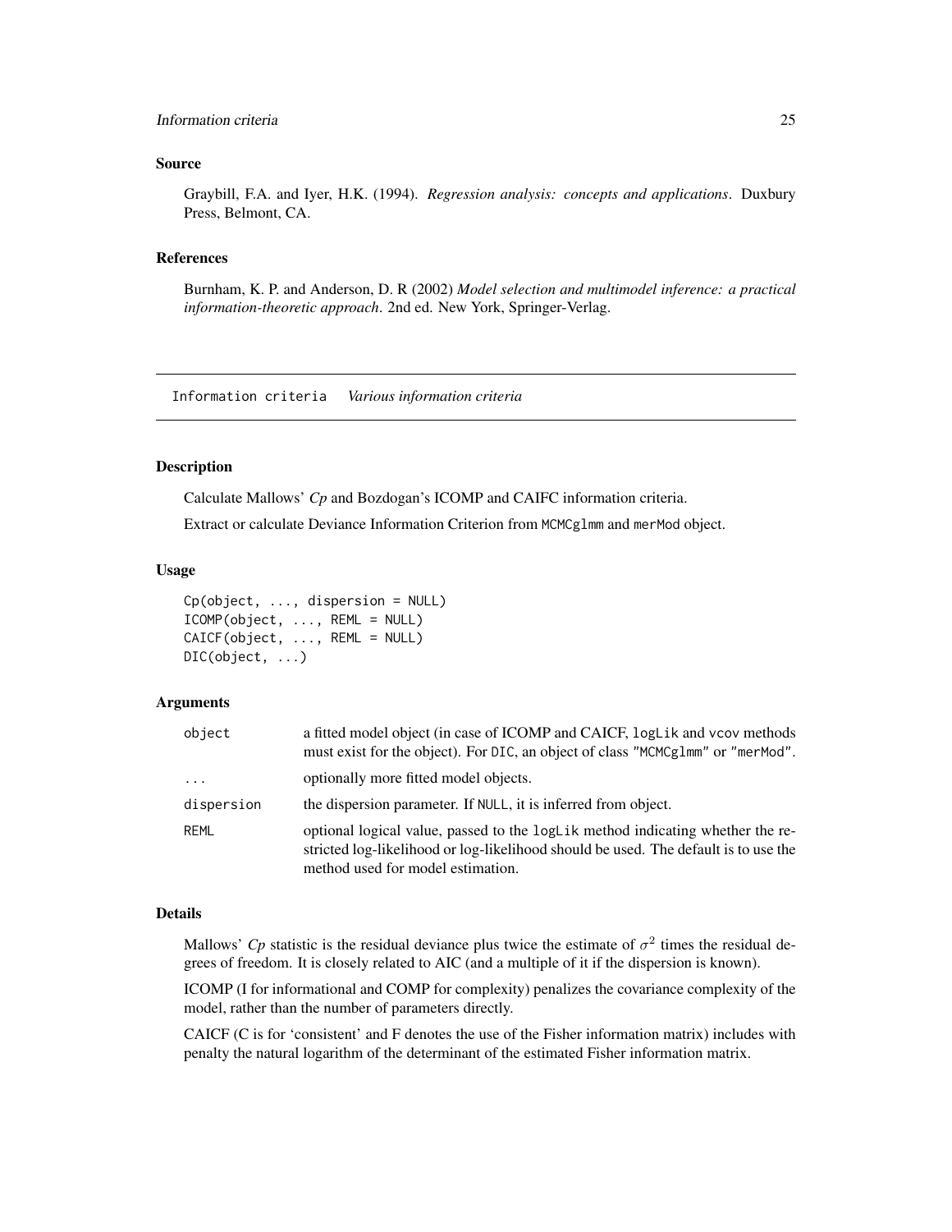### Source

Graybill, F.A. and Iyer, H.K. (1994). *Regression analysis: concepts and applications*. Duxbury Press, Belmont, CA.

### References

Burnham, K. P. and Anderson, D. R (2002) *Model selection and multimodel inference: a practical information-theoretic approach*. 2nd ed. New York, Springer-Verlag.

---

## Information criteria *Various information criteria*

---

### Description

Calculate Mallows' *Cp* and Bozdogan's ICOMP and CAIFC information criteria.

Extract or calculate Deviance Information Criterion from `MCMCglmm` and `merMod` object.

### Usage

```
Cp(object, ..., dispersion = NULL)
ICOMP(object, ..., REML = NULL)
CAICF(object, ..., REML = NULL)
DIC(object, ...)
```

### Arguments

| | |
|---|---|
| `object` | a fitted model object (in case of ICOMP and CAICF, `logLik` and `vcov` methods must exist for the object). For `DIC`, an object of class `"MCMCglmm"` or `"merMod"`. |
| `...` | optionally more fitted model objects. |
| `dispersion` | the dispersion parameter. If `NULL`, it is inferred from object. |
| `REML` | optional logical value, passed to the `logLik` method indicating whether the restricted log-likelihood or log-likelihood should be used. The default is to use the method used for model estimation. |

### Details

Mallows' *Cp* statistic is the residual deviance plus twice the estimate of $\sigma^2$ times the residual degrees of freedom. It is closely related to AIC (and a multiple of it if the dispersion is known).

ICOMP (I for informational and COMP for complexity) penalizes the covariance complexity of the model, rather than the number of parameters directly.

CAICF (C is for 'consistent' and F denotes the use of the Fisher information matrix) includes with penalty the natural logarithm of the determinant of the estimated Fisher information matrix.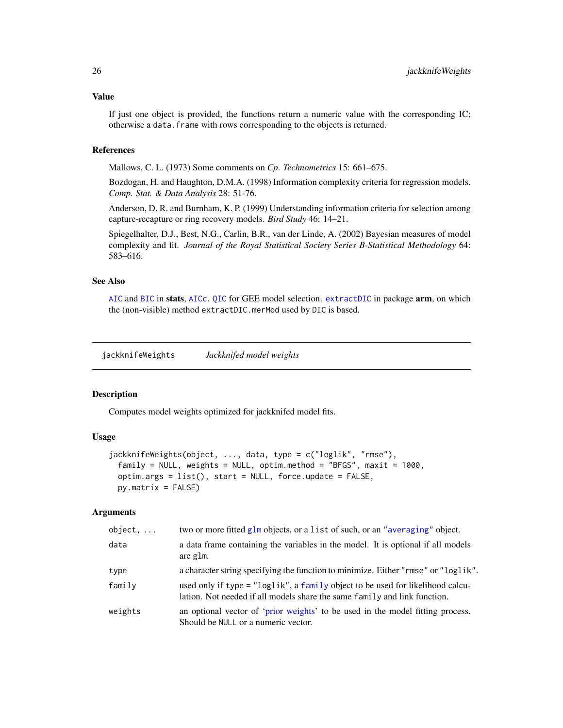### Value

If just one object is provided, the functions return a numeric value with the corresponding IC; otherwise a `data.frame` with rows corresponding to the objects is returned.

### References

Mallows, C. L. (1973) Some comments on *Cp*. *Technometrics* 15: 661–675.

Bozdogan, H. and Haughton, D.M.A. (1998) Information complexity criteria for regression models. *Comp. Stat. & Data Analysis* 28: 51-76.

Anderson, D. R. and Burnham, K. P. (1999) Understanding information criteria for selection among capture-recapture or ring recovery models. *Bird Study* 46: 14–21.

Spiegelhalter, D.J., Best, N.G., Carlin, B.R., van der Linde, A. (2002) Bayesian measures of model complexity and fit. *Journal of the Royal Statistical Society Series B-Statistical Methodology* 64: 583–616.

### See Also

`AIC` and `BIC` in **stats**, `AICc`. `QIC` for GEE model selection. `extractDIC` in package **arm**, on which the (non-visible) method `extractDIC.merMod` used by `DIC` is based.

---

## jackknifeWeights    *Jackknifed model weights*

---

### Description

Computes model weights optimized for jackknifed model fits.

### Usage

```
jackknifeWeights(object, ..., data, type = c("loglik", "rmse"),
  family = NULL, weights = NULL, optim.method = "BFGS", maxit = 1000,
  optim.args = list(), start = NULL, force.update = FALSE,
  py.matrix = FALSE)
```

### Arguments

| | |
|---|---|
| `object, ...` | two or more fitted `glm` objects, or a `list` of such, or an `"averaging"` object. |
| `data` | a data frame containing the variables in the model. It is optional if all models are `glm`. |
| `type` | a character string specifying the function to minimize. Either `"rmse"` or `"loglik"`. |
| `family` | used only if `type = "loglik"`, a `family` object to be used for likelihood calculation. Not needed if all models share the same `family` and link function. |
| `weights` | an optional vector of 'prior weights' to be used in the model fitting process. Should be `NULL` or a numeric vector. |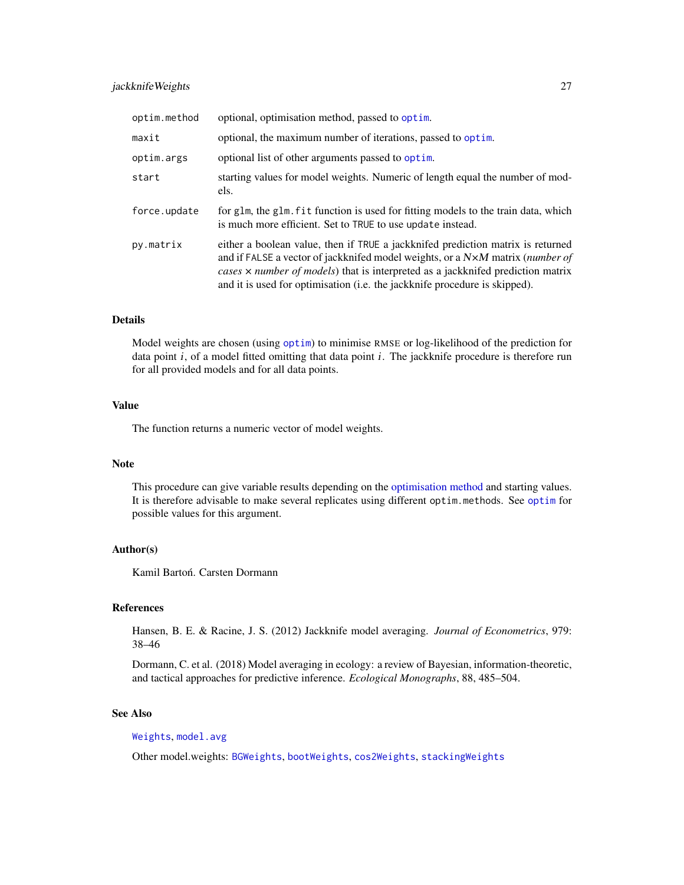| | |
|---|---|
| optim.method | optional, optimisation method, passed to optim. |
| maxit | optional, the maximum number of iterations, passed to optim. |
| optim.args | optional list of other arguments passed to optim. |
| start | starting values for model weights. Numeric of length equal the number of models. |
| force.update | for glm, the glm.fit function is used for fitting models to the train data, which is much more efficient. Set to TRUE to use update instead. |
| py.matrix | either a boolean value, then if TRUE a jackknifed prediction matrix is returned and if FALSE a vector of jackknifed model weights, or a $N \times M$ matrix (*number of cases* × *number of models*) that is interpreted as a jackknifed prediction matrix and it is used for optimisation (i.e. the jackknife procedure is skipped). |

## Details

Model weights are chosen (using optim) to minimise RMSE or log-likelihood of the prediction for data point $i$, of a model fitted omitting that data point $i$. The jackknife procedure is therefore run for all provided models and for all data points.

## Value

The function returns a numeric vector of model weights.

## Note

This procedure can give variable results depending on the optimisation method and starting values. It is therefore advisable to make several replicates using different optim.methods. See optim for possible values for this argument.

## Author(s)

Kamil Bartoń. Carsten Dormann

## References

Hansen, B. E. & Racine, J. S. (2012) Jackknife model averaging. *Journal of Econometrics*, 979: 38–46

Dormann, C. et al. (2018) Model averaging in ecology: a review of Bayesian, information-theoretic, and tactical approaches for predictive inference. *Ecological Monographs*, 88, 485–504.

## See Also

Weights, model.avg

Other model.weights: BGWeights, bootWeights, cos2Weights, stackingWeights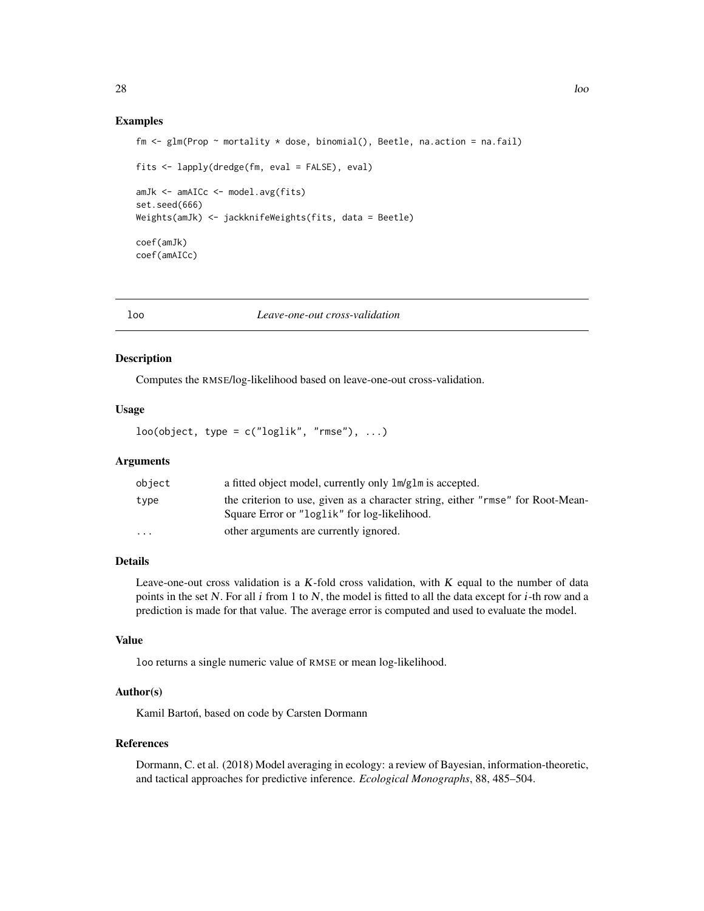## Examples

```
fm <- glm(Prop ~ mortality * dose, binomial(), Beetle, na.action = na.fail)

fits <- lapply(dredge(fm, eval = FALSE), eval)

amJk <- amAICc <- model.avg(fits)
set.seed(666)
Weights(amJk) <- jackknifeWeights(fits, data = Beetle)

coef(amJk)
coef(amAICc)
```

---

# loo — *Leave-one-out cross-validation*

---

## Description

Computes the RMSE/log-likelihood based on leave-one-out cross-validation.

## Usage

```
loo(object, type = c("loglik", "rmse"), ...)
```

## Arguments

| | |
|---|---|
| `object` | a fitted object model, currently only `lm`/`glm` is accepted. |
| `type` | the criterion to use, given as a character string, either `"rmse"` for Root-Mean-Square Error or `"loglik"` for log-likelihood. |
| `...` | other arguments are currently ignored. |

## Details

Leave-one-out cross validation is a $K$-fold cross validation, with $K$ equal to the number of data points in the set $N$. For all $i$ from 1 to $N$, the model is fitted to all the data except for $i$-th row and a prediction is made for that value. The average error is computed and used to evaluate the model.

## Value

`loo` returns a single numeric value of RMSE or mean log-likelihood.

## Author(s)

Kamil Bartoń, based on code by Carsten Dormann

## References

Dormann, C. et al. (2018) Model averaging in ecology: a review of Bayesian, information-theoretic, and tactical approaches for predictive inference. *Ecological Monographs*, 88, 485–504.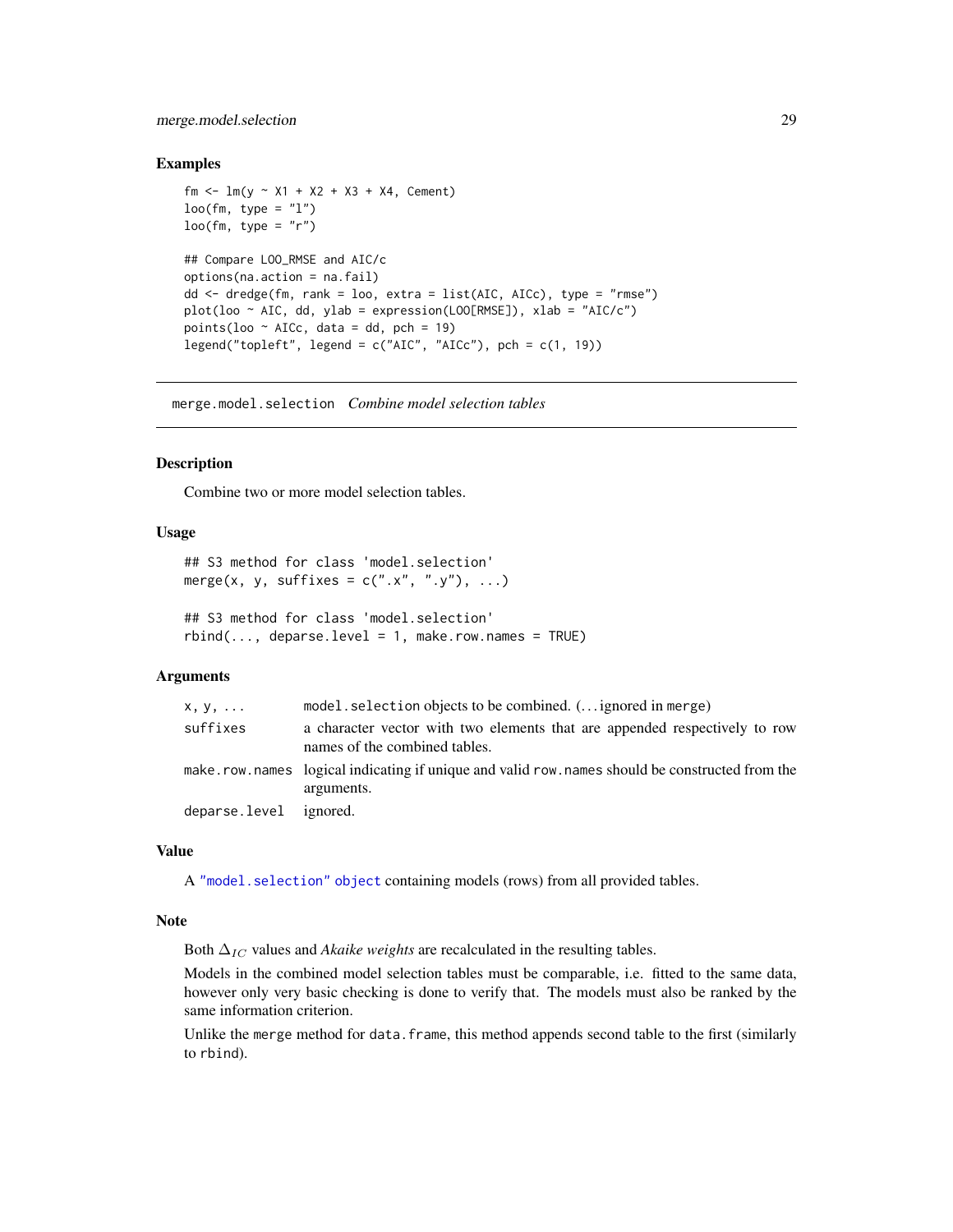### Examples

```
fm <- lm(y ~ X1 + X2 + X3 + X4, Cement)
loo(fm, type = "l")
loo(fm, type = "r")

## Compare LOO_RMSE and AIC/c
options(na.action = na.fail)
dd <- dredge(fm, rank = loo, extra = list(AIC, AICc), type = "rmse")
plot(loo ~ AIC, dd, ylab = expression(LOO[RMSE]), xlab = "AIC/c")
points(loo ~ AICc, data = dd, pch = 19)
legend("topleft", legend = c("AIC", "AICc"), pch = c(1, 19))
```

---

## merge.model.selection    *Combine model selection tables*

### Description

Combine two or more model selection tables.

### Usage

```
## S3 method for class 'model.selection'
merge(x, y, suffixes = c(".x", ".y"), ...)

## S3 method for class 'model.selection'
rbind(..., deparse.level = 1, make.row.names = TRUE)
```

### Arguments

| | |
|---|---|
| `x, y, ...` | `model.selection` objects to be combined. (... ignored in `merge`) |
| `suffixes` | a character vector with two elements that are appended respectively to row names of the combined tables. |
| `make.row.names` | logical indicating if unique and valid `row.names` should be constructed from the arguments. |
| `deparse.level` | ignored. |

### Value

A `"model.selection"` `object` containing models (rows) from all provided tables.

### Note

Both $\Delta_{IC}$ values and *Akaike weights* are recalculated in the resulting tables.

Models in the combined model selection tables must be comparable, i.e. fitted to the same data, however only very basic checking is done to verify that. The models must also be ranked by the same information criterion.

Unlike the `merge` method for `data.frame`, this method appends second table to the first (similarly to `rbind`).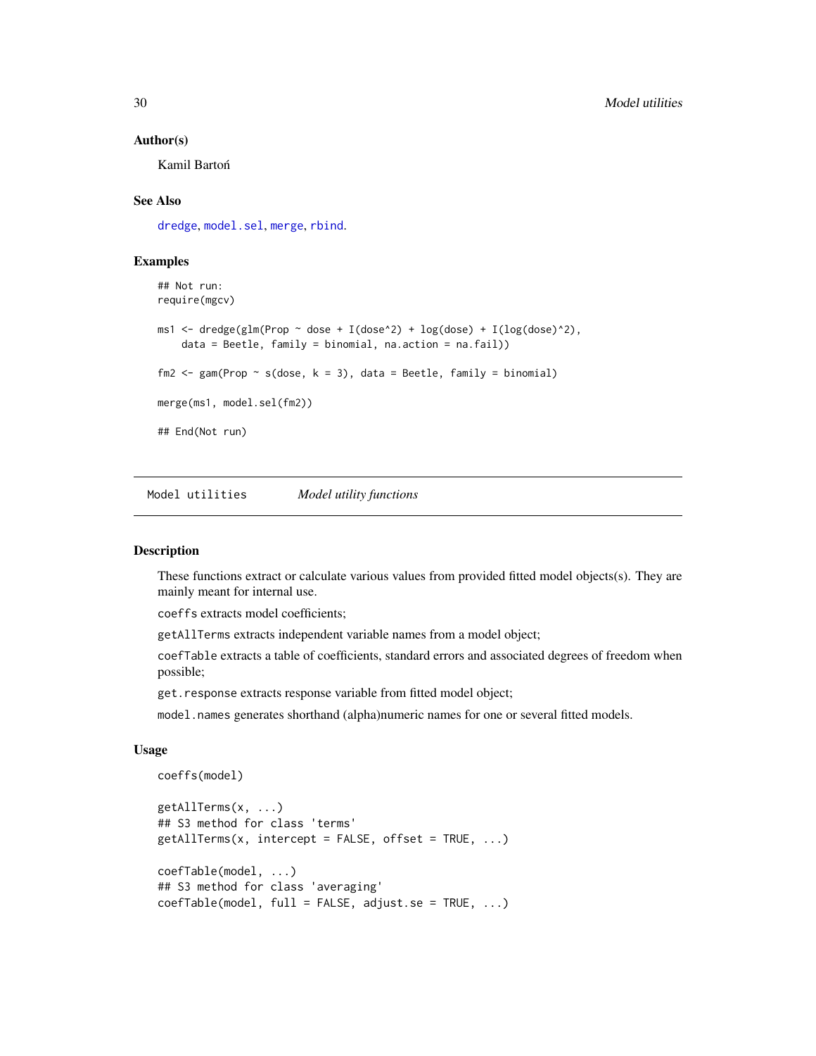### Author(s)

Kamil Bartoń

### See Also

dredge, model.sel, merge, rbind.

### Examples

```
## Not run:
require(mgcv)

ms1 <- dredge(glm(Prop ~ dose + I(dose^2) + log(dose) + I(log(dose)^2),
    data = Beetle, family = binomial, na.action = na.fail))

fm2 <- gam(Prop ~ s(dose, k = 3), data = Beetle, family = binomial)

merge(ms1, model.sel(fm2))

## End(Not run)
```

---

## Model utilities    *Model utility functions*

---

### Description

These functions extract or calculate various values from provided fitted model objects(s). They are mainly meant for internal use.

`coeffs` extracts model coefficients;

`getAllTerms` extracts independent variable names from a model object;

`coefTable` extracts a table of coefficients, standard errors and associated degrees of freedom when possible;

`get.response` extracts response variable from fitted model object;

`model.names` generates shorthand (alpha)numeric names for one or several fitted models.

### Usage

```
coeffs(model)

getAllTerms(x, ...)
## S3 method for class 'terms'
getAllTerms(x, intercept = FALSE, offset = TRUE, ...)

coefTable(model, ...)
## S3 method for class 'averaging'
coefTable(model, full = FALSE, adjust.se = TRUE, ...)
```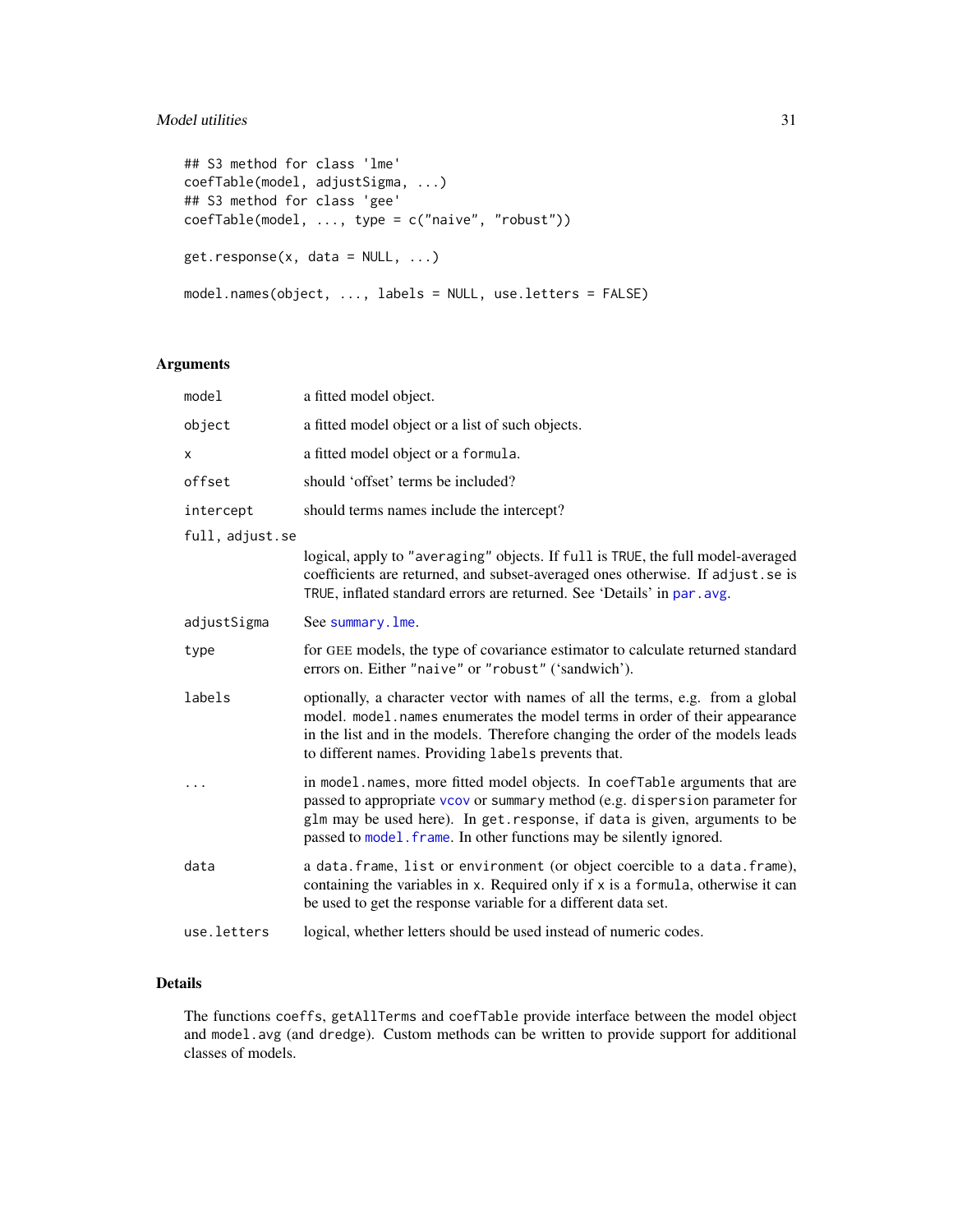```
## S3 method for class 'lme'
coefTable(model, adjustSigma, ...)
## S3 method for class 'gee'
coefTable(model, ..., type = c("naive", "robust"))

get.response(x, data = NULL, ...)

model.names(object, ..., labels = NULL, use.letters = FALSE)
```

## Arguments

| | |
|---|---|
| `model` | a fitted model object. |
| `object` | a fitted model object or a list of such objects. |
| `x` | a fitted model object or a `formula`. |
| `offset` | should ‘offset’ terms be included? |
| `intercept` | should terms names include the intercept? |
| `full, adjust.se` | logical, apply to `"averaging"` objects. If `full` is `TRUE`, the full model-averaged coefficients are returned, and subset-averaged ones otherwise. If `adjust.se` is `TRUE`, inflated standard errors are returned. See ‘Details’ in `par.avg`. |
| `adjustSigma` | See `summary.lme`. |
| `type` | for GEE models, the type of covariance estimator to calculate returned standard errors on. Either `"naive"` or `"robust"` (‘sandwich’). |
| `labels` | optionally, a character vector with names of all the terms, e.g. from a global model. `model.names` enumerates the model terms in order of their appearance in the list and in the models. Therefore changing the order of the models leads to different names. Providing `labels` prevents that. |
| `...` | in `model.names`, more fitted model objects. In `coefTable` arguments that are passed to appropriate `vcov` or `summary` method (e.g. `dispersion` parameter for `glm` may be used here). In `get.response`, if `data` is given, arguments to be passed to `model.frame`. In other functions may be silently ignored. |
| `data` | a `data.frame`, `list` or `environment` (or object coercible to a `data.frame`), containing the variables in `x`. Required only if `x` is a `formula`, otherwise it can be used to get the response variable for a different data set. |
| `use.letters` | logical, whether letters should be used instead of numeric codes. |

## Details

The functions `coeffs`, `getAllTerms` and `coefTable` provide interface between the model object and `model.avg` (and `dredge`). Custom methods can be written to provide support for additional classes of models.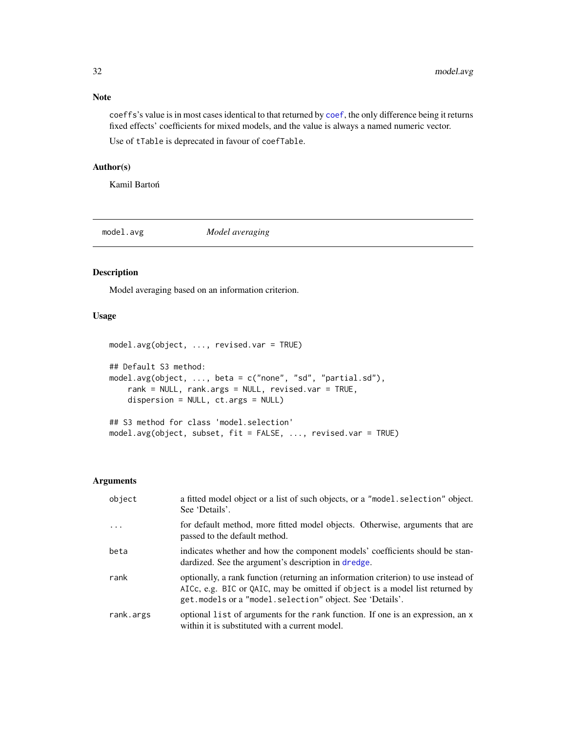## Note

coeffs's value is in most cases identical to that returned by coef, the only difference being it returns fixed effects' coefficients for mixed models, and the value is always a named numeric vector.

Use of tTable is deprecated in favour of coefTable.

## Author(s)

Kamil Bartoń

---

# model.avg *Model averaging*

---

## Description

Model averaging based on an information criterion.

## Usage

```
model.avg(object, ..., revised.var = TRUE)

## Default S3 method:
model.avg(object, ..., beta = c("none", "sd", "partial.sd"),
    rank = NULL, rank.args = NULL, revised.var = TRUE,
    dispersion = NULL, ct.args = NULL)

## S3 method for class 'model.selection'
model.avg(object, subset, fit = FALSE, ..., revised.var = TRUE)
```

## Arguments

| | |
|---|---|
| object | a fitted model object or a list of such objects, or a "model.selection" object. See 'Details'. |
| ... | for default method, more fitted model objects. Otherwise, arguments that are passed to the default method. |
| beta | indicates whether and how the component models' coefficients should be standardized. See the argument's description in dredge. |
| rank | optionally, a rank function (returning an information criterion) to use instead of AICc, e.g. BIC or QAIC, may be omitted if object is a model list returned by get.models or a "model.selection" object. See 'Details'. |
| rank.args | optional list of arguments for the rank function. If one is an expression, an x within it is substituted with a current model. |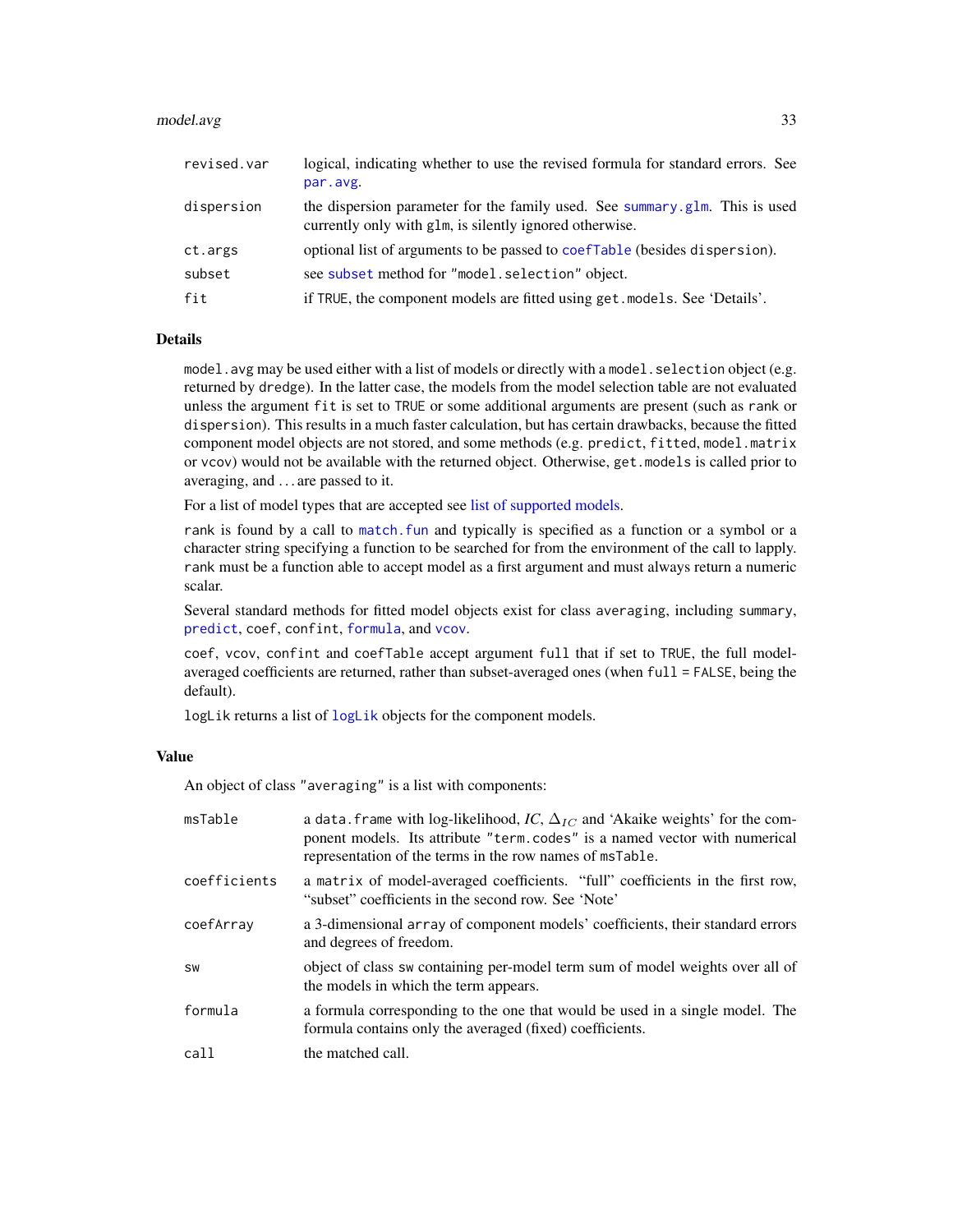| | |
|---|---|
| `revised.var` | logical, indicating whether to use the revised formula for standard errors. See `par.avg`. |
| `dispersion` | the dispersion parameter for the family used. See `summary.glm`. This is used currently only with `glm`, is silently ignored otherwise. |
| `ct.args` | optional list of arguments to be passed to `coefTable` (besides `dispersion`). |
| `subset` | see `subset` method for `"model.selection"` object. |
| `fit` | if `TRUE`, the component models are fitted using `get.models`. See 'Details'. |

## Details

`model.avg` may be used either with a list of models or directly with a `model.selection` object (e.g. returned by `dredge`). In the latter case, the models from the model selection table are not evaluated unless the argument `fit` is set to `TRUE` or some additional arguments are present (such as `rank` or `dispersion`). This results in a much faster calculation, but has certain drawbacks, because the fitted component model objects are not stored, and some methods (e.g. `predict`, `fitted`, `model.matrix` or `vcov`) would not be available with the returned object. Otherwise, `get.models` is called prior to averaging, and ... are passed to it.

For a list of model types that are accepted see list of supported models.

`rank` is found by a call to `match.fun` and typically is specified as a function or a symbol or a character string specifying a function to be searched for from the environment of the call to lapply. `rank` must be a function able to accept model as a first argument and must always return a numeric scalar.

Several standard methods for fitted model objects exist for class `averaging`, including `summary`, `predict`, `coef`, `confint`, `formula`, and `vcov`.

`coef`, `vcov`, `confint` and `coefTable` accept argument `full` that if set to `TRUE`, the full model-averaged coefficients are returned, rather than subset-averaged ones (when `full = FALSE`, being the default).

`logLik` returns a list of `logLik` objects for the component models.

## Value

An object of class `"averaging"` is a list with components:

| | |
|---|---|
| `msTable` | a `data.frame` with log-likelihood, *IC*, $\Delta_{IC}$ and 'Akaike weights' for the component models. Its attribute `"term.codes"` is a named vector with numerical representation of the terms in the row names of `msTable`. |
| `coefficients` | a `matrix` of model-averaged coefficients. "full" coefficients in the first row, "subset" coefficients in the second row. See 'Note' |
| `coefArray` | a 3-dimensional `array` of component models' coefficients, their standard errors and degrees of freedom. |
| `sw` | object of class `sw` containing per-model term sum of model weights over all of the models in which the term appears. |
| `formula` | a formula corresponding to the one that would be used in a single model. The formula contains only the averaged (fixed) coefficients. |
| `call` | the matched call. |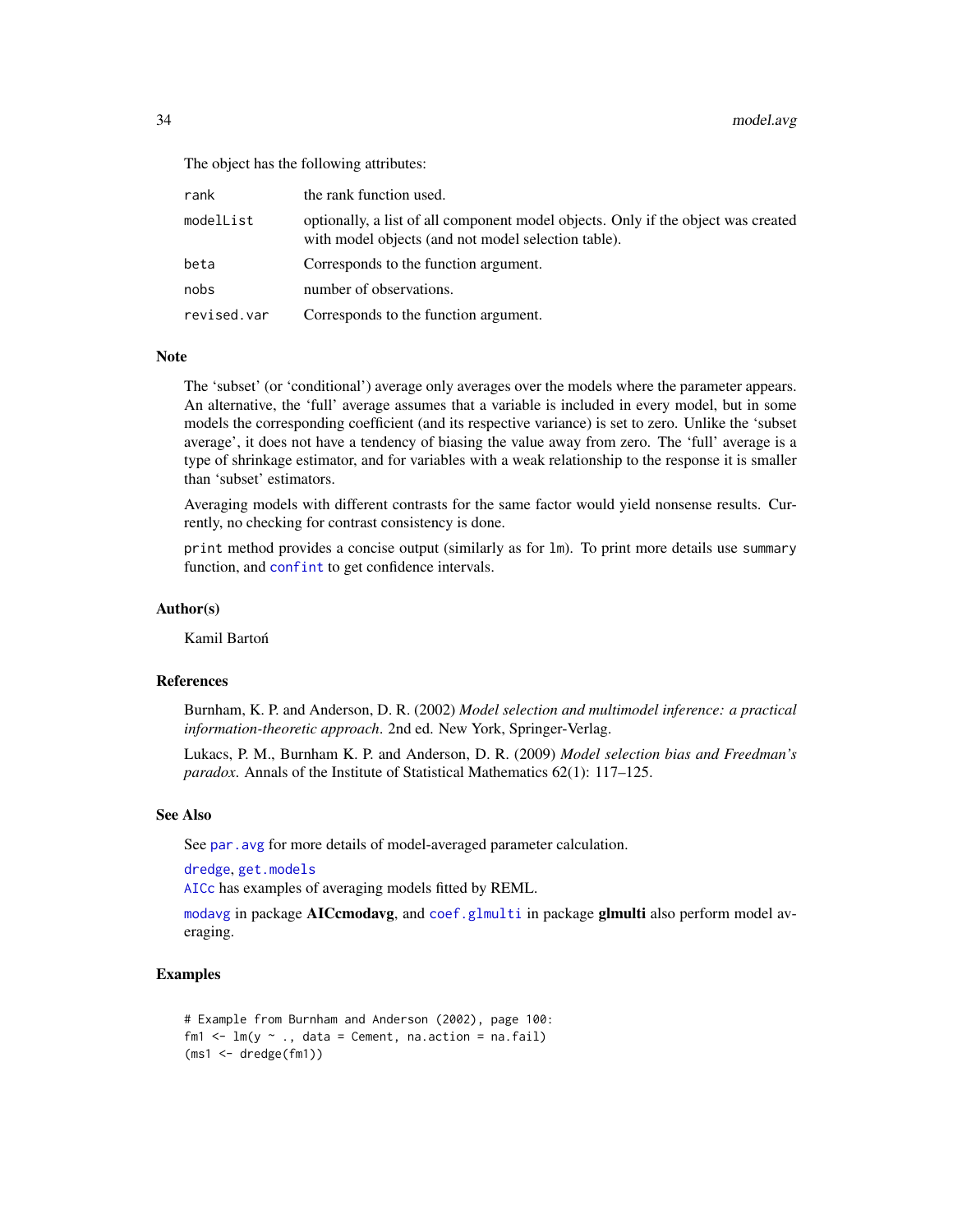The object has the following attributes:

| | |
|---|---|
| `rank` | the rank function used. |
| `modelList` | optionally, a list of all component model objects. Only if the object was created with model objects (and not model selection table). |
| `beta` | Corresponds to the function argument. |
| `nobs` | number of observations. |
| `revised.var` | Corresponds to the function argument. |

## Note

The 'subset' (or 'conditional') average only averages over the models where the parameter appears. An alternative, the 'full' average assumes that a variable is included in every model, but in some models the corresponding coefficient (and its respective variance) is set to zero. Unlike the 'subset average', it does not have a tendency of biasing the value away from zero. The 'full' average is a type of shrinkage estimator, and for variables with a weak relationship to the response it is smaller than 'subset' estimators.

Averaging models with different contrasts for the same factor would yield nonsense results. Currently, no checking for contrast consistency is done.

`print` method provides a concise output (similarly as for `lm`). To print more details use `summary` function, and `confint` to get confidence intervals.

## Author(s)

Kamil Bartoń

## References

Burnham, K. P. and Anderson, D. R. (2002) *Model selection and multimodel inference: a practical information-theoretic approach*. 2nd ed. New York, Springer-Verlag.

Lukacs, P. M., Burnham K. P. and Anderson, D. R. (2009) *Model selection bias and Freedman's paradox*. Annals of the Institute of Statistical Mathematics 62(1): 117–125.

## See Also

See `par.avg` for more details of model-averaged parameter calculation.

`dredge`, `get.models`
`AICc` has examples of averaging models fitted by REML.

`modavg` in package **AICcmodavg**, and `coef.glmulti` in package **glmulti** also perform model averaging.

## Examples

```
# Example from Burnham and Anderson (2002), page 100:
fm1 <- lm(y ~ ., data = Cement, na.action = na.fail)
(ms1 <- dredge(fm1))
```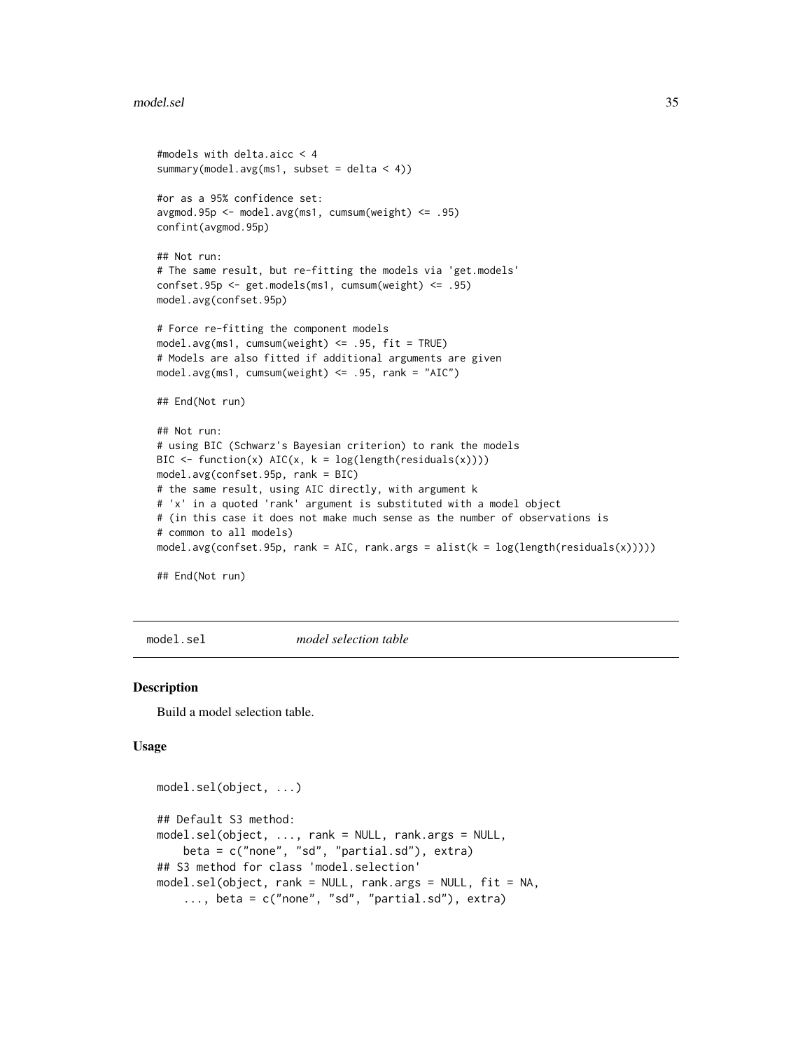```
#models with delta.aicc < 4
summary(model.avg(ms1, subset = delta < 4))

#or as a 95% confidence set:
avgmod.95p <- model.avg(ms1, cumsum(weight) <= .95)
confint(avgmod.95p)

## Not run:
# The same result, but re-fitting the models via 'get.models'
confset.95p <- get.models(ms1, cumsum(weight) <= .95)
model.avg(confset.95p)

# Force re-fitting the component models
model.avg(ms1, cumsum(weight) <= .95, fit = TRUE)
# Models are also fitted if additional arguments are given
model.avg(ms1, cumsum(weight) <= .95, rank = "AIC")

## End(Not run)

## Not run:
# using BIC (Schwarz's Bayesian criterion) to rank the models
BIC <- function(x) AIC(x, k = log(length(residuals(x))))
model.avg(confset.95p, rank = BIC)
# the same result, using AIC directly, with argument k
# 'x' in a quoted 'rank' argument is substituted with a model object
# (in this case it does not make much sense as the number of observations is
# common to all models)
model.avg(confset.95p, rank = AIC, rank.args = alist(k = log(length(residuals(x)))))

## End(Not run)
```

## model.sel *model selection table*

### Description

Build a model selection table.

### Usage

```
model.sel(object, ...)

## Default S3 method:
model.sel(object, ..., rank = NULL, rank.args = NULL,
    beta = c("none", "sd", "partial.sd"), extra)
## S3 method for class 'model.selection'
model.sel(object, rank = NULL, rank.args = NULL, fit = NA,
    ..., beta = c("none", "sd", "partial.sd"), extra)
```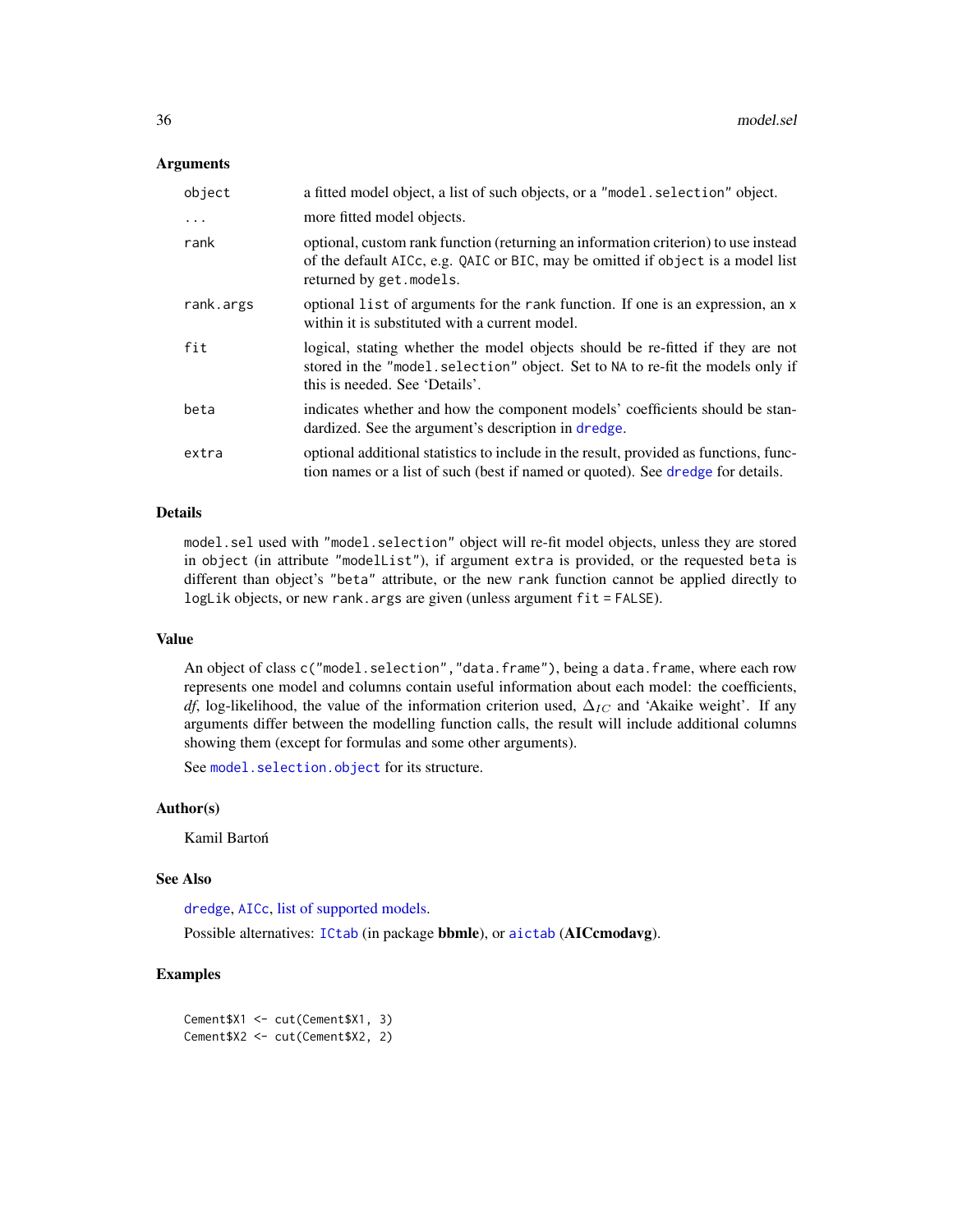## Arguments

| | |
|---|---|
| `object` | a fitted model object, a list of such objects, or a `"model.selection"` object. |
| `...` | more fitted model objects. |
| `rank` | optional, custom rank function (returning an information criterion) to use instead of the default `AICc`, e.g. `QAIC` or `BIC`, may be omitted if `object` is a model list returned by `get.models`. |
| `rank.args` | optional `list` of arguments for the `rank` function. If one is an expression, an `x` within it is substituted with a current model. |
| `fit` | logical, stating whether the model objects should be re-fitted if they are not stored in the `"model.selection"` object. Set to `NA` to re-fit the models only if this is needed. See 'Details'. |
| `beta` | indicates whether and how the component models' coefficients should be standardized. See the argument's description in `dredge`. |
| `extra` | optional additional statistics to include in the result, provided as functions, function names or a list of such (best if named or quoted). See `dredge` for details. |

## Details

`model.sel` used with `"model.selection"` object will re-fit model objects, unless they are stored in `object` (in attribute `"modelList"`), if argument `extra` is provided, or the requested `beta` is different than object's `"beta"` attribute, or the new `rank` function cannot be applied directly to `logLik` objects, or new `rank.args` are given (unless argument `fit = FALSE`).

## Value

An object of class `c("model.selection","data.frame")`, being a `data.frame`, where each row represents one model and columns contain useful information about each model: the coefficients, *df*, log-likelihood, the value of the information criterion used, $\Delta_{IC}$ and 'Akaike weight'. If any arguments differ between the modelling function calls, the result will include additional columns showing them (except for formulas and some other arguments).

See `model.selection.object` for its structure.

## Author(s)

Kamil Bartoń

## See Also

`dredge`, `AICc`, list of supported models.

Possible alternatives: `ICtab` (in package **bbmle**), or `aictab` (**AICcmodavg**).

## Examples

```
Cement$X1 <- cut(Cement$X1, 3)
Cement$X2 <- cut(Cement$X2, 2)
```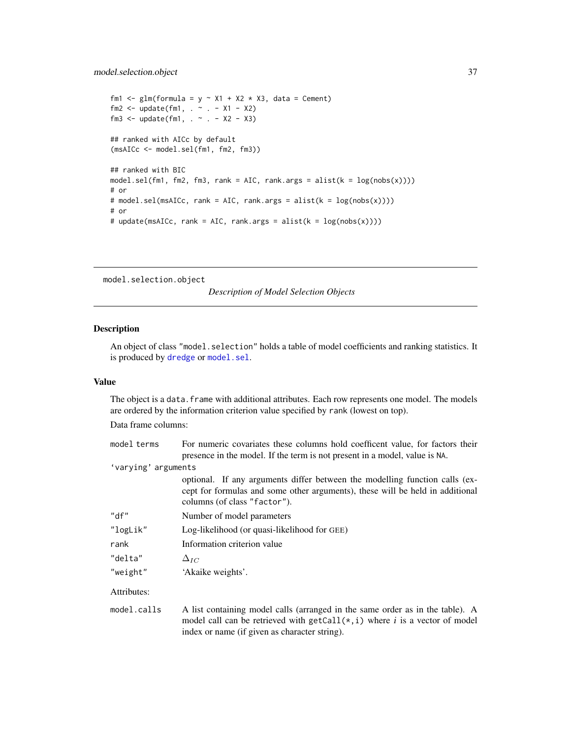```
fm1 <- glm(formula = y ~ X1 + X2 * X3, data = Cement)
fm2 <- update(fm1, . ~ . - X1 - X2)
fm3 <- update(fm1, . ~ . - X2 - X3)

## ranked with AICc by default
(msAICc <- model.sel(fm1, fm2, fm3))

## ranked with BIC
model.sel(fm1, fm2, fm3, rank = AIC, rank.args = alist(k = log(nobs(x))))
# or
# model.sel(msAICc, rank = AIC, rank.args = alist(k = log(nobs(x))))
# or
# update(msAICc, rank = AIC, rank.args = alist(k = log(nobs(x))))
```

## model.selection.object

*Description of Model Selection Objects*

### Description

An object of class "model.selection" holds a table of model coefficients and ranking statistics. It is produced by dredge or model.sel.

### Value

The object is a data.frame with additional attributes. Each row represents one model. The models are ordered by the information criterion value specified by rank (lowest on top).

Data frame columns:

model terms
: For numeric covariates these columns hold coefficent value, for factors their presence in the model. If the term is not present in a model, value is NA.

'varying' arguments
: optional. If any arguments differ between the modelling function calls (except for formulas and some other arguments), these will be held in additional columns (of class "factor").

"df"
: Number of model parameters

"logLik"
: Log-likelihood (or quasi-likelihood for GEE)

rank
: Information criterion value

"delta"
: $\Delta_{IC}$

"weight"
: 'Akaike weights'.

Attributes:

model.calls
: A list containing model calls (arranged in the same order as in the table). A model call can be retrieved with getCall(*,i) where *i* is a vector of model index or name (if given as character string).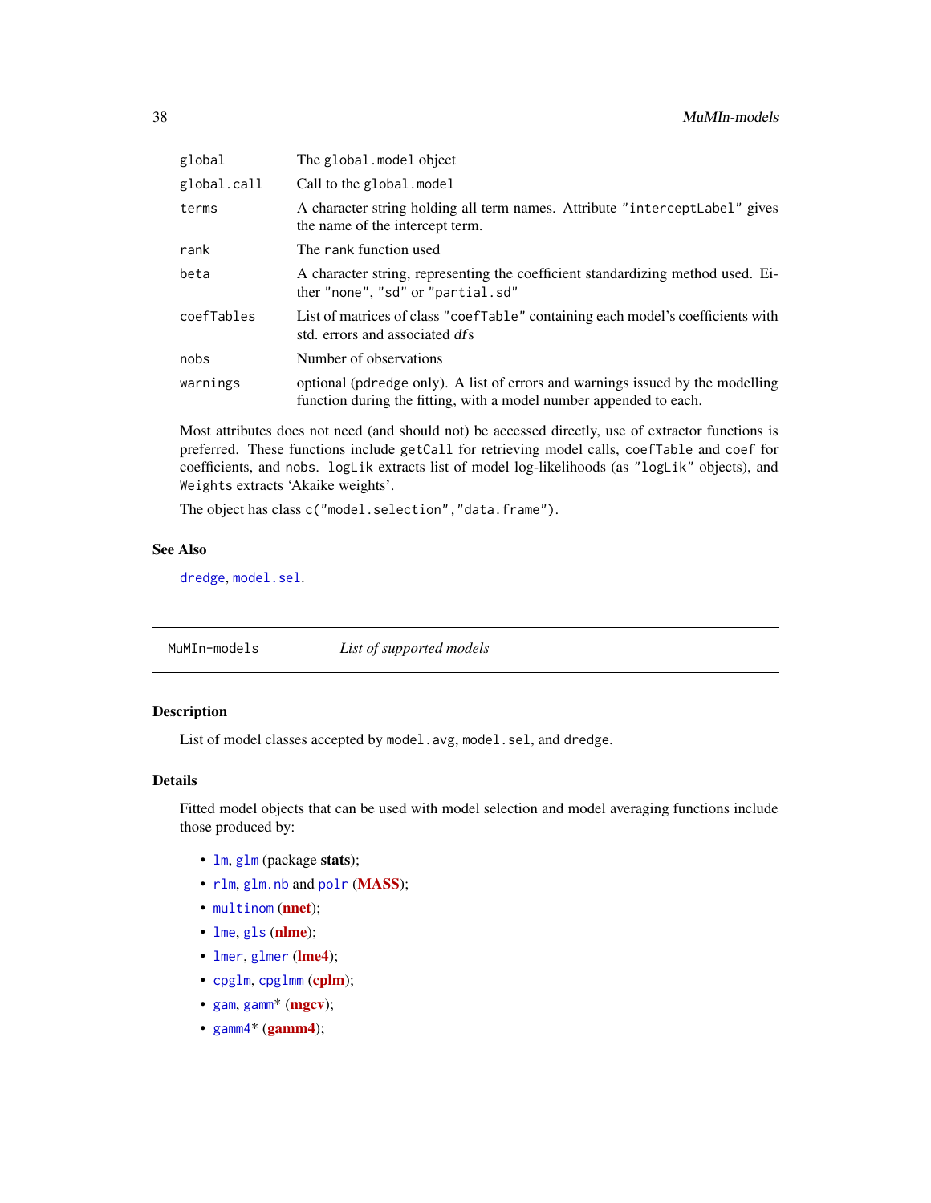| | |
|---|---|
| `global` | The `global.model` object |
| `global.call` | Call to the `global.model` |
| `terms` | A character string holding all term names. Attribute `"interceptLabel"` gives the name of the intercept term. |
| `rank` | The `rank` function used |
| `beta` | A character string, representing the coefficient standardizing method used. Either `"none"`, `"sd"` or `"partial.sd"` |
| `coefTables` | List of matrices of class `"coefTable"` containing each model's coefficients with std. errors and associated *df*s |
| `nobs` | Number of observations |
| `warnings` | optional (`pdredge` only). A list of errors and warnings issued by the modelling function during the fitting, with a model number appended to each. |

Most attributes does not need (and should not) be accessed directly, use of extractor functions is preferred. These functions include `getCall` for retrieving model calls, `coefTable` and `coef` for coefficients, and `nobs`. `logLik` extracts list of model log-likelihoods (as `"logLik"` objects), and `Weights` extracts 'Akaike weights'.

The object has class `c("model.selection","data.frame")`.

### See Also

`dredge`, `model.sel`.

---

## MuMIn-models — *List of supported models*

### Description

List of model classes accepted by `model.avg`, `model.sel`, and `dredge`.

### Details

Fitted model objects that can be used with model selection and model averaging functions include those produced by:

- `lm`, `glm` (package **stats**);
- `rlm`, `glm.nb` and `polr` (**MASS**);
- `multinom` (**nnet**);
- `lme`, `gls` (**nlme**);
- `lmer`, `glmer` (**lme4**);
- `cpglm`, `cpglmm` (**cplm**);
- `gam`, `gamm`* (**mgcv**);
- `gamm4`* (**gamm4**);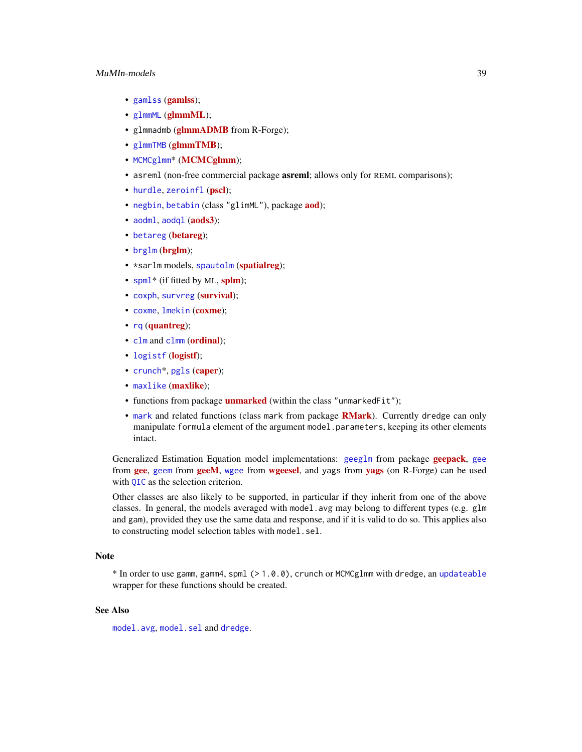- gamlss (**gamlss**);
- glmmML (**glmmML**);
- glmmadmb (**glmmADMB** from R-Forge);
- glmmTMB (**glmmTMB**);
- MCMCglmm* (**MCMCglmm**);
- asreml (non-free commercial package **asreml**; allows only for REML comparisons);
- hurdle, zeroinfl (**pscl**);
- negbin, betabin (class "glimML"), package **aod**);
- aodml, aodql (**aods3**);
- betareg (**betareg**);
- brglm (**brglm**);
- *sarlm models, spautolm (**spatialreg**);
- spml* (if fitted by ML, **splm**);
- coxph, survreg (**survival**);
- coxme, lmekin (**coxme**);
- rq (**quantreg**);
- clm and clmm (**ordinal**);
- logistf (**logistf**);
- crunch*, pgls (**caper**);
- maxlike (**maxlike**);
- functions from package **unmarked** (within the class "unmarkedFit");
- mark and related functions (class mark from package **RMark**). Currently dredge can only manipulate formula element of the argument model.parameters, keeping its other elements intact.

Generalized Estimation Equation model implementations: geeglm from package **geepack**, gee from **gee**, geem from **geeM**, wgee from **wgeesel**, and yags from **yags** (on R-Forge) can be used with QIC as the selection criterion.

Other classes are also likely to be supported, in particular if they inherit from one of the above classes. In general, the models averaged with model.avg may belong to different types (e.g. glm and gam), provided they use the same data and response, and if it is valid to do so. This applies also to constructing model selection tables with model.sel.

## Note

* In order to use gamm, gamm4, spml (> 1.0.0), crunch or MCMCglmm with dredge, an updateable wrapper for these functions should be created.

## See Also

model.avg, model.sel and dredge.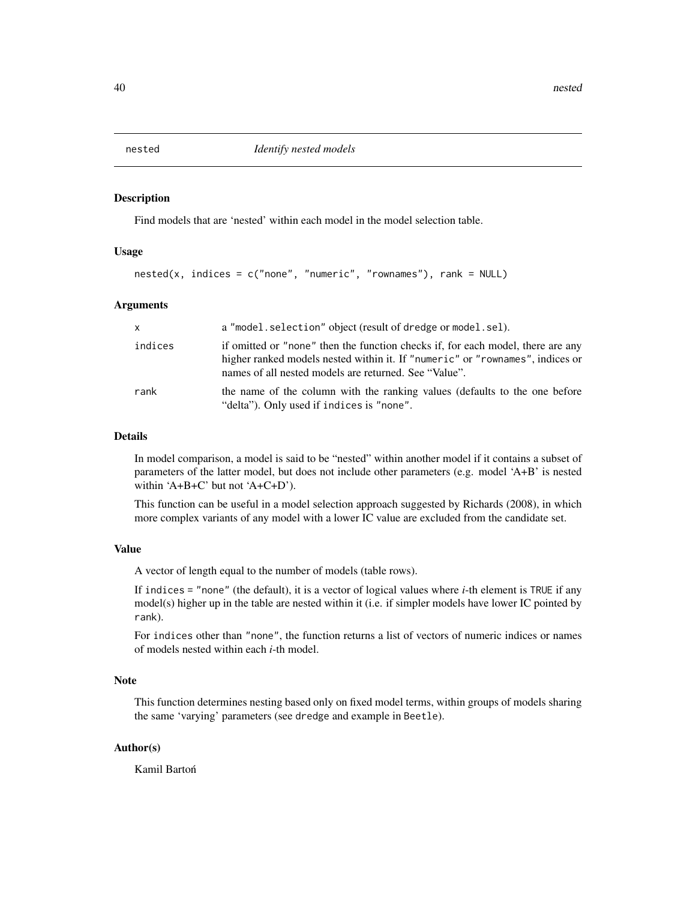# nested — *Identify nested models*

## Description

Find models that are 'nested' within each model in the model selection table.

## Usage

```
nested(x, indices = c("none", "numeric", "rownames"), rank = NULL)
```

## Arguments

| | |
|---|---|
| x | a "model.selection" object (result of dredge or model.sel). |
| indices | if omitted or "none" then the function checks if, for each model, there are any higher ranked models nested within it. If "numeric" or "rownames", indices or names of all nested models are returned. See "Value". |
| rank | the name of the column with the ranking values (defaults to the one before "delta"). Only used if indices is "none". |

## Details

In model comparison, a model is said to be "nested" within another model if it contains a subset of parameters of the latter model, but does not include other parameters (e.g. model 'A+B' is nested within 'A+B+C' but not 'A+C+D').

This function can be useful in a model selection approach suggested by Richards (2008), in which more complex variants of any model with a lower IC value are excluded from the candidate set.

## Value

A vector of length equal to the number of models (table rows).

If indices = "none" (the default), it is a vector of logical values where *i*-th element is TRUE if any model(s) higher up in the table are nested within it (i.e. if simpler models have lower IC pointed by rank).

For indices other than "none", the function returns a list of vectors of numeric indices or names of models nested within each *i*-th model.

## Note

This function determines nesting based only on fixed model terms, within groups of models sharing the same 'varying' parameters (see dredge and example in Beetle).

## Author(s)

Kamil Bartoń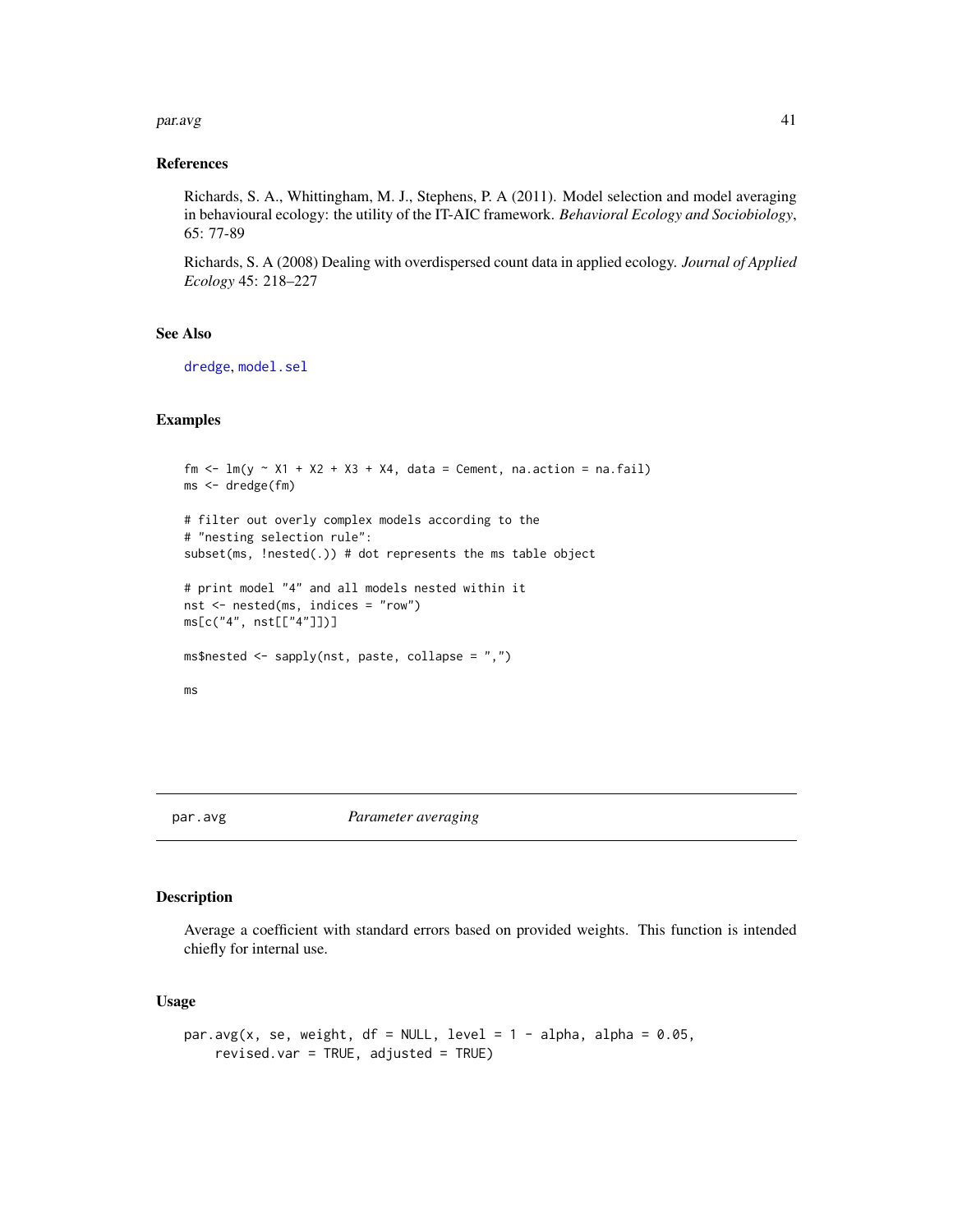### References

Richards, S. A., Whittingham, M. J., Stephens, P. A (2011). Model selection and model averaging in behavioural ecology: the utility of the IT-AIC framework. *Behavioral Ecology and Sociobiology*, 65: 77-89

Richards, S. A (2008) Dealing with overdispersed count data in applied ecology. *Journal of Applied Ecology* 45: 218–227

### See Also

dredge, model.sel

### Examples

```
fm <- lm(y ~ X1 + X2 + X3 + X4, data = Cement, na.action = na.fail)
ms <- dredge(fm)

# filter out overly complex models according to the
# "nesting selection rule":
subset(ms, !nested(.)) # dot represents the ms table object

# print model "4" and all models nested within it
nst <- nested(ms, indices = "row")
ms[c("4", nst[["4"]])]

ms$nested <- sapply(nst, paste, collapse = ",")

ms
```

---

## par.avg *Parameter averaging*

### Description

Average a coefficient with standard errors based on provided weights. This function is intended chiefly for internal use.

### Usage

```
par.avg(x, se, weight, df = NULL, level = 1 - alpha, alpha = 0.05,
    revised.var = TRUE, adjusted = TRUE)
```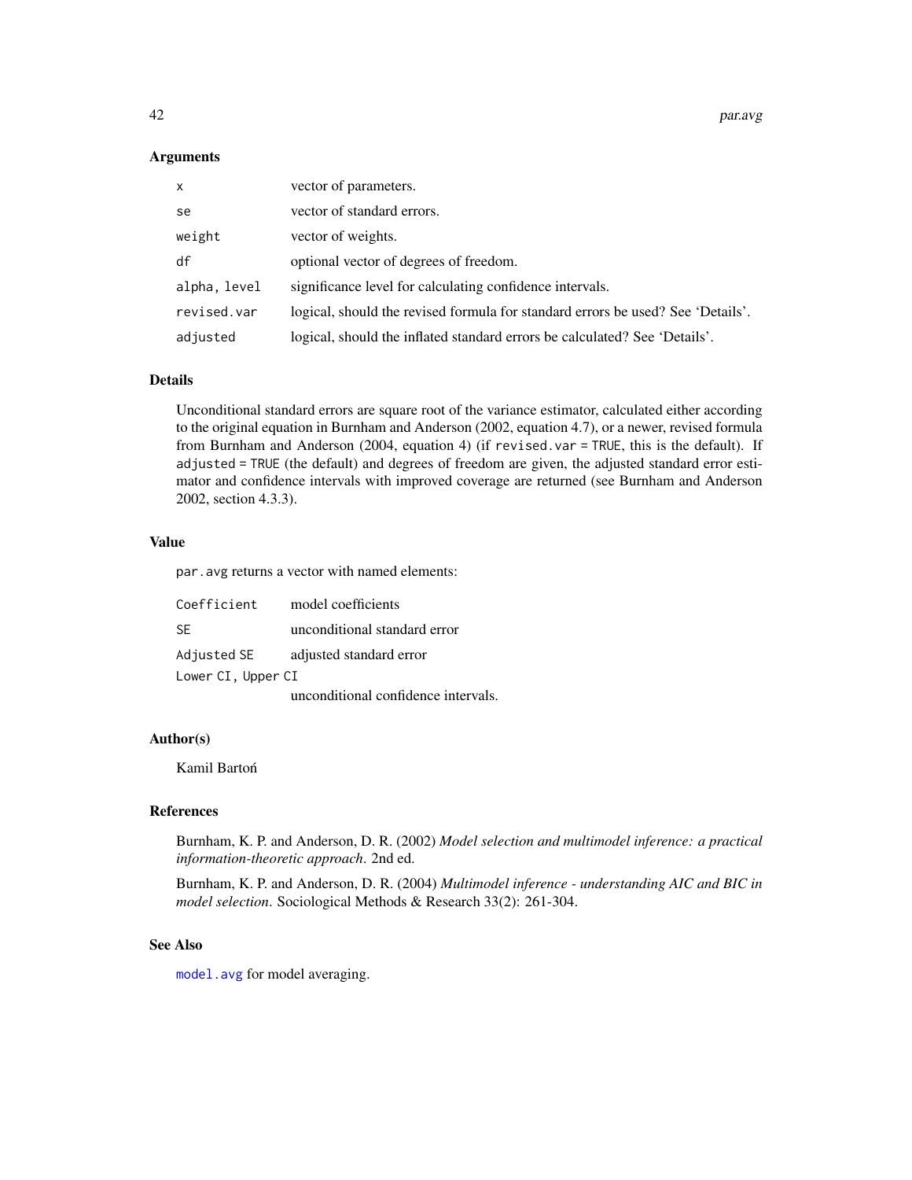## Arguments

| | |
|---|---|
| `x` | vector of parameters. |
| `se` | vector of standard errors. |
| `weight` | vector of weights. |
| `df` | optional vector of degrees of freedom. |
| `alpha, level` | significance level for calculating confidence intervals. |
| `revised.var` | logical, should the revised formula for standard errors be used? See 'Details'. |
| `adjusted` | logical, should the inflated standard errors be calculated? See 'Details'. |

## Details

Unconditional standard errors are square root of the variance estimator, calculated either according to the original equation in Burnham and Anderson (2002, equation 4.7), or a newer, revised formula from Burnham and Anderson (2004, equation 4) (if `revised.var = TRUE`, this is the default). If `adjusted = TRUE` (the default) and degrees of freedom are given, the adjusted standard error estimator and confidence intervals with improved coverage are returned (see Burnham and Anderson 2002, section 4.3.3).

## Value

`par.avg` returns a vector with named elements:

| | |
|---|---|
| `Coefficient` | model coefficients |
| `SE` | unconditional standard error |
| `Adjusted SE` | adjusted standard error |
| `Lower CI, Upper CI` | unconditional confidence intervals. |

## Author(s)

Kamil Bartoń

## References

Burnham, K. P. and Anderson, D. R. (2002) *Model selection and multimodel inference: a practical information-theoretic approach*. 2nd ed.

Burnham, K. P. and Anderson, D. R. (2004) *Multimodel inference - understanding AIC and BIC in model selection*. Sociological Methods & Research 33(2): 261-304.

## See Also

`model.avg` for model averaging.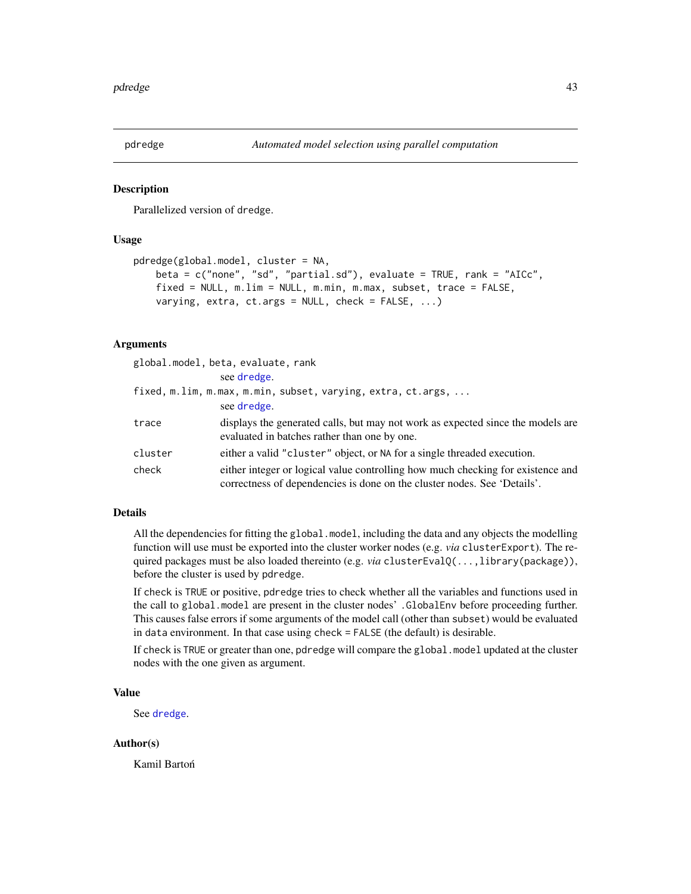# pdredge — *Automated model selection using parallel computation*

## Description

Parallelized version of `dredge`.

## Usage

```
pdredge(global.model, cluster = NA,
    beta = c("none", "sd", "partial.sd"), evaluate = TRUE, rank = "AICc",
    fixed = NULL, m.lim = NULL, m.min, m.max, subset, trace = FALSE,
    varying, extra, ct.args = NULL, check = FALSE, ...)
```

## Arguments

| | |
|---|---|
| `global.model, beta, evaluate, rank` | see `dredge`. |
| `fixed, m.lim, m.max, m.min, subset, varying, extra, ct.args, ...` | see `dredge`. |
| `trace` | displays the generated calls, but may not work as expected since the models are evaluated in batches rather than one by one. |
| `cluster` | either a valid `"cluster"` object, or `NA` for a single threaded execution. |
| `check` | either integer or logical value controlling how much checking for existence and correctness of dependencies is done on the cluster nodes. See 'Details'. |

## Details

All the dependencies for fitting the `global.model`, including the data and any objects the modelling function will use must be exported into the cluster worker nodes (e.g. *via* `clusterExport`). The required packages must be also loaded thereinto (e.g. *via* `clusterEvalQ(...,library(package))`, before the cluster is used by `pdredge`.

If `check` is `TRUE` or positive, `pdredge` tries to check whether all the variables and functions used in the call to `global.model` are present in the cluster nodes' `.GlobalEnv` before proceeding further. This causes false errors if some arguments of the model call (other than `subset`) would be evaluated in `data` environment. In that case using `check = FALSE` (the default) is desirable.

If `check` is `TRUE` or greater than one, `pdredge` will compare the `global.model` updated at the cluster nodes with the one given as argument.

## Value

See `dredge`.

## Author(s)

Kamil Bartoń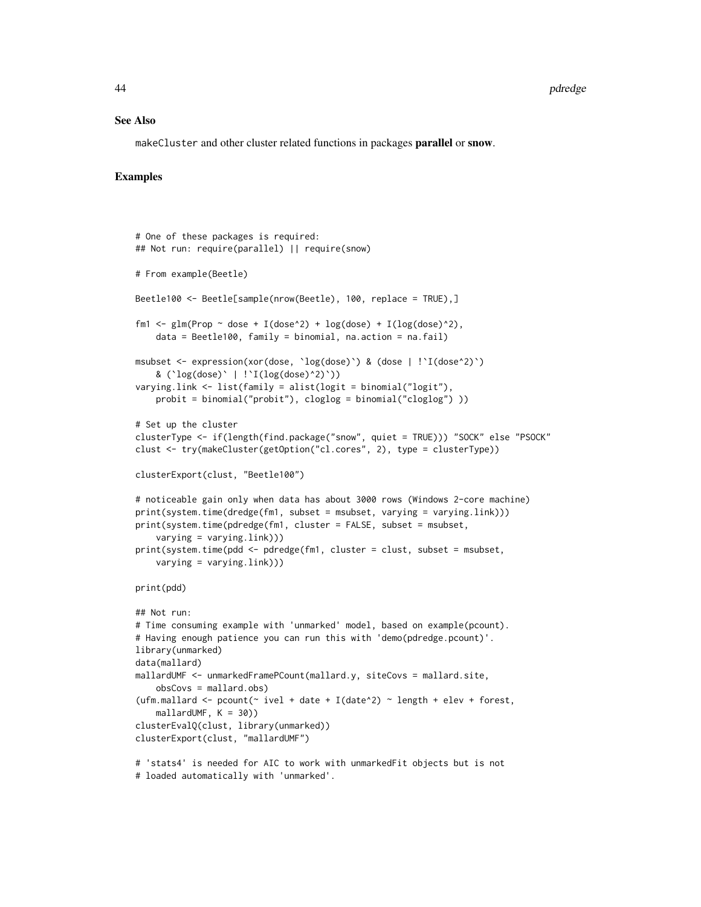### See Also

makeCluster and other cluster related functions in packages **parallel** or **snow**.

### Examples

```
# One of these packages is required:
## Not run: require(parallel) || require(snow)

# From example(Beetle)

Beetle100 <- Beetle[sample(nrow(Beetle), 100, replace = TRUE),]

fm1 <- glm(Prop ~ dose + I(dose^2) + log(dose) + I(log(dose)^2),
    data = Beetle100, family = binomial, na.action = na.fail)

msubset <- expression(xor(dose, `log(dose)`) & (dose | !`I(dose^2)`)
    & (`log(dose)` | !`I(log(dose)^2)`))
varying.link <- list(family = alist(logit = binomial("logit"),
    probit = binomial("probit"), cloglog = binomial("cloglog") ))

# Set up the cluster
clusterType <- if(length(find.package("snow", quiet = TRUE))) "SOCK" else "PSOCK"
clust <- try(makeCluster(getOption("cl.cores", 2), type = clusterType))

clusterExport(clust, "Beetle100")

# noticeable gain only when data has about 3000 rows (Windows 2-core machine)
print(system.time(dredge(fm1, subset = msubset, varying = varying.link)))
print(system.time(pdredge(fm1, cluster = FALSE, subset = msubset,
    varying = varying.link)))
print(system.time(pdd <- pdredge(fm1, cluster = clust, subset = msubset,
    varying = varying.link)))

print(pdd)

## Not run:
# Time consuming example with 'unmarked' model, based on example(pcount).
# Having enough patience you can run this with 'demo(pdredge.pcount)'.
library(unmarked)
data(mallard)
mallardUMF <- unmarkedFramePCount(mallard.y, siteCovs = mallard.site,
    obsCovs = mallard.obs)
(ufm.mallard <- pcount(~ ivel + date + I(date^2) ~ length + elev + forest,
    mallardUMF, K = 30))
clusterEvalQ(clust, library(unmarked))
clusterExport(clust, "mallardUMF")

# 'stats4' is needed for AIC to work with unmarkedFit objects but is not
# loaded automatically with 'unmarked'.
```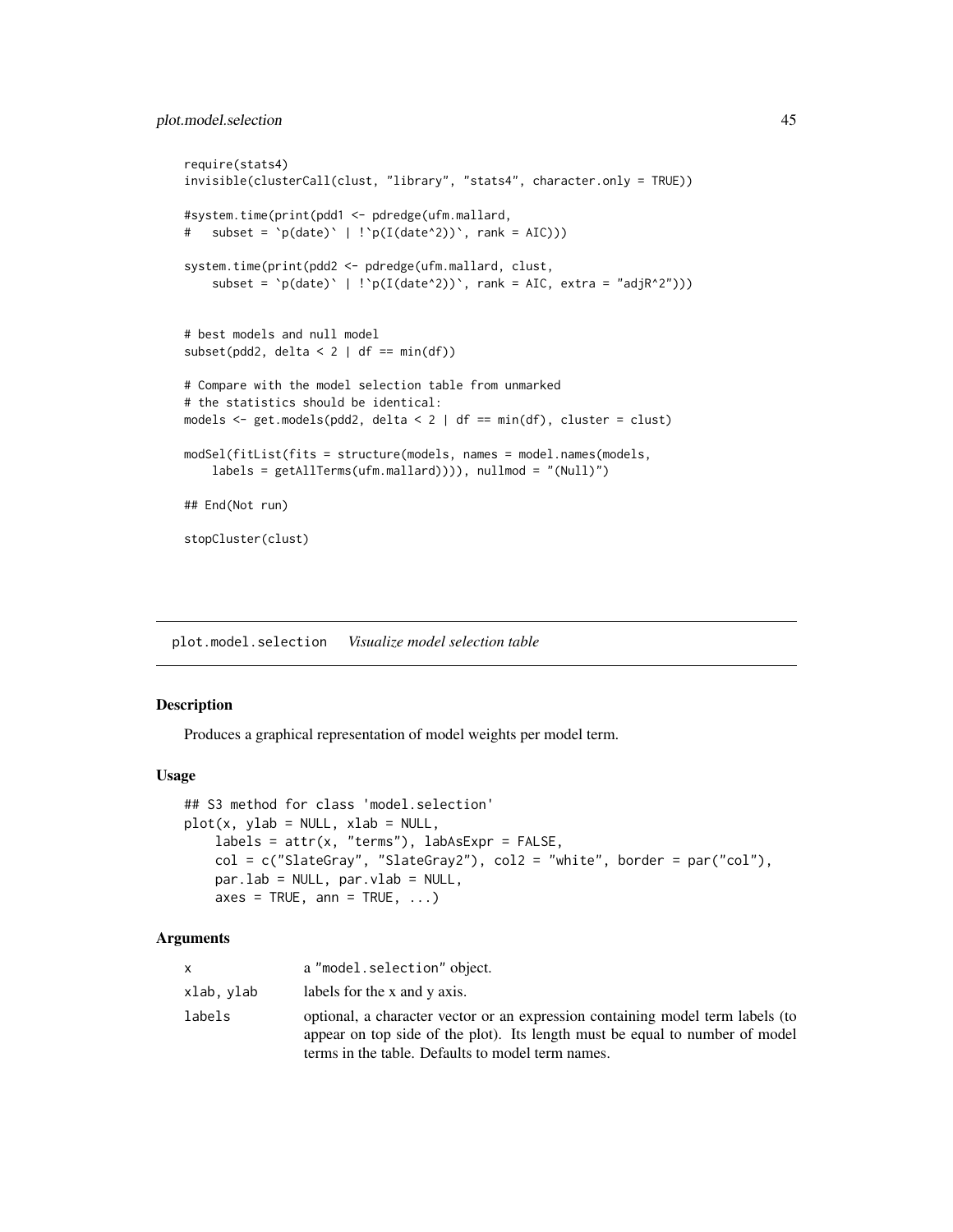```
require(stats4)
invisible(clusterCall(clust, "library", "stats4", character.only = TRUE))

#system.time(print(pdd1 <- pdredge(ufm.mallard,
#   subset = `p(date)` | !`p(I(date^2))`, rank = AIC)))

system.time(print(pdd2 <- pdredge(ufm.mallard, clust,
    subset = `p(date)` | !`p(I(date^2))`, rank = AIC, extra = "adjR^2")))


# best models and null model
subset(pdd2, delta < 2 | df == min(df))

# Compare with the model selection table from unmarked
# the statistics should be identical:
models <- get.models(pdd2, delta < 2 | df == min(df), cluster = clust)

modSel(fitList(fits = structure(models, names = model.names(models,
    labels = getAllTerms(ufm.mallard)))), nullmod = "(Null)")

## End(Not run)

stopCluster(clust)
```

---

## plot.model.selection    *Visualize model selection table*

### Description

Produces a graphical representation of model weights per model term.

### Usage

```
## S3 method for class 'model.selection'
plot(x, ylab = NULL, xlab = NULL,
    labels = attr(x, "terms"), labAsExpr = FALSE,
    col = c("SlateGray", "SlateGray2"), col2 = "white", border = par("col"),
    par.lab = NULL, par.vlab = NULL,
    axes = TRUE, ann = TRUE, ...)
```

### Arguments

| | |
|---|---|
| `x` | a "`model.selection`" object. |
| `xlab, ylab` | labels for the x and y axis. |
| `labels` | optional, a character vector or an expression containing model term labels (to appear on top side of the plot). Its length must be equal to number of model terms in the table. Defaults to model term names. |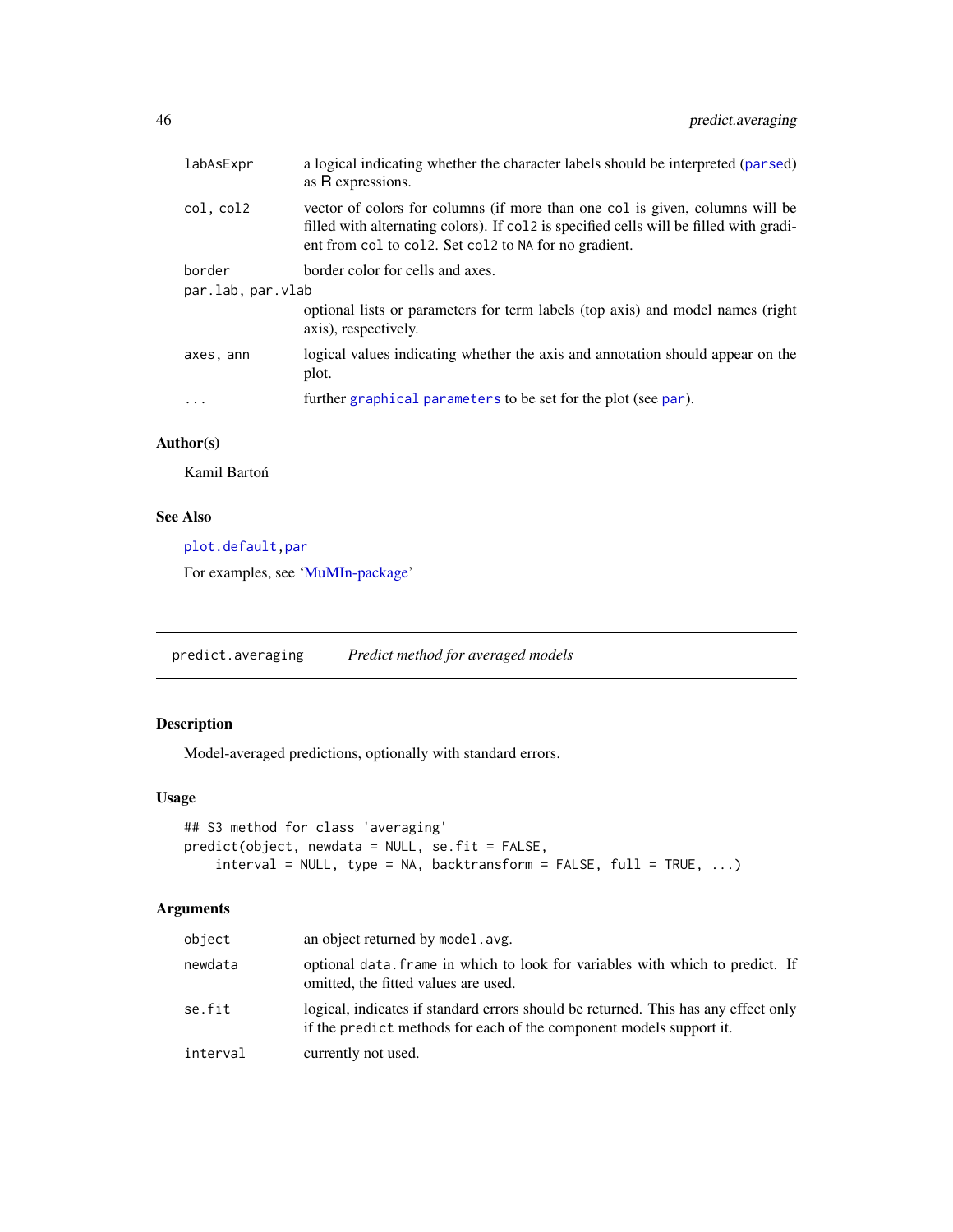| | |
|---|---|
| `labAsExpr` | a logical indicating whether the character labels should be interpreted (`parse`d) as R expressions. |
| `col, col2` | vector of colors for columns (if more than one `col` is given, columns will be filled with alternating colors). If `col2` is specified cells will be filled with gradient from `col` to `col2`. Set `col2` to `NA` for no gradient. |
| `border` | border color for cells and axes. |
| `par.lab, par.vlab` | optional lists or parameters for term labels (top axis) and model names (right axis), respectively. |
| `axes, ann` | logical values indicating whether the axis and annotation should appear on the plot. |
| `...` | further `graphical parameters` to be set for the plot (see `par`). |

### Author(s)

Kamil Bartoń

### See Also

`plot.default`, `par`

For examples, see 'MuMIn-package'

---

## predict.averaging — *Predict method for averaged models*

---

### Description

Model-averaged predictions, optionally with standard errors.

### Usage

```
## S3 method for class 'averaging'
predict(object, newdata = NULL, se.fit = FALSE,
    interval = NULL, type = NA, backtransform = FALSE, full = TRUE, ...)
```

### Arguments

| | |
|---|---|
| `object` | an object returned by `model.avg`. |
| `newdata` | optional `data.frame` in which to look for variables with which to predict. If omitted, the fitted values are used. |
| `se.fit` | logical, indicates if standard errors should be returned. This has any effect only if the `predict` methods for each of the component models support it. |
| `interval` | currently not used. |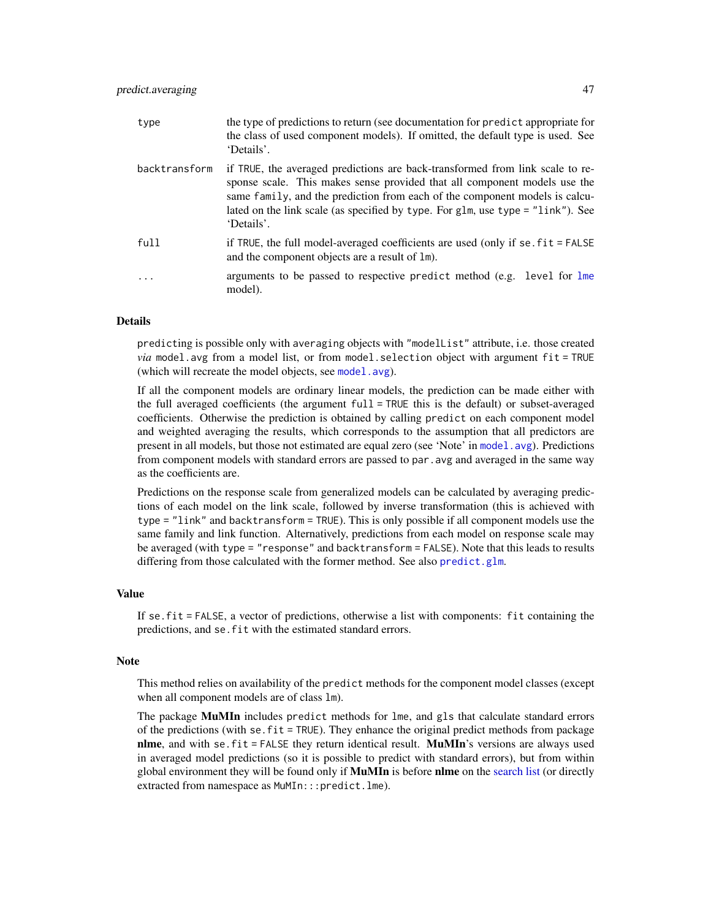type
: the type of predictions to return (see documentation for `predict` appropriate for the class of used component models). If omitted, the default type is used. See 'Details'.

backtransform
: if `TRUE`, the averaged predictions are back-transformed from link scale to response scale. This makes sense provided that all component models use the same `family`, and the prediction from each of the component models is calculated on the link scale (as specified by `type`. For `glm`, use `type = "link"`). See 'Details'.

full
: if `TRUE`, the full model-averaged coefficients are used (only if `se.fit = FALSE` and the component objects are a result of `lm`).

...
: arguments to be passed to respective `predict` method (e.g. `level` for `lme` model).

## Details

`predict`ing is possible only with `averaging` objects with `"modelList"` attribute, i.e. those created *via* `model.avg` from a model list, or from `model.selection` object with argument `fit = TRUE` (which will recreate the model objects, see `model.avg`).

If all the component models are ordinary linear models, the prediction can be made either with the full averaged coefficients (the argument `full = TRUE` this is the default) or subset-averaged coefficients. Otherwise the prediction is obtained by calling `predict` on each component model and weighted averaging the results, which corresponds to the assumption that all predictors are present in all models, but those not estimated are equal zero (see 'Note' in `model.avg`). Predictions from component models with standard errors are passed to `par.avg` and averaged in the same way as the coefficients are.

Predictions on the response scale from generalized models can be calculated by averaging predictions of each model on the link scale, followed by inverse transformation (this is achieved with `type = "link"` and `backtransform = TRUE`). This is only possible if all component models use the same family and link function. Alternatively, predictions from each model on response scale may be averaged (with `type = "response"` and `backtransform = FALSE`). Note that this leads to results differing from those calculated with the former method. See also `predict.glm`.

## Value

If `se.fit = FALSE`, a vector of predictions, otherwise a list with components: `fit` containing the predictions, and `se.fit` with the estimated standard errors.

## Note

This method relies on availability of the `predict` methods for the component model classes (except when all component models are of class `lm`).

The package **MuMIn** includes `predict` methods for `lme`, and `gls` that calculate standard errors of the predictions (with `se.fit = TRUE`). They enhance the original predict methods from package **nlme**, and with `se.fit = FALSE` they return identical result. **MuMIn**'s versions are always used in averaged model predictions (so it is possible to predict with standard errors), but from within global environment they will be found only if **MuMIn** is before **nlme** on the search list (or directly extracted from namespace as `MuMIn:::predict.lme`).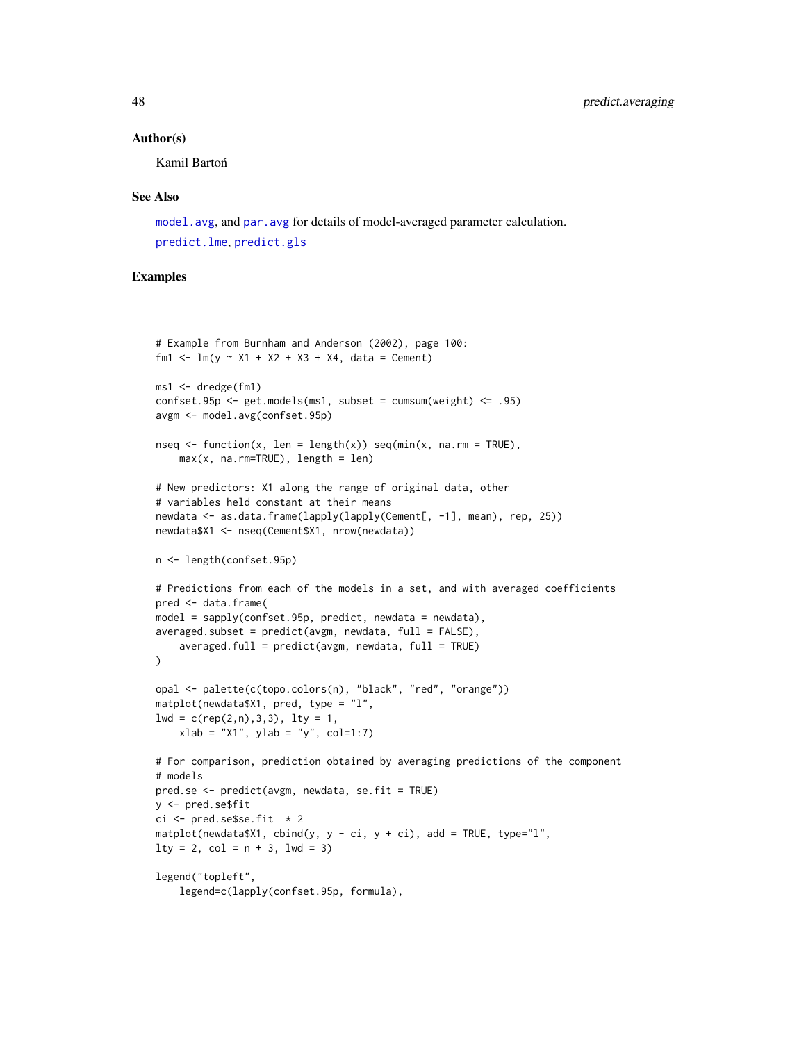## Author(s)

Kamil Bartoń

## See Also

model.avg, and par.avg for details of model-averaged parameter calculation.

predict.lme, predict.gls

## Examples

```
# Example from Burnham and Anderson (2002), page 100:
fm1 <- lm(y ~ X1 + X2 + X3 + X4, data = Cement)

ms1 <- dredge(fm1)
confset.95p <- get.models(ms1, subset = cumsum(weight) <= .95)
avgm <- model.avg(confset.95p)

nseq <- function(x, len = length(x)) seq(min(x, na.rm = TRUE),
    max(x, na.rm=TRUE), length = len)

# New predictors: X1 along the range of original data, other
# variables held constant at their means
newdata <- as.data.frame(lapply(lapply(Cement[, -1], mean), rep, 25))
newdata$X1 <- nseq(Cement$X1, nrow(newdata))

n <- length(confset.95p)

# Predictions from each of the models in a set, and with averaged coefficients
pred <- data.frame(
model = sapply(confset.95p, predict, newdata = newdata),
averaged.subset = predict(avgm, newdata, full = FALSE),
    averaged.full = predict(avgm, newdata, full = TRUE)
)

opal <- palette(c(topo.colors(n), "black", "red", "orange"))
matplot(newdata$X1, pred, type = "l",
lwd = c(rep(2,n),3,3), lty = 1,
    xlab = "X1", ylab = "y", col=1:7)

# For comparison, prediction obtained by averaging predictions of the component
# models
pred.se <- predict(avgm, newdata, se.fit = TRUE)
y <- pred.se$fit
ci <- pred.se$se.fit  * 2
matplot(newdata$X1, cbind(y, y - ci, y + ci), add = TRUE, type="l",
lty = 2, col = n + 3, lwd = 3)

legend("topleft",
    legend=c(lapply(confset.95p, formula),
```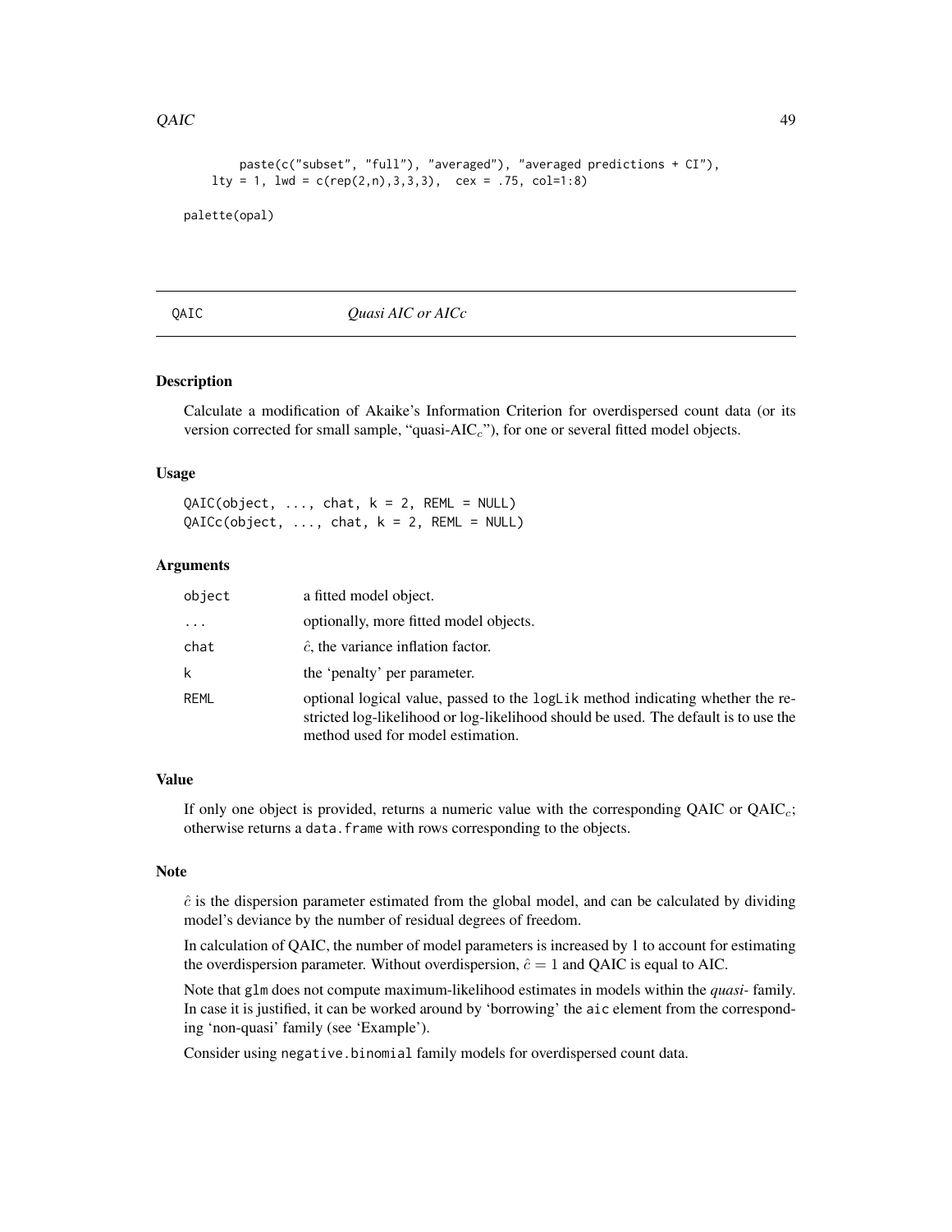```
        paste(c("subset", "full"), "averaged"), "averaged predictions + CI"),
    lty = 1, lwd = c(rep(2,n),3,3,3),  cex = .75, col=1:8)

palette(opal)
```

## QAIC — *Quasi AIC or AICc*

### Description

Calculate a modification of Akaike's Information Criterion for overdispersed count data (or its version corrected for small sample, "quasi-AIC$_c$"), for one or several fitted model objects.

### Usage

```
QAIC(object, ..., chat, k = 2, REML = NULL)
QAICc(object, ..., chat, k = 2, REML = NULL)
```

### Arguments

| | |
|---|---|
| object | a fitted model object. |
| ... | optionally, more fitted model objects. |
| chat | $\hat{c}$, the variance inflation factor. |
| k | the 'penalty' per parameter. |
| REML | optional logical value, passed to the logLik method indicating whether the restricted log-likelihood or log-likelihood should be used. The default is to use the method used for model estimation. |

### Value

If only one object is provided, returns a numeric value with the corresponding QAIC or QAIC$_c$; otherwise returns a data.frame with rows corresponding to the objects.

### Note

$\hat{c}$ is the dispersion parameter estimated from the global model, and can be calculated by dividing model's deviance by the number of residual degrees of freedom.

In calculation of QAIC, the number of model parameters is increased by 1 to account for estimating the overdispersion parameter. Without overdispersion, $\hat{c} = 1$ and QAIC is equal to AIC.

Note that glm does not compute maximum-likelihood estimates in models within the *quasi-* family. In case it is justified, it can be worked around by 'borrowing' the aic element from the corresponding 'non-quasi' family (see 'Example').

Consider using negative.binomial family models for overdispersed count data.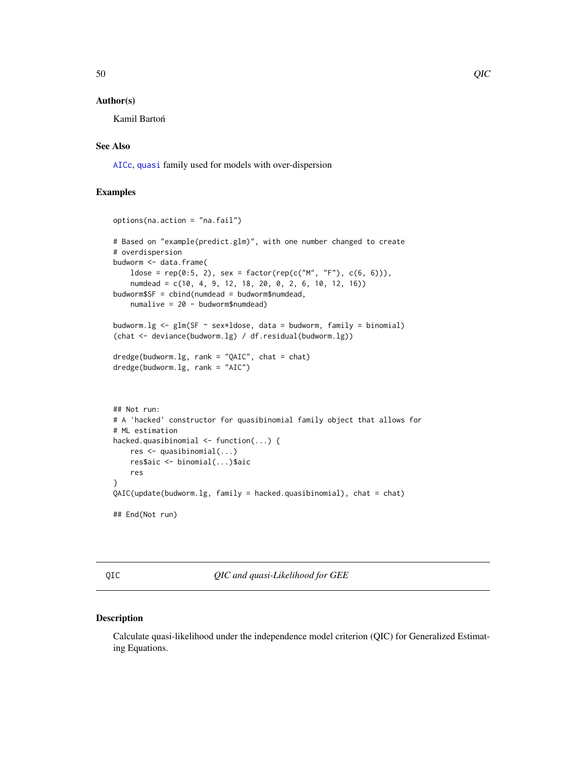### Author(s)

Kamil Bartoń

### See Also

AICc, quasi family used for models with over-dispersion

### Examples

```
options(na.action = "na.fail")

# Based on "example(predict.glm)", with one number changed to create
# overdispersion
budworm <- data.frame(
    ldose = rep(0:5, 2), sex = factor(rep(c("M", "F"), c(6, 6))),
    numdead = c(10, 4, 9, 12, 18, 20, 0, 2, 6, 10, 12, 16))
budworm$SF = cbind(numdead = budworm$numdead,
    numalive = 20 - budworm$numdead)

budworm.lg <- glm(SF ~ sex*ldose, data = budworm, family = binomial)
(chat <- deviance(budworm.lg) / df.residual(budworm.lg))

dredge(budworm.lg, rank = "QAIC", chat = chat)
dredge(budworm.lg, rank = "AIC")



## Not run:
# A 'hacked' constructor for quasibinomial family object that allows for
# ML estimation
hacked.quasibinomial <- function(...) {
    res <- quasibinomial(...)
    res$aic <- binomial(...)$aic
    res
}
QAIC(update(budworm.lg, family = hacked.quasibinomial), chat = chat)

## End(Not run)
```

## QIC — *QIC and quasi-Likelihood for GEE*

### Description

Calculate quasi-likelihood under the independence model criterion (QIC) for Generalized Estimating Equations.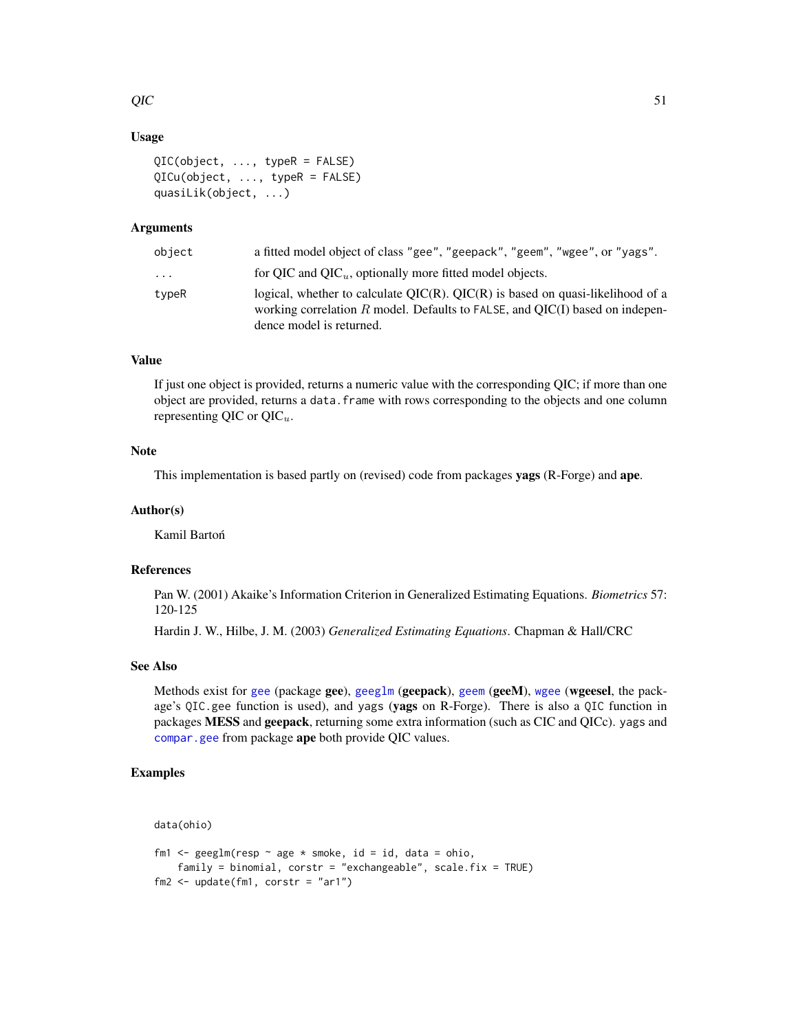### Usage

```
QIC(object, ..., typeR = FALSE)
QICu(object, ..., typeR = FALSE)
quasiLik(object, ...)
```

### Arguments

| | |
|---|---|
| `object` | a fitted model object of class "gee", "geepack", "geem", "wgee", or "yags". |
| `...` | for QIC and $\mathrm{QIC}_u$, optionally more fitted model objects. |
| `typeR` | logical, whether to calculate QIC(R). QIC(R) is based on quasi-likelihood of a working correlation $R$ model. Defaults to `FALSE`, and QIC(I) based on independence model is returned. |

### Value

If just one object is provided, returns a numeric value with the corresponding QIC; if more than one object are provided, returns a `data.frame` with rows corresponding to the objects and one column representing QIC or $\mathrm{QIC}_u$.

### Note

This implementation is based partly on (revised) code from packages **yags** (R-Forge) and **ape**.

### Author(s)

Kamil Bartoń

### References

Pan W. (2001) Akaike's Information Criterion in Generalized Estimating Equations. *Biometrics* 57: 120-125

Hardin J. W., Hilbe, J. M. (2003) *Generalized Estimating Equations*. Chapman & Hall/CRC

### See Also

Methods exist for `gee` (package **gee**), `geeglm` (**geepack**), `geem` (**geeM**), `wgee` (**wgeesel**, the package's `QIC.gee` function is used), and `yags` (**yags** on R-Forge). There is also a `QIC` function in packages **MESS** and **geepack**, returning some extra information (such as CIC and QICc). `yags` and `compar.gee` from package **ape** both provide QIC values.

### Examples

```
data(ohio)

fm1 <- geeglm(resp ~ age * smoke, id = id, data = ohio,
    family = binomial, corstr = "exchangeable", scale.fix = TRUE)
fm2 <- update(fm1, corstr = "ar1")
```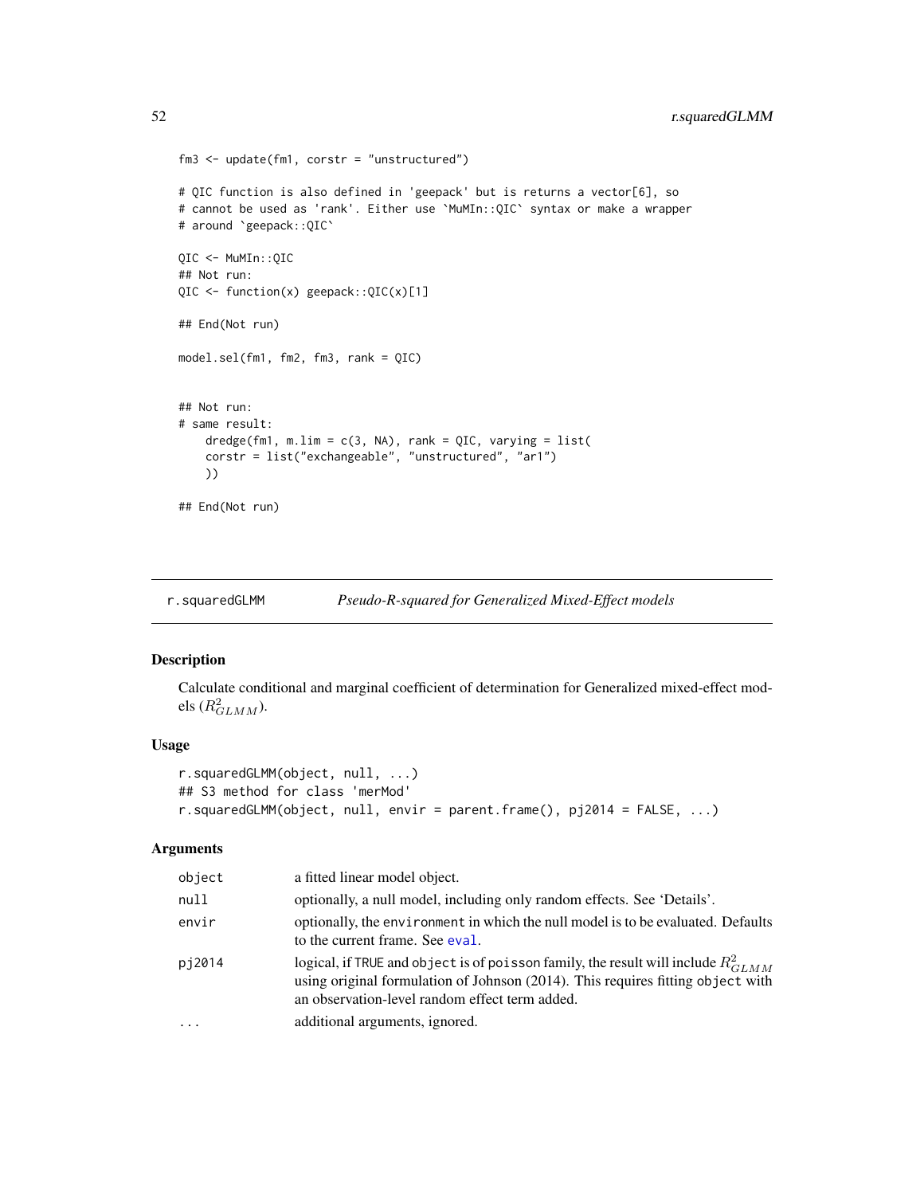```
fm3 <- update(fm1, corstr = "unstructured")

# QIC function is also defined in 'geepack' but is returns a vector[6], so
# cannot be used as 'rank'. Either use `MuMIn::QIC` syntax or make a wrapper
# around `geepack::QIC`

QIC <- MuMIn::QIC
## Not run:
QIC <- function(x) geepack::QIC(x)[1]

## End(Not run)

model.sel(fm1, fm2, fm3, rank = QIC)


## Not run:
# same result:
    dredge(fm1, m.lim = c(3, NA), rank = QIC, varying = list(
    corstr = list("exchangeable", "unstructured", "ar1")
    ))

## End(Not run)
```

## r.squaredGLMM — *Pseudo-R-squared for Generalized Mixed-Effect models*

### Description

Calculate conditional and marginal coefficient of determination for Generalized mixed-effect models ($R^2_{GLMM}$).

### Usage

```
r.squaredGLMM(object, null, ...)
## S3 method for class 'merMod'
r.squaredGLMM(object, null, envir = parent.frame(), pj2014 = FALSE, ...)
```

### Arguments

| | |
|---|---|
| object | a fitted linear model object. |
| null | optionally, a null model, including only random effects. See 'Details'. |
| envir | optionally, the environment in which the null model is to be evaluated. Defaults to the current frame. See eval. |
| pj2014 | logical, if TRUE and object is of poisson family, the result will include $R^2_{GLMM}$ using original formulation of Johnson (2014). This requires fitting object with an observation-level random effect term added. |
| ... | additional arguments, ignored. |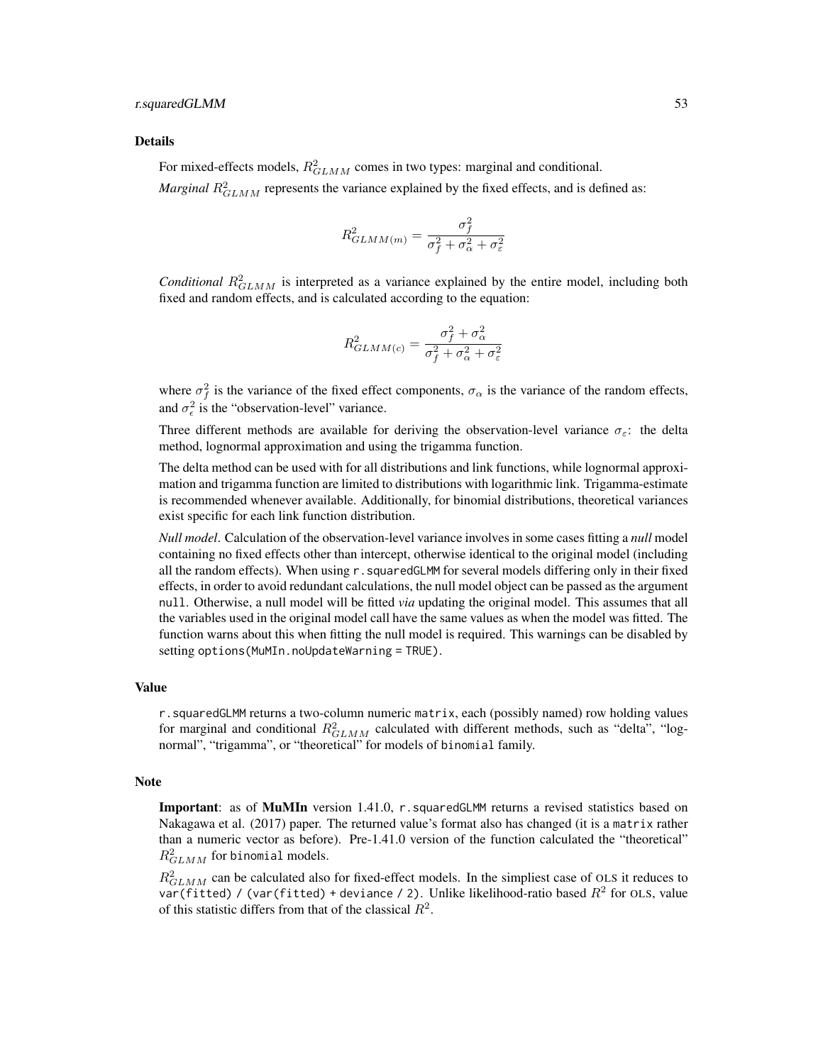### Details

For mixed-effects models, $R^2_{GLMM}$ comes in two types: marginal and conditional.

*Marginal* $R^2_{GLMM}$ represents the variance explained by the fixed effects, and is defined as:

$$R^2_{GLMM(m)} = \frac{\sigma_f^2}{\sigma_f^2 + \sigma_\alpha^2 + \sigma_\varepsilon^2}$$

*Conditional* $R^2_{GLMM}$ is interpreted as a variance explained by the entire model, including both fixed and random effects, and is calculated according to the equation:

$$R^2_{GLMM(c)} = \frac{\sigma_f^2 + \sigma_\alpha^2}{\sigma_f^2 + \sigma_\alpha^2 + \sigma_\varepsilon^2}$$

where $\sigma_f^2$ is the variance of the fixed effect components, $\sigma_\alpha$ is the variance of the random effects, and $\sigma_\epsilon^2$ is the "observation-level" variance.

Three different methods are available for deriving the observation-level variance $\sigma_\varepsilon$: the delta method, lognormal approximation and using the trigamma function.

The delta method can be used with for all distributions and link functions, while lognormal approximation and trigamma function are limited to distributions with logarithmic link. Trigamma-estimate is recommended whenever available. Additionally, for binomial distributions, theoretical variances exist specific for each link function distribution.

*Null model*. Calculation of the observation-level variance involves in some cases fitting a *null* model containing no fixed effects other than intercept, otherwise identical to the original model (including all the random effects). When using `r.squaredGLMM` for several models differing only in their fixed effects, in order to avoid redundant calculations, the null model object can be passed as the argument `null`. Otherwise, a null model will be fitted *via* updating the original model. This assumes that all the variables used in the original model call have the same values as when the model was fitted. The function warns about this when fitting the null model is required. This warnings can be disabled by setting `options(MuMIn.noUpdateWarning = TRUE)`.

### Value

`r.squaredGLMM` returns a two-column numeric `matrix`, each (possibly named) row holding values for marginal and conditional $R^2_{GLMM}$ calculated with different methods, such as "delta", "log-normal", "trigamma", or "theoretical" for models of `binomial` family.

### Note

**Important**: as of **MuMIn** version 1.41.0, `r.squaredGLMM` returns a revised statistics based on Nakagawa et al. (2017) paper. The returned value's format also has changed (it is a `matrix` rather than a numeric vector as before). Pre-1.41.0 version of the function calculated the "theoretical" $R^2_{GLMM}$ for `binomial` models.

$R^2_{GLMM}$ can be calculated also for fixed-effect models. In the simpliest case of OLS it reduces to `var(fitted) / (var(fitted) + deviance / 2)`. Unlike likelihood-ratio based $R^2$ for OLS, value of this statistic differs from that of the classical $R^2$.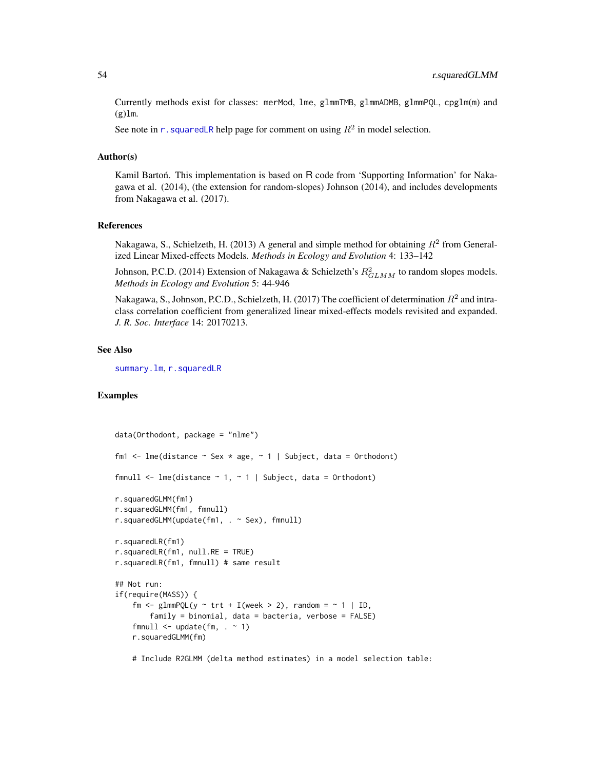Currently methods exist for classes: merMod, lme, glmmTMB, glmmADMB, glmmPQL, cpglm(m) and (g)lm.

See note in r.squaredLR help page for comment on using $R^2$ in model selection.

### Author(s)

Kamil Bartoń. This implementation is based on R code from 'Supporting Information' for Nakagawa et al. (2014), (the extension for random-slopes) Johnson (2014), and includes developments from Nakagawa et al. (2017).

### References

Nakagawa, S., Schielzeth, H. (2013) A general and simple method for obtaining $R^2$ from Generalized Linear Mixed-effects Models. *Methods in Ecology and Evolution* 4: 133–142

Johnson, P.C.D. (2014) Extension of Nakagawa & Schielzeth's $R^2_{GLMM}$ to random slopes models. *Methods in Ecology and Evolution* 5: 44-946

Nakagawa, S., Johnson, P.C.D., Schielzeth, H. (2017) The coefficient of determination $R^2$ and intra-class correlation coefficient from generalized linear mixed-effects models revisited and expanded. *J. R. Soc. Interface* 14: 20170213.

### See Also

summary.lm, r.squaredLR

### Examples

```
data(Orthodont, package = "nlme")

fm1 <- lme(distance ~ Sex * age, ~ 1 | Subject, data = Orthodont)

fmnull <- lme(distance ~ 1, ~ 1 | Subject, data = Orthodont)

r.squaredGLMM(fm1)
r.squaredGLMM(fm1, fmnull)
r.squaredGLMM(update(fm1, . ~ Sex), fmnull)

r.squaredLR(fm1)
r.squaredLR(fm1, null.RE = TRUE)
r.squaredLR(fm1, fmnull) # same result

## Not run:
if(require(MASS)) {
    fm <- glmmPQL(y ~ trt + I(week > 2), random = ~ 1 | ID,
        family = binomial, data = bacteria, verbose = FALSE)
    fmnull <- update(fm, . ~ 1)
    r.squaredGLMM(fm)

    # Include R2GLMM (delta method estimates) in a model selection table:
```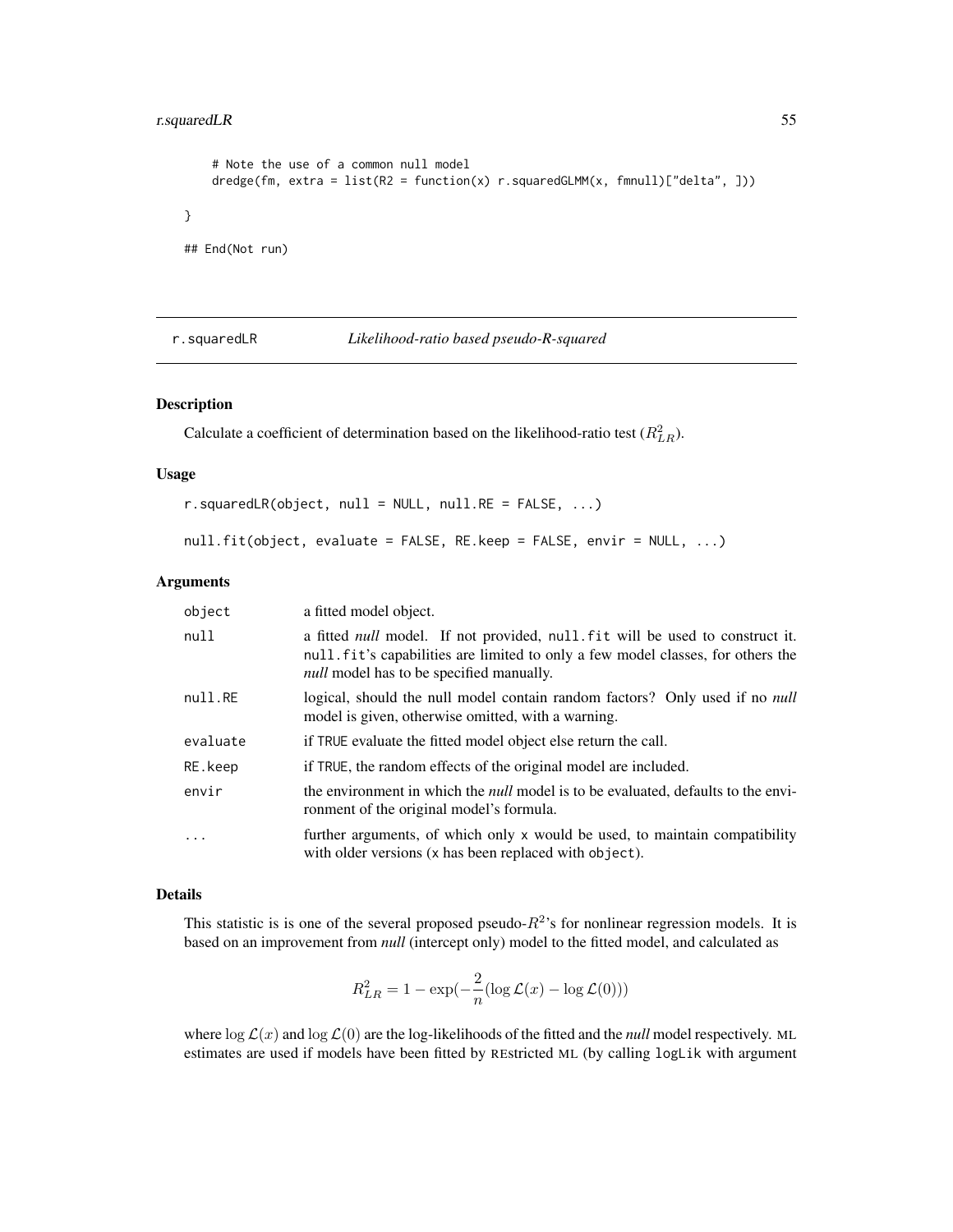```
    # Note the use of a common null model
    dredge(fm, extra = list(R2 = function(x) r.squaredGLMM(x, fmnull)["delta", ]))

}

## End(Not run)
```

---

## r.squaredLR — *Likelihood-ratio based pseudo-R-squared*

### Description

Calculate a coefficient of determination based on the likelihood-ratio test ($R^2_{LR}$).

### Usage

```
r.squaredLR(object, null = NULL, null.RE = FALSE, ...)

null.fit(object, evaluate = FALSE, RE.keep = FALSE, envir = NULL, ...)
```

### Arguments

| | |
|---|---|
| `object` | a fitted model object. |
| `null` | a fitted *null* model. If not provided, `null.fit` will be used to construct it. `null.fit`'s capabilities are limited to only a few model classes, for others the *null* model has to be specified manually. |
| `null.RE` | logical, should the null model contain random factors? Only used if no *null* model is given, otherwise omitted, with a warning. |
| `evaluate` | if `TRUE` evaluate the fitted model object else return the call. |
| `RE.keep` | if `TRUE`, the random effects of the original model are included. |
| `envir` | the environment in which the *null* model is to be evaluated, defaults to the environment of the original model's formula. |
| `...` | further arguments, of which only `x` would be used, to maintain compatibility with older versions (`x` has been replaced with `object`). |

### Details

This statistic is is one of the several proposed pseudo-$R^2$'s for nonlinear regression models. It is based on an improvement from *null* (intercept only) model to the fitted model, and calculated as

$$R^2_{LR} = 1 - \exp(-\frac{2}{n}(\log \mathcal{L}(x) - \log \mathcal{L}(0)))$$

where $\log \mathcal{L}(x)$ and $\log \mathcal{L}(0)$ are the log-likelihoods of the fitted and the *null* model respectively. ML estimates are used if models have been fitted by REstricted ML (by calling `logLik` with argument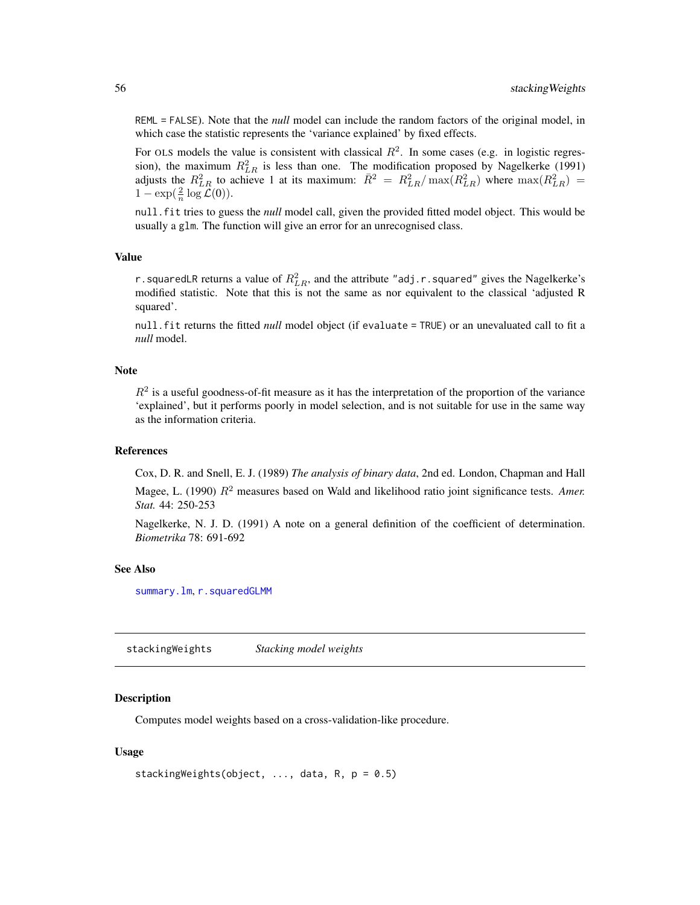REML = FALSE). Note that the *null* model can include the random factors of the original model, in which case the statistic represents the 'variance explained' by fixed effects.

For OLS models the value is consistent with classical $R^2$. In some cases (e.g. in logistic regression), the maximum $R^2_{LR}$ is less than one. The modification proposed by Nagelkerke (1991) adjusts the $R^2_{LR}$ to achieve 1 at its maximum: $\bar{R}^2 = R^2_{LR}/\max(R^2_{LR})$ where $\max(R^2_{LR}) = 1 - \exp(\frac{2}{n}\log\mathcal{L}(0))$.

null.fit tries to guess the *null* model call, given the provided fitted model object. This would be usually a glm. The function will give an error for an unrecognised class.

### Value

r.squaredLR returns a value of $R^2_{LR}$, and the attribute "adj.r.squared" gives the Nagelkerke's modified statistic. Note that this is not the same as nor equivalent to the classical 'adjusted R squared'.

null.fit returns the fitted *null* model object (if evaluate = TRUE) or an unevaluated call to fit a *null* model.

### Note

$R^2$ is a useful goodness-of-fit measure as it has the interpretation of the proportion of the variance 'explained', but it performs poorly in model selection, and is not suitable for use in the same way as the information criteria.

### References

Cox, D. R. and Snell, E. J. (1989) *The analysis of binary data*, 2nd ed. London, Chapman and Hall

Magee, L. (1990) $R^2$ measures based on Wald and likelihood ratio joint significance tests. *Amer. Stat.* 44: 250-253

Nagelkerke, N. J. D. (1991) A note on a general definition of the coefficient of determination. *Biometrika* 78: 691-692

### See Also

summary.lm, r.squaredGLMM

---

## stackingWeights — *Stacking model weights*

### Description

Computes model weights based on a cross-validation-like procedure.

### Usage

```
stackingWeights(object, ..., data, R, p = 0.5)
```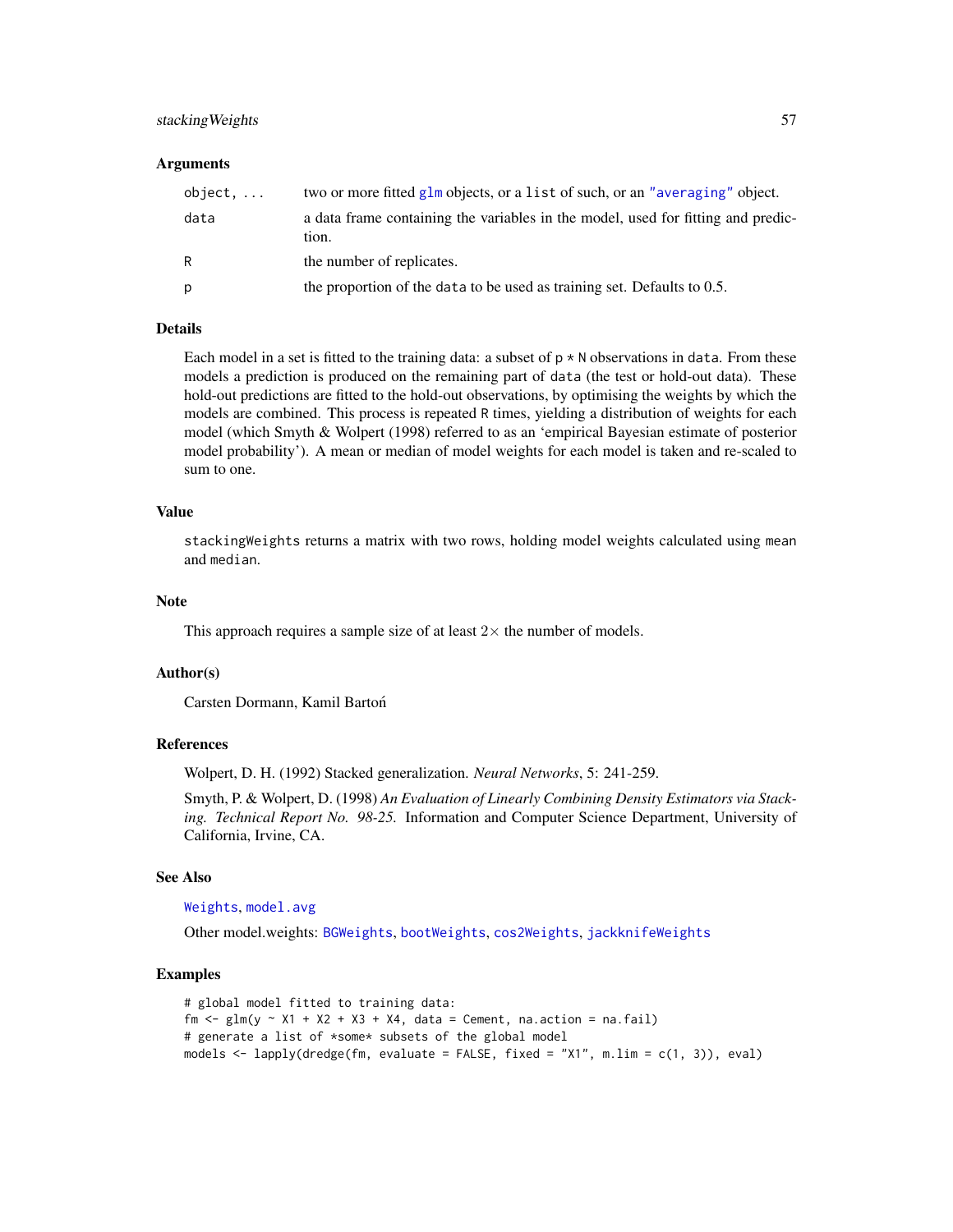### Arguments

| | |
|---|---|
| object, ... | two or more fitted glm objects, or a list of such, or an "averaging" object. |
| data | a data frame containing the variables in the model, used for fitting and prediction. |
| R | the number of replicates. |
| p | the proportion of the data to be used as training set. Defaults to 0.5. |

### Details

Each model in a set is fitted to the training data: a subset of p * N observations in data. From these models a prediction is produced on the remaining part of data (the test or hold-out data). These hold-out predictions are fitted to the hold-out observations, by optimising the weights by which the models are combined. This process is repeated R times, yielding a distribution of weights for each model (which Smyth & Wolpert (1998) referred to as an 'empirical Bayesian estimate of posterior model probability'). A mean or median of model weights for each model is taken and re-scaled to sum to one.

### Value

stackingWeights returns a matrix with two rows, holding model weights calculated using mean and median.

### Note

This approach requires a sample size of at least $2\times$ the number of models.

### Author(s)

Carsten Dormann, Kamil Bartoń

### References

Wolpert, D. H. (1992) Stacked generalization. *Neural Networks*, 5: 241-259.

Smyth, P. & Wolpert, D. (1998) *An Evaluation of Linearly Combining Density Estimators via Stacking. Technical Report No. 98-25.* Information and Computer Science Department, University of California, Irvine, CA.

### See Also

Weights, model.avg

Other model.weights: BGWeights, bootWeights, cos2Weights, jackknifeWeights

### Examples

```
# global model fitted to training data:
fm <- glm(y ~ X1 + X2 + X3 + X4, data = Cement, na.action = na.fail)
# generate a list of *some* subsets of the global model
models <- lapply(dredge(fm, evaluate = FALSE, fixed = "X1", m.lim = c(1, 3)), eval)
```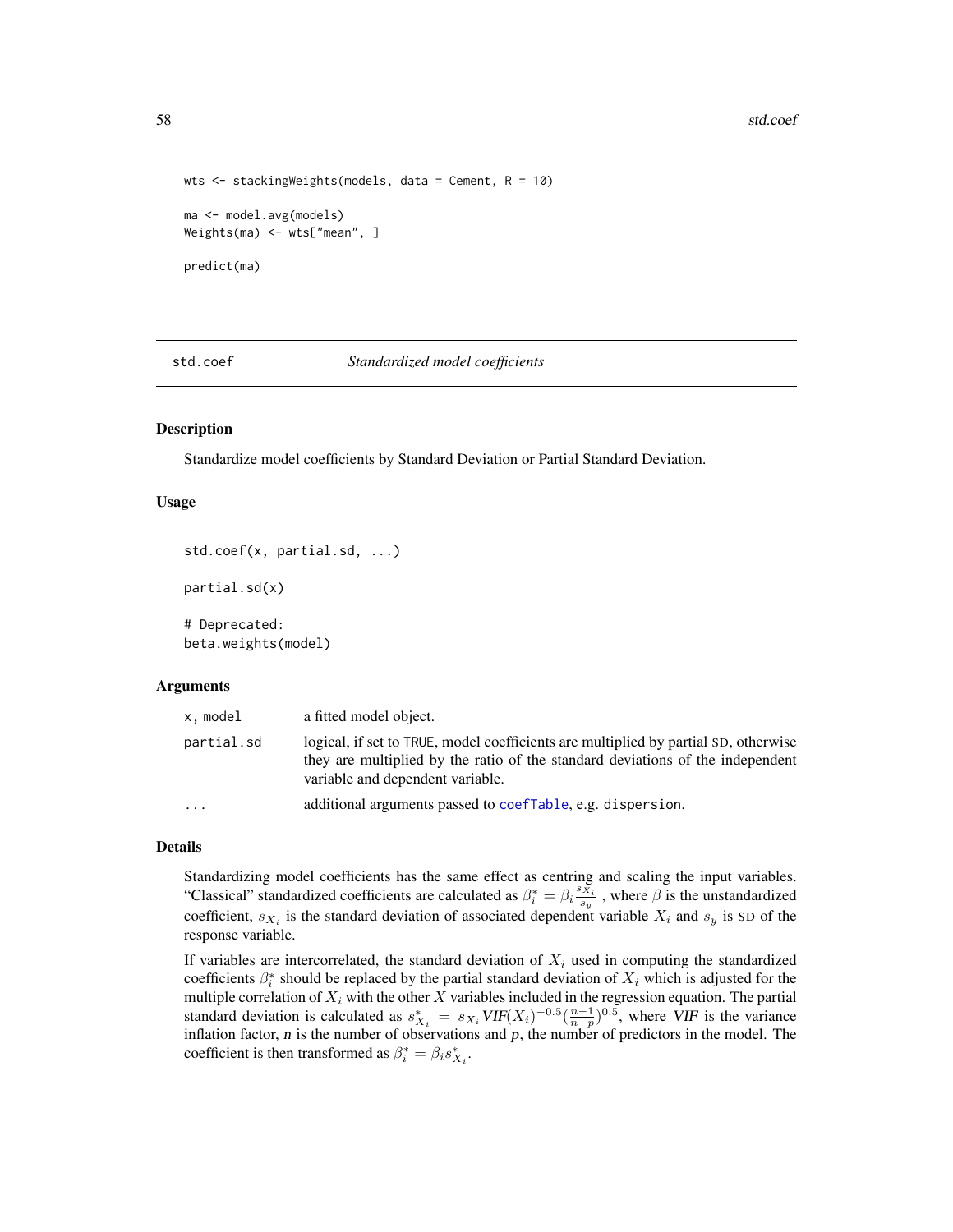```
wts <- stackingWeights(models, data = Cement, R = 10)

ma <- model.avg(models)
Weights(ma) <- wts["mean", ]

predict(ma)
```

## std.coef    *Standardized model coefficients*

### Description

Standardize model coefficients by Standard Deviation or Partial Standard Deviation.

### Usage

```
std.coef(x, partial.sd, ...)

partial.sd(x)

# Deprecated:
beta.weights(model)
```

### Arguments

| | |
|---|---|
| x, model | a fitted model object. |
| partial.sd | logical, if set to TRUE, model coefficients are multiplied by partial SD, otherwise they are multiplied by the ratio of the standard deviations of the independent variable and dependent variable. |
| ... | additional arguments passed to coefTable, e.g. dispersion. |

### Details

Standardizing model coefficients has the same effect as centring and scaling the input variables. “Classical” standardized coefficients are calculated as $\beta^*_i = \beta_i \frac{s_{X_i}}{s_y}$ , where $\beta$ is the unstandardized coefficient, $s_{X_i}$ is the standard deviation of associated dependent variable $X_i$ and $s_y$ is SD of the response variable.

If variables are intercorrelated, the standard deviation of $X_i$ used in computing the standardized coefficients $\beta^*_i$ should be replaced by the partial standard deviation of $X_i$ which is adjusted for the multiple correlation of $X_i$ with the other $X$ variables included in the regression equation. The partial standard deviation is calculated as $s^*_{X_i} = s_{X_i} VIF(X_i)^{-0.5} (\frac{n-1}{n-p})^{0.5}$, where *VIF* is the variance inflation factor, *n* is the number of observations and *p*, the number of predictors in the model. The coefficient is then transformed as $\beta^*_i = \beta_i s^*_{X_i}$.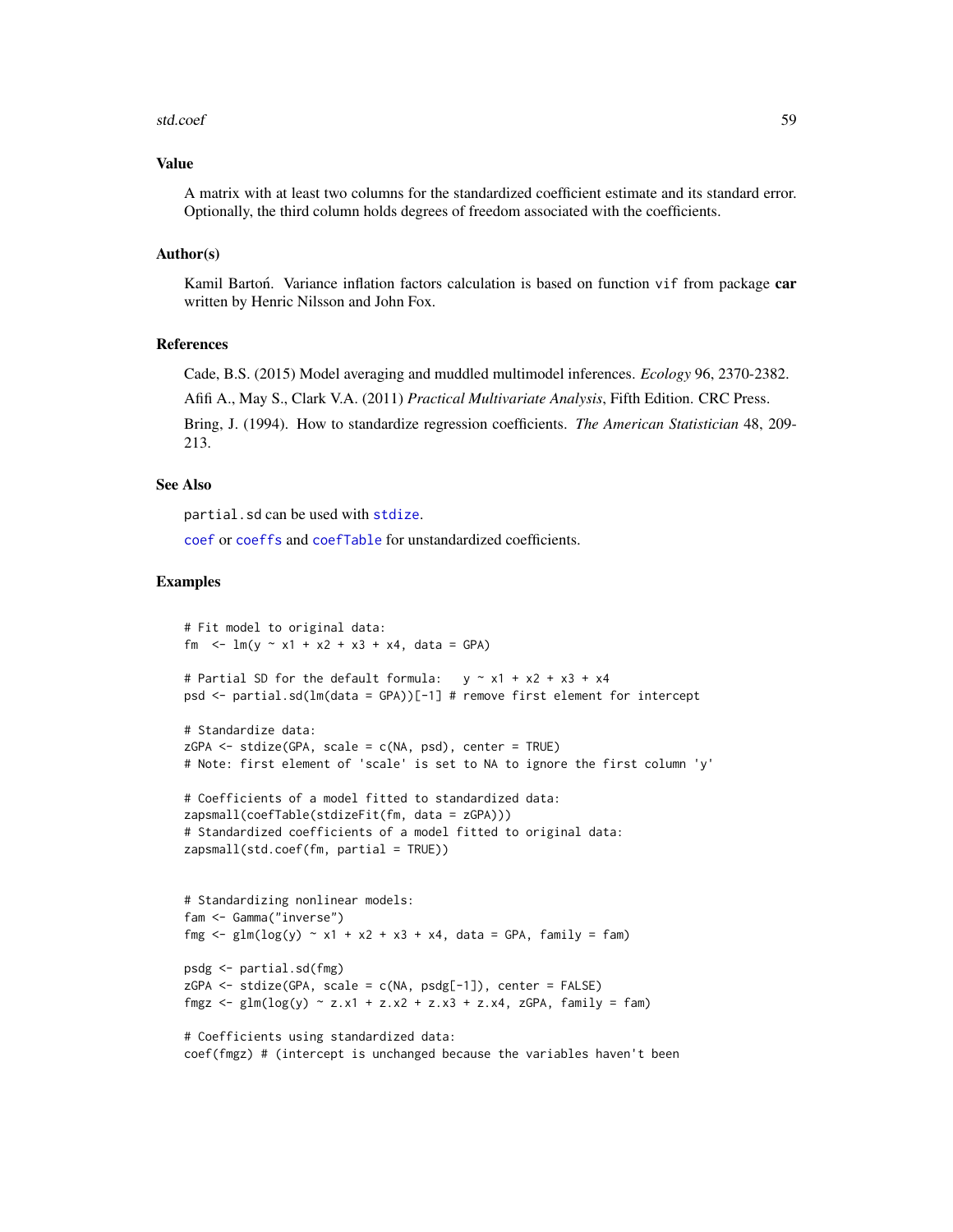## Value

A matrix with at least two columns for the standardized coefficient estimate and its standard error. Optionally, the third column holds degrees of freedom associated with the coefficients.

## Author(s)

Kamil Bartoń. Variance inflation factors calculation is based on function vif from package **car** written by Henric Nilsson and John Fox.

## References

Cade, B.S. (2015) Model averaging and muddled multimodel inferences. *Ecology* 96, 2370-2382.

Afifi A., May S., Clark V.A. (2011) *Practical Multivariate Analysis*, Fifth Edition. CRC Press.

Bring, J. (1994). How to standardize regression coefficients. *The American Statistician* 48, 209-213.

## See Also

partial.sd can be used with stdize.

coef or coeffs and coefTable for unstandardized coefficients.

## Examples

```
# Fit model to original data:
fm  <- lm(y ~ x1 + x2 + x3 + x4, data = GPA)

# Partial SD for the default formula:   y ~ x1 + x2 + x3 + x4
psd <- partial.sd(lm(data = GPA))[-1] # remove first element for intercept

# Standardize data:
zGPA <- stdize(GPA, scale = c(NA, psd), center = TRUE)
# Note: first element of 'scale' is set to NA to ignore the first column 'y'

# Coefficients of a model fitted to standardized data:
zapsmall(coefTable(stdizeFit(fm, data = zGPA)))
# Standardized coefficients of a model fitted to original data:
zapsmall(std.coef(fm, partial = TRUE))


# Standardizing nonlinear models:
fam <- Gamma("inverse")
fmg <- glm(log(y) ~ x1 + x2 + x3 + x4, data = GPA, family = fam)

psdg <- partial.sd(fmg)
zGPA <- stdize(GPA, scale = c(NA, psdg[-1]), center = FALSE)
fmgz <- glm(log(y) ~ z.x1 + z.x2 + z.x3 + z.x4, zGPA, family = fam)

# Coefficients using standardized data:
coef(fmgz) # (intercept is unchanged because the variables haven't been
```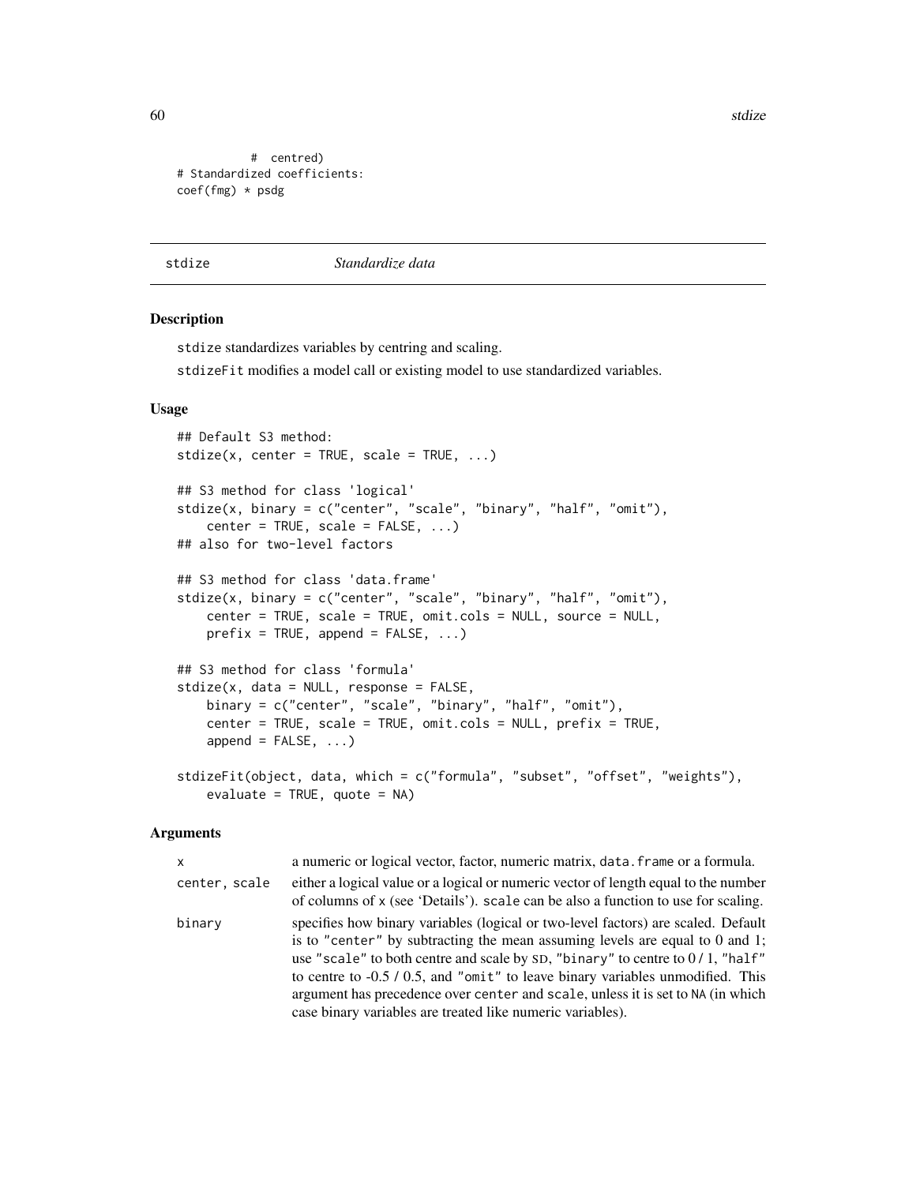```
          #  centred)
# Standardized coefficients:
coef(fmg) * psdg
```

## stdize *Standardize data*

### Description

stdize standardizes variables by centring and scaling.

stdizeFit modifies a model call or existing model to use standardized variables.

### Usage

```
## Default S3 method:
stdize(x, center = TRUE, scale = TRUE, ...)

## S3 method for class 'logical'
stdize(x, binary = c("center", "scale", "binary", "half", "omit"),
    center = TRUE, scale = FALSE, ...)
## also for two-level factors

## S3 method for class 'data.frame'
stdize(x, binary = c("center", "scale", "binary", "half", "omit"),
    center = TRUE, scale = TRUE, omit.cols = NULL, source = NULL,
    prefix = TRUE, append = FALSE, ...)

## S3 method for class 'formula'
stdize(x, data = NULL, response = FALSE,
    binary = c("center", "scale", "binary", "half", "omit"),
    center = TRUE, scale = TRUE, omit.cols = NULL, prefix = TRUE,
    append = FALSE, ...)

stdizeFit(object, data, which = c("formula", "subset", "offset", "weights"),
    evaluate = TRUE, quote = NA)
```

### Arguments

| | |
|---|---|
| x | a numeric or logical vector, factor, numeric matrix, data.frame or a formula. |
| center, scale | either a logical value or a logical or numeric vector of length equal to the number of columns of x (see 'Details'). scale can be also a function to use for scaling. |
| binary | specifies how binary variables (logical or two-level factors) are scaled. Default is to "center" by subtracting the mean assuming levels are equal to 0 and 1; use "scale" to both centre and scale by SD, "binary" to centre to 0 / 1, "half" to centre to -0.5 / 0.5, and "omit" to leave binary variables unmodified. This argument has precedence over center and scale, unless it is set to NA (in which case binary variables are treated like numeric variables). |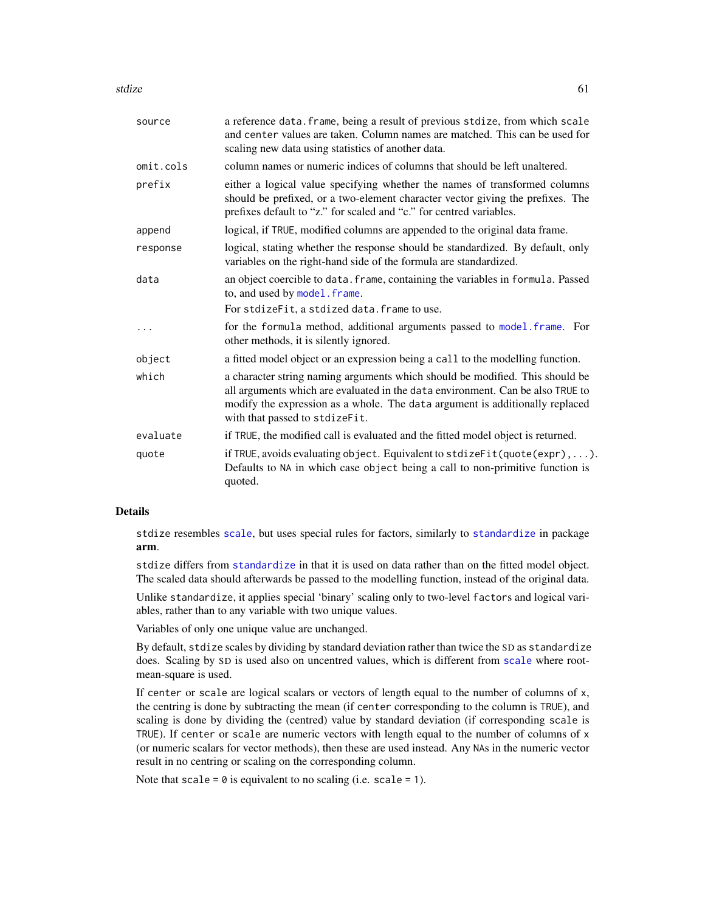| | |
|---|---|
| `source` | a reference `data.frame`, being a result of previous `stdize`, from which `scale` and `center` values are taken. Column names are matched. This can be used for scaling new data using statistics of another data. |
| `omit.cols` | column names or numeric indices of columns that should be left unaltered. |
| `prefix` | either a logical value specifying whether the names of transformed columns should be prefixed, or a two-element character vector giving the prefixes. The prefixes default to "z." for scaled and "c." for centred variables. |
| `append` | logical, if `TRUE`, modified columns are appended to the original data frame. |
| `response` | logical, stating whether the response should be standardized. By default, only variables on the right-hand side of the formula are standardized. |
| `data` | an object coercible to `data.frame`, containing the variables in `formula`. Passed to, and used by `model.frame`. For `stdizeFit`, a `stdize`d `data.frame` to use. |
| `...` | for the `formula` method, additional arguments passed to `model.frame`. For other methods, it is silently ignored. |
| `object` | a fitted model object or an expression being a `call` to the modelling function. |
| `which` | a character string naming arguments which should be modified. This should be all arguments which are evaluated in the `data` environment. Can be also `TRUE` to modify the expression as a whole. The `data` argument is additionally replaced with that passed to `stdizeFit`. |
| `evaluate` | if `TRUE`, the modified call is evaluated and the fitted model object is returned. |
| `quote` | if `TRUE`, avoids evaluating `object`. Equivalent to `stdizeFit(quote(expr),...)`. Defaults to `NA` in which case `object` being a call to non-primitive function is quoted. |

## Details

`stdize` resembles `scale`, but uses special rules for factors, similarly to `standardize` in package **arm**.

`stdize` differs from `standardize` in that it is used on data rather than on the fitted model object. The scaled data should afterwards be passed to the modelling function, instead of the original data.

Unlike `standardize`, it applies special 'binary' scaling only to two-level `factor`s and logical variables, rather than to any variable with two unique values.

Variables of only one unique value are unchanged.

By default, `stdize` scales by dividing by standard deviation rather than twice the SD as `standardize` does. Scaling by SD is used also on uncentred values, which is different from `scale` where root-mean-square is used.

If `center` or `scale` are logical scalars or vectors of length equal to the number of columns of `x`, the centring is done by subtracting the mean (if `center` corresponding to the column is `TRUE`), and scaling is done by dividing the (centred) value by standard deviation (if corresponding `scale` is `TRUE`). If `center` or `scale` are numeric vectors with length equal to the number of columns of `x` (or numeric scalars for vector methods), then these are used instead. Any `NA`s in the numeric vector result in no centring or scaling on the corresponding column.

Note that `scale = 0` is equivalent to no scaling (i.e. `scale = 1`).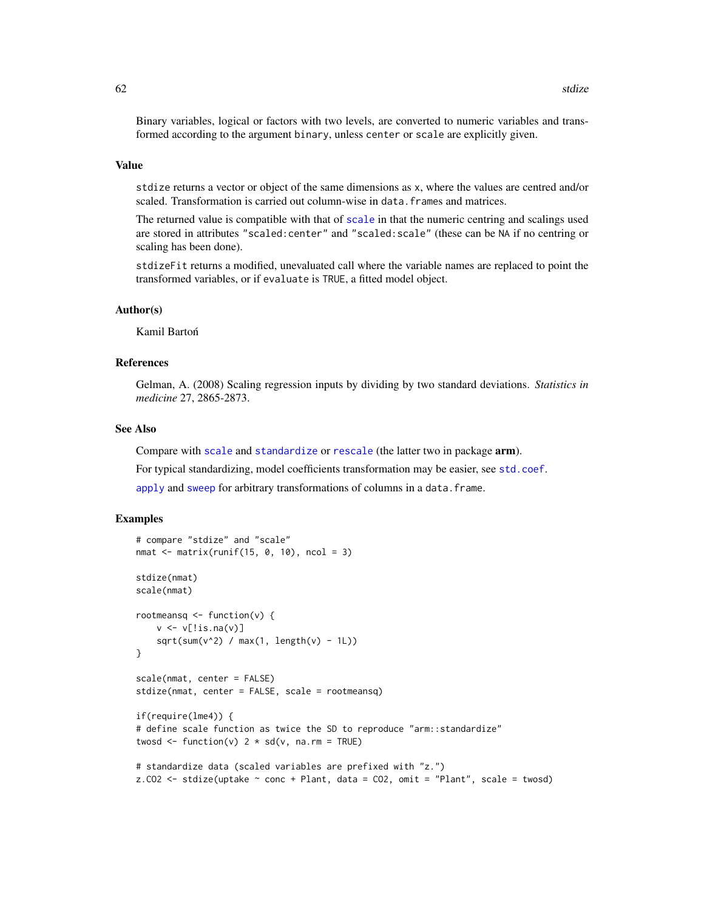Binary variables, logical or factors with two levels, are converted to numeric variables and transformed according to the argument binary, unless center or scale are explicitly given.

## Value

stdize returns a vector or object of the same dimensions as x, where the values are centred and/or scaled. Transformation is carried out column-wise in data.frames and matrices.

The returned value is compatible with that of scale in that the numeric centring and scalings used are stored in attributes "scaled:center" and "scaled:scale" (these can be NA if no centring or scaling has been done).

stdizeFit returns a modified, unevaluated call where the variable names are replaced to point the transformed variables, or if evaluate is TRUE, a fitted model object.

## Author(s)

Kamil Bartoń

## References

Gelman, A. (2008) Scaling regression inputs by dividing by two standard deviations. *Statistics in medicine* 27, 2865-2873.

## See Also

Compare with scale and standardize or rescale (the latter two in package **arm**).

For typical standardizing, model coefficients transformation may be easier, see std.coef.

apply and sweep for arbitrary transformations of columns in a data.frame.

## Examples

```
# compare "stdize" and "scale"
nmat <- matrix(runif(15, 0, 10), ncol = 3)

stdize(nmat)
scale(nmat)

rootmeansq <- function(v) {
    v <- v[!is.na(v)]
    sqrt(sum(v^2) / max(1, length(v) - 1L))
}

scale(nmat, center = FALSE)
stdize(nmat, center = FALSE, scale = rootmeansq)

if(require(lme4)) {
# define scale function as twice the SD to reproduce "arm::standardize"
twosd <- function(v) 2 * sd(v, na.rm = TRUE)

# standardize data (scaled variables are prefixed with "z.")
z.CO2 <- stdize(uptake ~ conc + Plant, data = CO2, omit = "Plant", scale = twosd)
```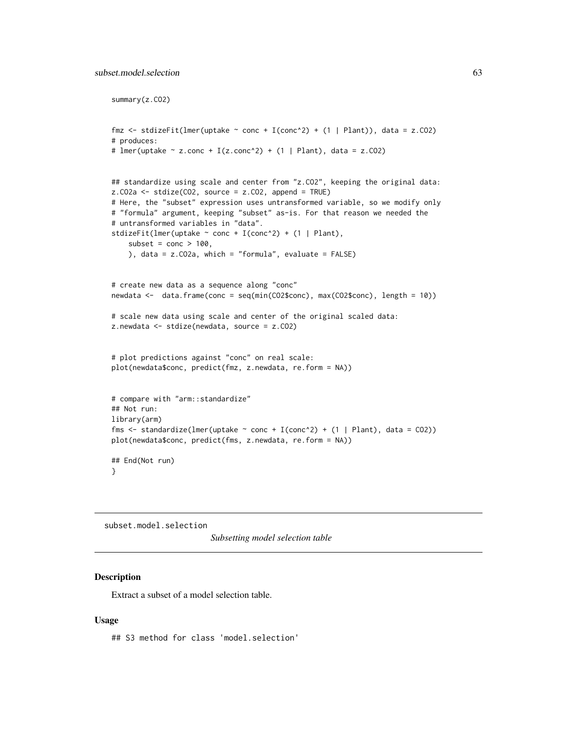```
summary(z.CO2)


fmz <- stdizeFit(lmer(uptake ~ conc + I(conc^2) + (1 | Plant)), data = z.CO2)
# produces:
# lmer(uptake ~ z.conc + I(z.conc^2) + (1 | Plant), data = z.CO2)


## standardize using scale and center from "z.CO2", keeping the original data:
z.CO2a <- stdize(CO2, source = z.CO2, append = TRUE)
# Here, the "subset" expression uses untransformed variable, so we modify only
# "formula" argument, keeping "subset" as-is. For that reason we needed the
# untransformed variables in "data".
stdizeFit(lmer(uptake ~ conc + I(conc^2) + (1 | Plant),
    subset = conc > 100,
    ), data = z.CO2a, which = "formula", evaluate = FALSE)


# create new data as a sequence along "conc"
newdata <-  data.frame(conc = seq(min(CO2$conc), max(CO2$conc), length = 10))

# scale new data using scale and center of the original scaled data:
z.newdata <- stdize(newdata, source = z.CO2)


# plot predictions against "conc" on real scale:
plot(newdata$conc, predict(fmz, z.newdata, re.form = NA))


# compare with "arm::standardize"
## Not run:
library(arm)
fms <- standardize(lmer(uptake ~ conc + I(conc^2) + (1 | Plant), data = CO2))
plot(newdata$conc, predict(fms, z.newdata, re.form = NA))

## End(Not run)
}
```

---

`subset.model.selection` *Subsetting model selection table*

---

### Description

Extract a subset of a model selection table.

### Usage

```
## S3 method for class 'model.selection'
```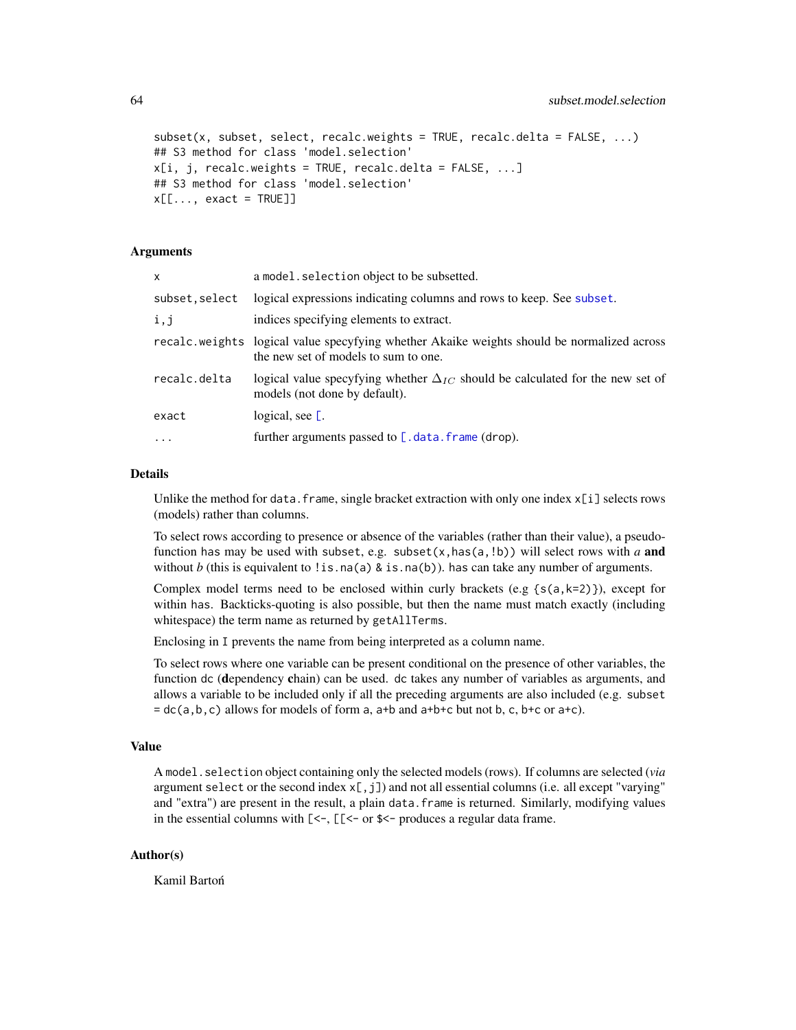```
subset(x, subset, select, recalc.weights = TRUE, recalc.delta = FALSE, ...)
## S3 method for class 'model.selection'
x[i, j, recalc.weights = TRUE, recalc.delta = FALSE, ...]
## S3 method for class 'model.selection'
x[[..., exact = TRUE]]
```

### Arguments

| | |
|---|---|
| `x` | a `model.selection` object to be subsetted. |
| `subset,select` | logical expressions indicating columns and rows to keep. See `subset`. |
| `i,j` | indices specifying elements to extract. |
| `recalc.weights` | logical value specyfying whether Akaike weights should be normalized across the new set of models to sum to one. |
| `recalc.delta` | logical value specyfying whether $\Delta_{IC}$ should be calculated for the new set of models (not done by default). |
| `exact` | logical, see `[`. |
| `...` | further arguments passed to `[.data.frame` (`drop`). |

### Details

Unlike the method for `data.frame`, single bracket extraction with only one index `x[i]` selects rows (models) rather than columns.

To select rows according to presence or absence of the variables (rather than their value), a pseudo-function `has` may be used with `subset`, e.g. `subset(x,has(a,!b))` will select rows with *a* **and** without *b* (this is equivalent to `!is.na(a) & is.na(b)`). `has` can take any number of arguments.

Complex model terms need to be enclosed within curly brackets (e.g `{s(a,k=2)}`), except for within `has`. Backticks-quoting is also possible, but then the name must match exactly (including whitespace) the term name as returned by `getAllTerms`.

Enclosing in `I` prevents the name from being interpreted as a column name.

To select rows where one variable can be present conditional on the presence of other variables, the function `dc` (**d**ependency **c**hain) can be used. `dc` takes any number of variables as arguments, and allows a variable to be included only if all the preceding arguments are also included (e.g. `subset = dc(a,b,c)` allows for models of form `a`, `a+b` and `a+b+c` but not `b`, `c`, `b+c` or `a+c`).

### Value

A `model.selection` object containing only the selected models (rows). If columns are selected (*via* argument `select` or the second index `x[,j]`) and not all essential columns (i.e. all except "varying" and "extra") are present in the result, a plain `data.frame` is returned. Similarly, modifying values in the essential columns with `[<-`, `[[<-` or `$<-` produces a regular data frame.

### Author(s)

Kamil Bartoń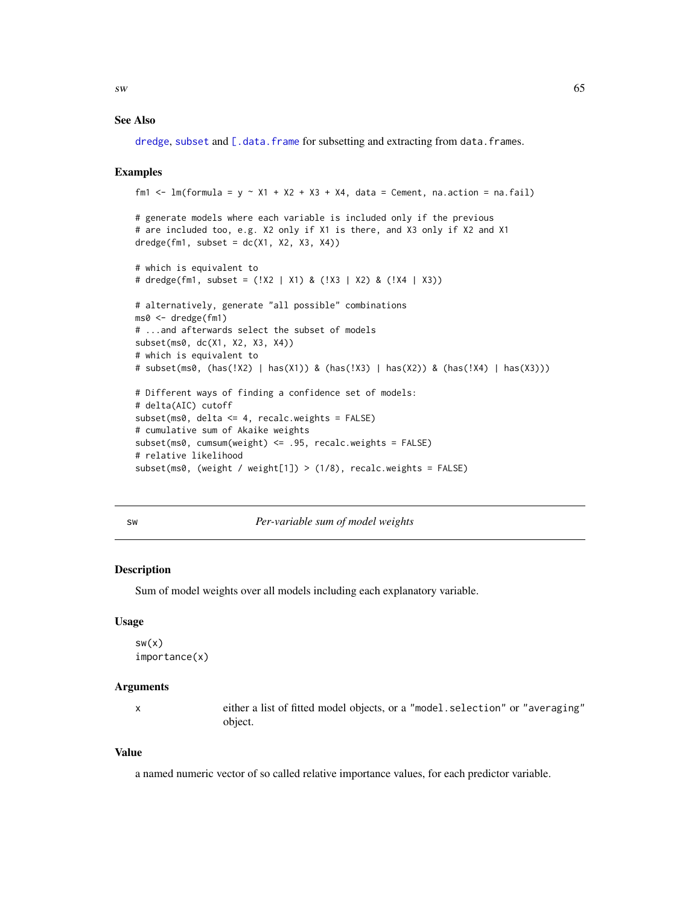### See Also

dredge, subset and [.data.frame for subsetting and extracting from data.frames.

### Examples

```
fm1 <- lm(formula = y ~ X1 + X2 + X3 + X4, data = Cement, na.action = na.fail)

# generate models where each variable is included only if the previous
# are included too, e.g. X2 only if X1 is there, and X3 only if X2 and X1
dredge(fm1, subset = dc(X1, X2, X3, X4))

# which is equivalent to
# dredge(fm1, subset = (!X2 | X1) & (!X3 | X2) & (!X4 | X3))

# alternatively, generate "all possible" combinations
ms0 <- dredge(fm1)
# ...and afterwards select the subset of models
subset(ms0, dc(X1, X2, X3, X4))
# which is equivalent to
# subset(ms0, (has(!X2) | has(X1)) & (has(!X3) | has(X2)) & (has(!X4) | has(X3)))

# Different ways of finding a confidence set of models:
# delta(AIC) cutoff
subset(ms0, delta <= 4, recalc.weights = FALSE)
# cumulative sum of Akaike weights
subset(ms0, cumsum(weight) <= .95, recalc.weights = FALSE)
# relative likelihood
subset(ms0, (weight / weight[1]) > (1/8), recalc.weights = FALSE)
```

---

## sw — *Per-variable sum of model weights*

### Description

Sum of model weights over all models including each explanatory variable.

### Usage

```
sw(x)
importance(x)
```

### Arguments

| | |
|---|---|
| x | either a list of fitted model objects, or a "model.selection" or "averaging" object. |

### Value

a named numeric vector of so called relative importance values, for each predictor variable.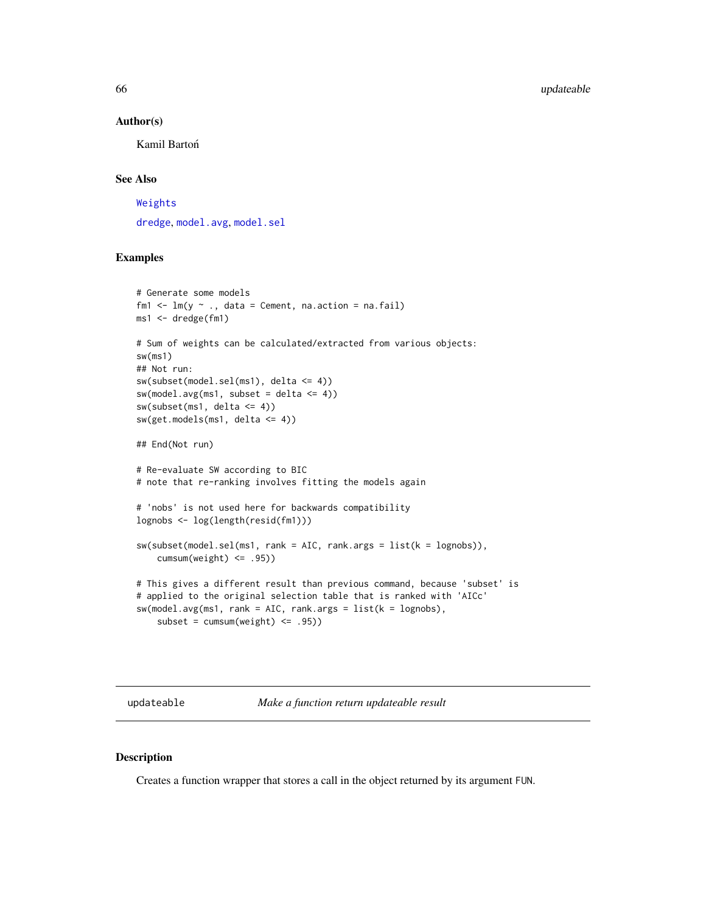### Author(s)

Kamil Bartoń

### See Also

Weights

dredge, model.avg, model.sel

### Examples

```
# Generate some models
fm1 <- lm(y ~ ., data = Cement, na.action = na.fail)
ms1 <- dredge(fm1)

# Sum of weights can be calculated/extracted from various objects:
sw(ms1)
## Not run:
sw(subset(model.sel(ms1), delta <= 4))
sw(model.avg(ms1, subset = delta <= 4))
sw(subset(ms1, delta <= 4))
sw(get.models(ms1, delta <= 4))

## End(Not run)

# Re-evaluate SW according to BIC
# note that re-ranking involves fitting the models again

# 'nobs' is not used here for backwards compatibility
lognobs <- log(length(resid(fm1)))

sw(subset(model.sel(ms1, rank = AIC, rank.args = list(k = lognobs)),
    cumsum(weight) <= .95))

# This gives a different result than previous command, because 'subset' is
# applied to the original selection table that is ranked with 'AICc'
sw(model.avg(ms1, rank = AIC, rank.args = list(k = lognobs),
    subset = cumsum(weight) <= .95))
```

---

## updateable — *Make a function return updateable result*

### Description

Creates a function wrapper that stores a call in the object returned by its argument FUN.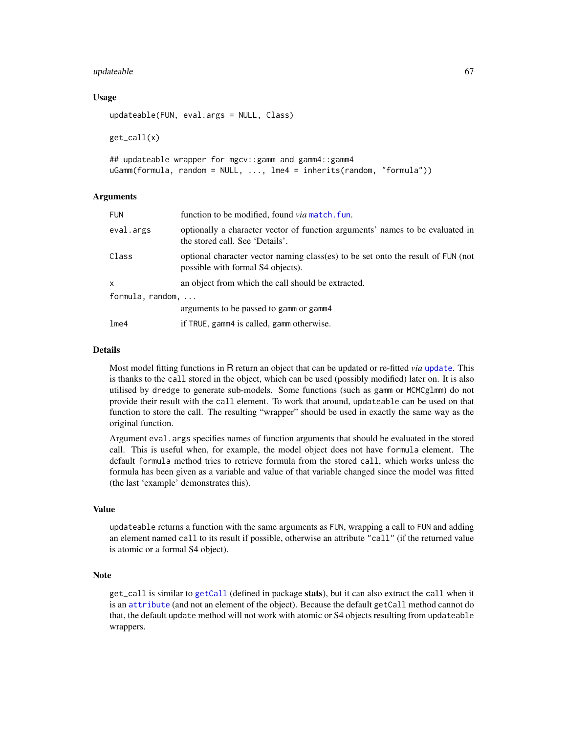## Usage

```
updateable(FUN, eval.args = NULL, Class)

get_call(x)

## updateable wrapper for mgcv::gamm and gamm4::gamm4
uGamm(formula, random = NULL, ..., lme4 = inherits(random, "formula"))
```

## Arguments

| | |
|---|---|
| `FUN` | function to be modified, found *via* `match.fun`. |
| `eval.args` | optionally a character vector of function arguments' names to be evaluated in the stored call. See 'Details'. |
| `Class` | optional character vector naming class(es) to be set onto the result of `FUN` (not possible with formal S4 objects). |
| `x` | an object from which the call should be extracted. |
| `formula, random, ...` | arguments to be passed to `gamm` or `gamm4` |
| `lme4` | if `TRUE`, `gamm4` is called, `gamm` otherwise. |

## Details

Most model fitting functions in R return an object that can be updated or re-fitted *via* `update`. This is thanks to the `call` stored in the object, which can be used (possibly modified) later on. It is also utilised by `dredge` to generate sub-models. Some functions (such as `gamm` or `MCMCglmm`) do not provide their result with the `call` element. To work that around, `updateable` can be used on that function to store the call. The resulting "wrapper" should be used in exactly the same way as the original function.

Argument `eval.args` specifies names of function arguments that should be evaluated in the stored call. This is useful when, for example, the model object does not have `formula` element. The default `formula` method tries to retrieve formula from the stored `call`, which works unless the formula has been given as a variable and value of that variable changed since the model was fitted (the last 'example' demonstrates this).

## Value

`updateable` returns a function with the same arguments as `FUN`, wrapping a call to `FUN` and adding an element named `call` to its result if possible, otherwise an attribute `"call"` (if the returned value is atomic or a formal S4 object).

## Note

`get_call` is similar to `getCall` (defined in package **stats**), but it can also extract the `call` when it is an `attribute` (and not an element of the object). Because the default `getCall` method cannot do that, the default `update` method will not work with atomic or S4 objects resulting from `updateable` wrappers.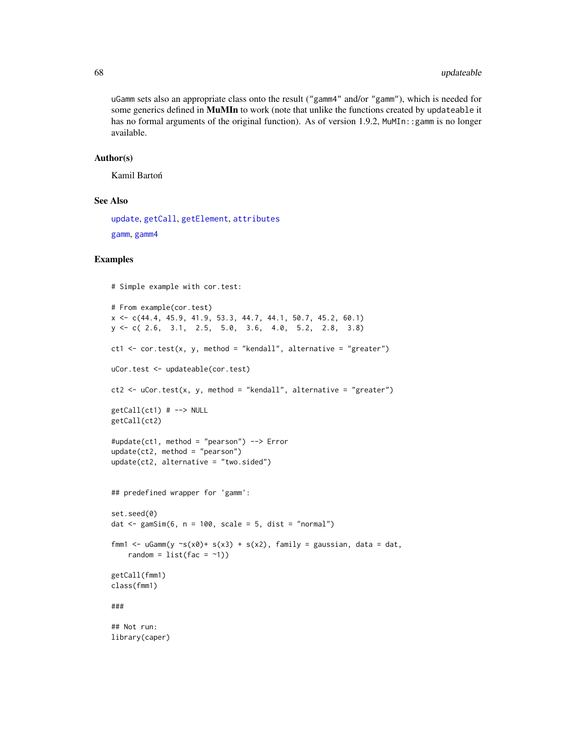uGamm sets also an appropriate class onto the result ("gamm4" and/or "gamm"), which is needed for some generics defined in **MuMIn** to work (note that unlike the functions created by updateable it has no formal arguments of the original function). As of version 1.9.2, MuMIn::gamm is no longer available.

### Author(s)

Kamil Bartoń

### See Also

update, getCall, getElement, attributes

gamm, gamm4

### Examples

```
# Simple example with cor.test:

# From example(cor.test)
x <- c(44.4, 45.9, 41.9, 53.3, 44.7, 44.1, 50.7, 45.2, 60.1)
y <- c( 2.6,  3.1,  2.5,  5.0,  3.6,  4.0,  5.2,  2.8,  3.8)

ct1 <- cor.test(x, y, method = "kendall", alternative = "greater")

uCor.test <- updateable(cor.test)

ct2 <- uCor.test(x, y, method = "kendall", alternative = "greater")

getCall(ct1) # --> NULL
getCall(ct2)

#update(ct1, method = "pearson") --> Error
update(ct2, method = "pearson")
update(ct2, alternative = "two.sided")


## predefined wrapper for 'gamm':

set.seed(0)
dat <- gamSim(6, n = 100, scale = 5, dist = "normal")

fmm1 <- uGamm(y ~s(x0)+ s(x3) + s(x2), family = gaussian, data = dat,
    random = list(fac = ~1))

getCall(fmm1)
class(fmm1)

###

## Not run:
library(caper)
```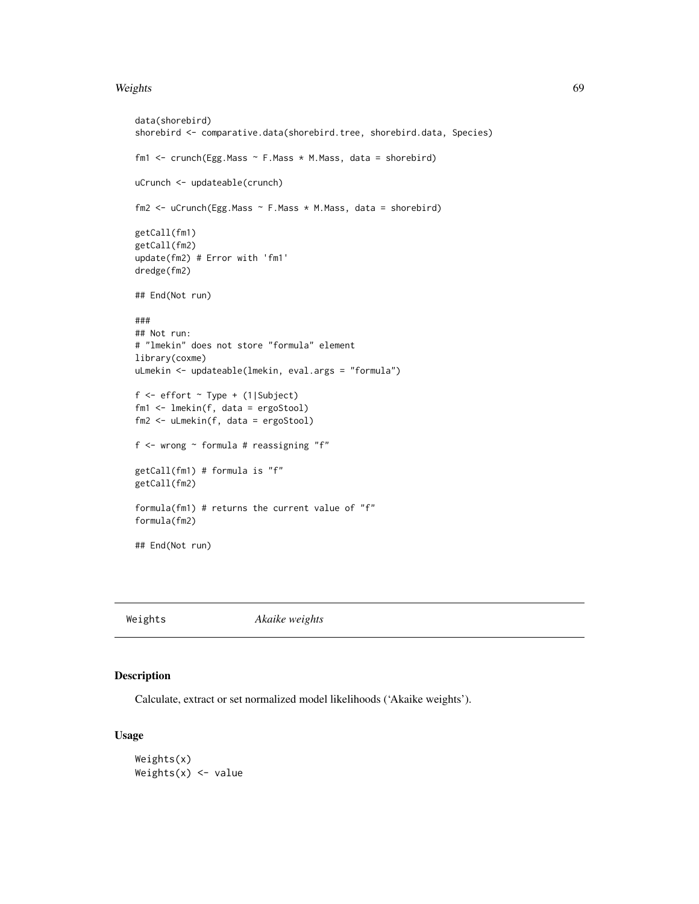```
data(shorebird)
shorebird <- comparative.data(shorebird.tree, shorebird.data, Species)

fm1 <- crunch(Egg.Mass ~ F.Mass * M.Mass, data = shorebird)

uCrunch <- updateable(crunch)

fm2 <- uCrunch(Egg.Mass ~ F.Mass * M.Mass, data = shorebird)

getCall(fm1)
getCall(fm2)
update(fm2) # Error with 'fm1'
dredge(fm2)

## End(Not run)

###
## Not run:
# "lmekin" does not store "formula" element
library(coxme)
uLmekin <- updateable(lmekin, eval.args = "formula")

f <- effort ~ Type + (1|Subject)
fm1 <- lmekin(f, data = ergoStool)
fm2 <- uLmekin(f, data = ergoStool)

f <- wrong ~ formula # reassigning "f"

getCall(fm1) # formula is "f"
getCall(fm2)

formula(fm1) # returns the current value of "f"
formula(fm2)

## End(Not run)
```

---

Weights *Akaike weights*

---

## Description

Calculate, extract or set normalized model likelihoods ('Akaike weights').

## Usage

```
Weights(x)
Weights(x) <- value
```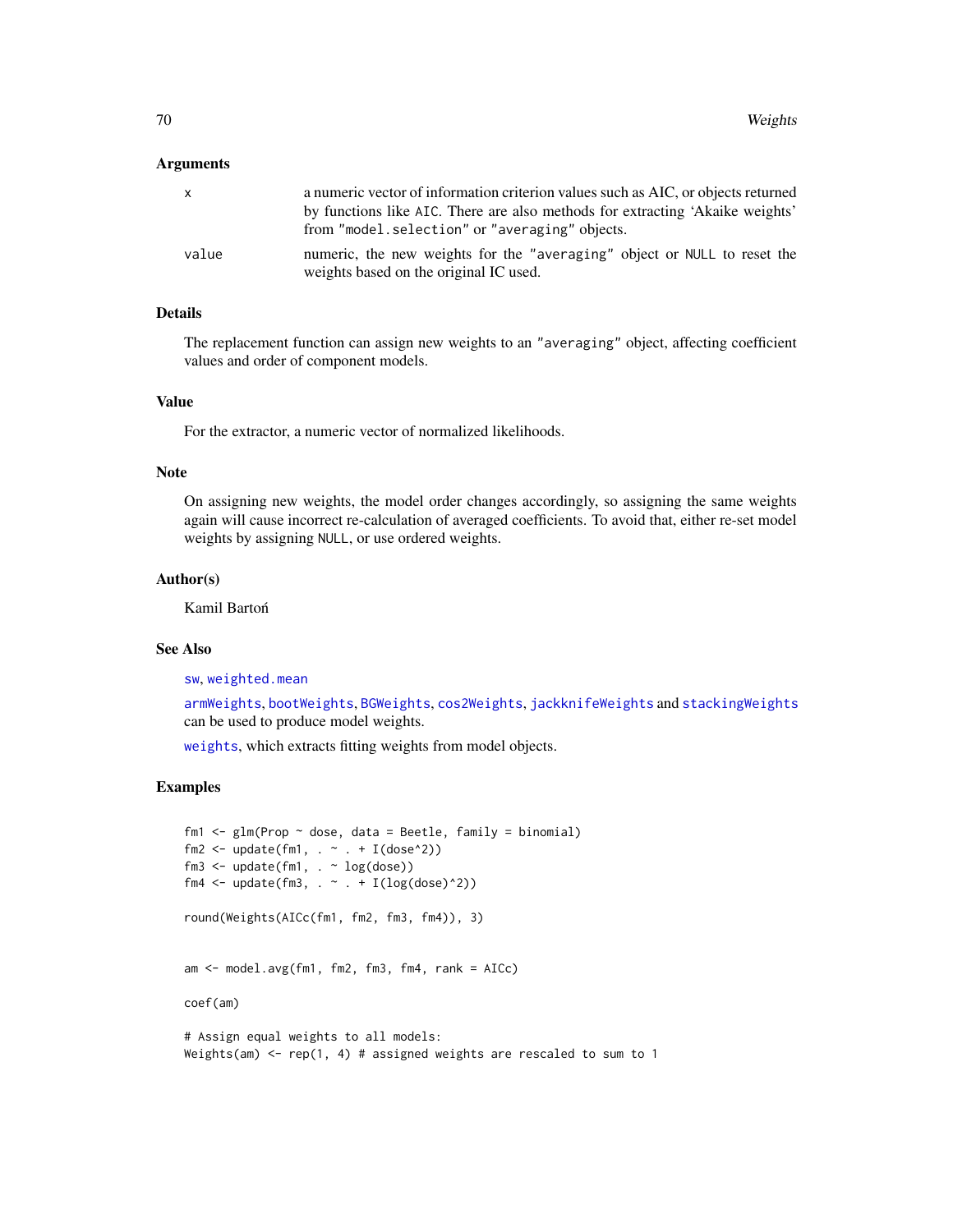### Arguments

| | |
|---|---|
| `x` | a numeric vector of information criterion values such as AIC, or objects returned by functions like `AIC`. There are also methods for extracting 'Akaike weights' from `"model.selection"` or `"averaging"` objects. |
| `value` | numeric, the new weights for the `"averaging"` object or `NULL` to reset the weights based on the original IC used. |

### Details

The replacement function can assign new weights to an `"averaging"` object, affecting coefficient values and order of component models.

### Value

For the extractor, a numeric vector of normalized likelihoods.

### Note

On assigning new weights, the model order changes accordingly, so assigning the same weights again will cause incorrect re-calculation of averaged coefficients. To avoid that, either re-set model weights by assigning `NULL`, or use ordered weights.

### Author(s)

Kamil Bartoń

### See Also

`sw`, `weighted.mean`

`armWeights`, `bootWeights`, `BGWeights`, `cos2Weights`, `jackknifeWeights` and `stackingWeights` can be used to produce model weights.

`weights`, which extracts fitting weights from model objects.

### Examples

```
fm1 <- glm(Prop ~ dose, data = Beetle, family = binomial)
fm2 <- update(fm1, . ~ . + I(dose^2))
fm3 <- update(fm1, . ~ log(dose))
fm4 <- update(fm3, . ~ . + I(log(dose)^2))

round(Weights(AICc(fm1, fm2, fm3, fm4)), 3)


am <- model.avg(fm1, fm2, fm3, fm4, rank = AICc)

coef(am)

# Assign equal weights to all models:
Weights(am) <- rep(1, 4) # assigned weights are rescaled to sum to 1
```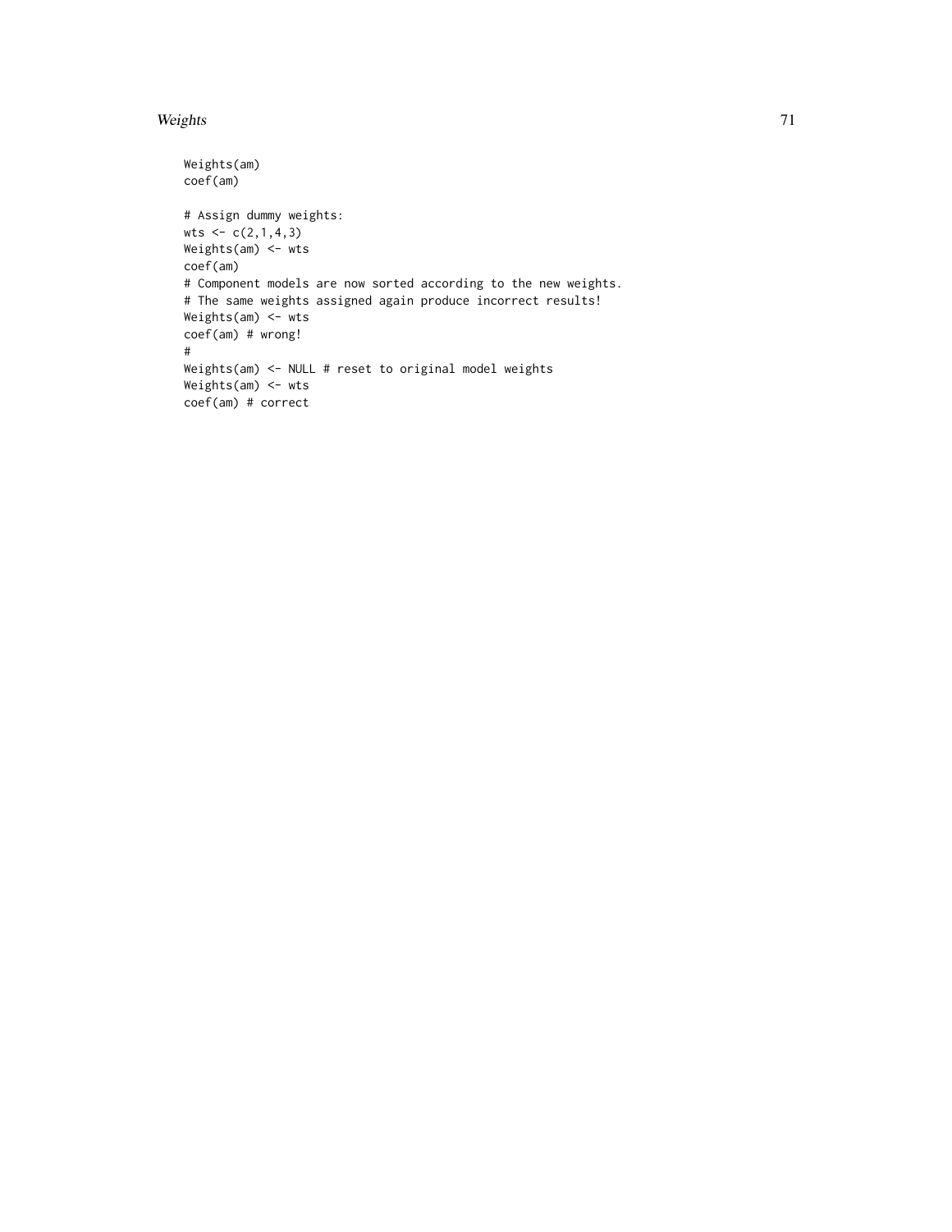```
Weights(am)
coef(am)

# Assign dummy weights:
wts <- c(2,1,4,3)
Weights(am) <- wts
coef(am)
# Component models are now sorted according to the new weights.
# The same weights assigned again produce incorrect results!
Weights(am) <- wts
coef(am) # wrong!
#
Weights(am) <- NULL # reset to original model weights
Weights(am) <- wts
coef(am) # correct
```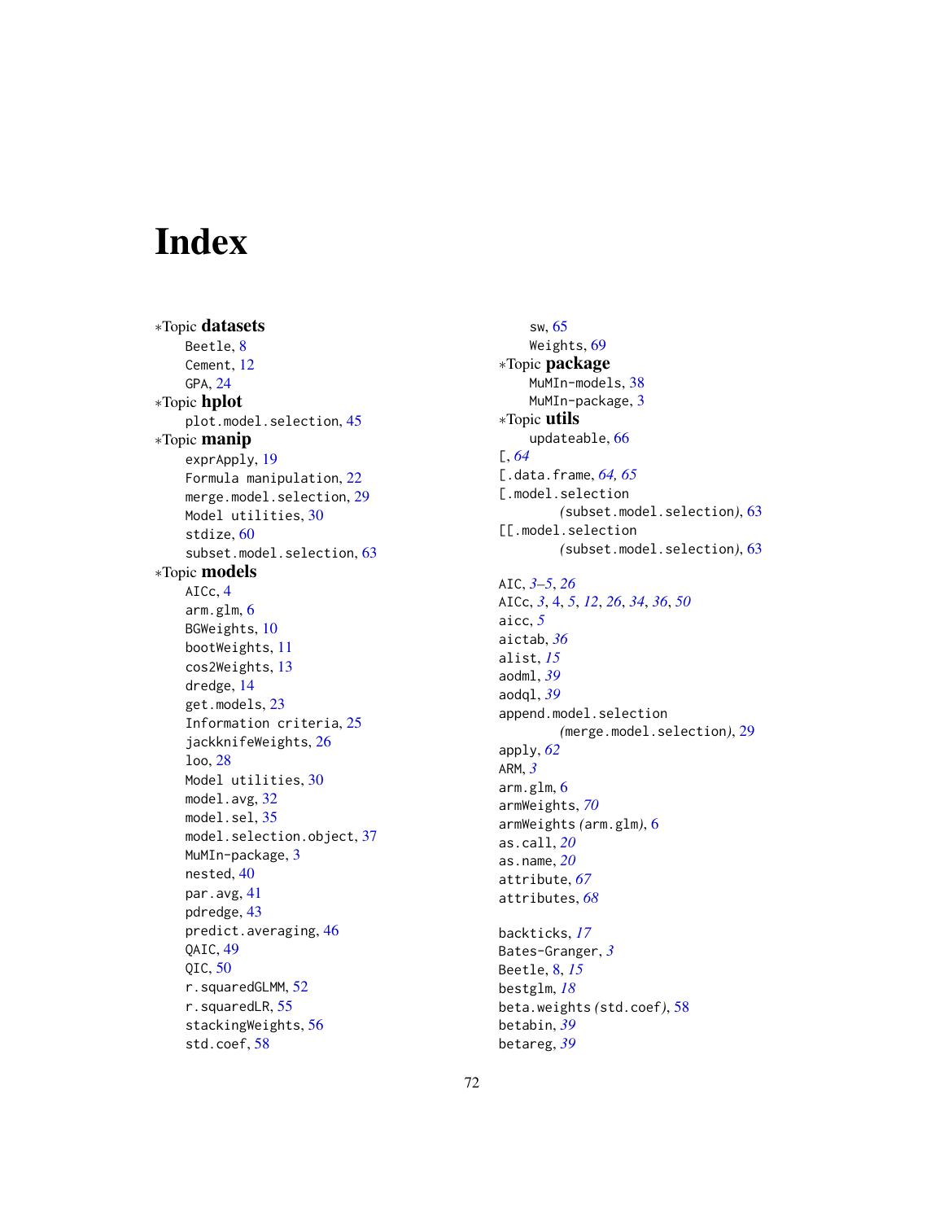# Index

∗Topic **datasets**
- Beetle, 8
- Cement, 12
- GPA, 24

∗Topic **hplot**
- plot.model.selection, 45

∗Topic **manip**
- exprApply, 19
- Formula manipulation, 22
- merge.model.selection, 29
- Model utilities, 30
- stdize, 60
- subset.model.selection, 63

∗Topic **models**
- AICc, 4
- arm.glm, 6
- BGWeights, 10
- bootWeights, 11
- cos2Weights, 13
- dredge, 14
- get.models, 23
- Information criteria, 25
- jackknifeWeights, 26
- loo, 28
- Model utilities, 30
- model.avg, 32
- model.sel, 35
- model.selection.object, 37
- MuMIn-package, 3
- nested, 40
- par.avg, 41
- pdredge, 43
- predict.averaging, 46
- QAIC, 49
- QIC, 50
- r.squaredGLMM, 52
- r.squaredLR, 55
- stackingWeights, 56
- std.coef, 58
- sw, 65
- Weights, 69

∗Topic **package**
- MuMIn-models, 38
- MuMIn-package, 3

∗Topic **utils**
- updateable, 66

[, *64*
[.data.frame, *64, 65*
[.model.selection (subset.model.selection), 63
[[.model.selection (subset.model.selection), 63

AIC, *3–5*, *26*
AICc, *3*, 4, *5*, *12*, *26*, *34*, *36*, *50*
aicc, *5*
aictab, *36*
alist, *15*
aodml, *39*
aodql, *39*
append.model.selection (merge.model.selection), 29
apply, *62*
ARM, *3*
arm.glm, 6
armWeights, *70*
armWeights (arm.glm), 6
as.call, *20*
as.name, *20*
attribute, *67*
attributes, *68*

backticks, *17*
Bates-Granger, *3*
Beetle, 8, *15*
bestglm, *18*
beta.weights (std.coef), 58
betabin, *39*
betareg, *39*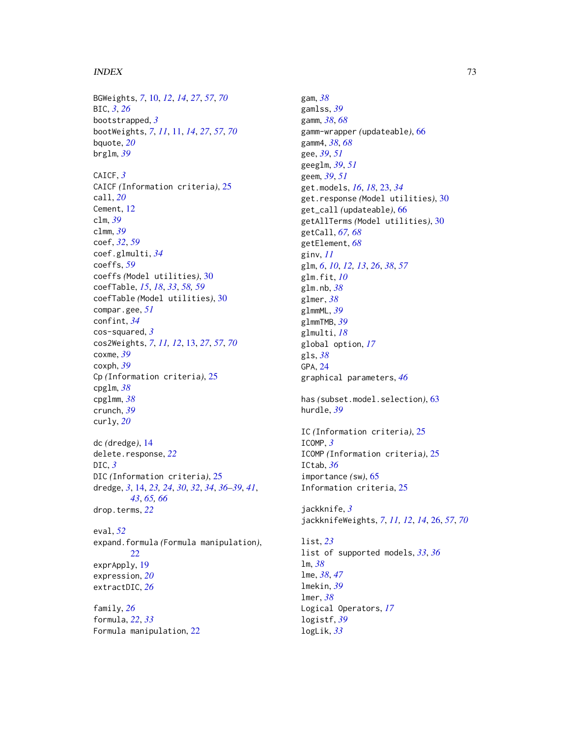BGWeights, *7*, 10, *12*, *14*, *27*, *57*, *70*
BIC, *3*, *26*
bootstrapped, *3*
bootWeights, *7*, *11*, 11, *14*, *27*, *57*, *70*
bquote, *20*
brglm, *39*

CAICF, *3*
CAICF *(*Information criteria*)*, 25
call, *20*
Cement, 12
clm, *39*
clmm, *39*
coef, *32*, *59*
coef.glmulti, *34*
coeffs, *59*
coeffs *(*Model utilities*)*, 30
coefTable, *15*, *18*, *33*, *58, 59*
coefTable *(*Model utilities*)*, 30
compar.gee, *51*
confint, *34*
cos-squared, *3*
cos2Weights, *7*, *11, 12*, 13, *27*, *57*, *70*
coxme, *39*
coxph, *39*
Cp *(*Information criteria*)*, 25
cpglm, *38*
cpglmm, *38*
crunch, *39*
curly, *20*

dc *(*dredge*)*, 14
delete.response, *22*
DIC, *3*
DIC *(*Information criteria*)*, 25
dredge, *3*, 14, *23, 24*, *30*, *32*, *34*, *36–39*, *41*, *43*, *65, 66*
drop.terms, *22*

eval, *52*
expand.formula *(*Formula manipulation*)*, 22
exprApply, 19
expression, *20*
extractDIC, *26*

family, *26*
formula, *22*, *33*
Formula manipulation, 22

gam, *38*
gamlss, *39*
gamm, *38*, *68*
gamm-wrapper *(*updateable*)*, 66
gamm4, *38*, *68*
gee, *39*, *51*
geeglm, *39*, *51*
geem, *39*, *51*
get.models, *16*, *18*, 23, *34*
get.response *(*Model utilities*)*, 30
get_call *(*updateable*)*, 66
getAllTerms *(*Model utilities*)*, 30
getCall, *67, 68*
getElement, *68*
ginv, *11*
glm, *6*, *10*, *12, 13*, *26*, *38*, *57*
glm.fit, *10*
glm.nb, *38*
glmer, *38*
glmmML, *39*
glmmTMB, *39*
glmulti, *18*
global option, *17*
gls, *38*
GPA, 24
graphical parameters, *46*

has *(*subset.model.selection*)*, 63
hurdle, *39*

IC *(*Information criteria*)*, 25
ICOMP, *3*
ICOMP *(*Information criteria*)*, 25
ICtab, *36*
importance *(*sw*)*, 65
Information criteria, 25

jackknife, *3*
jackknifeWeights, *7*, *11, 12*, *14*, 26, *57*, *70*

list, *23*
list of supported models, *33*, *36*
lm, *38*
lme, *38*, *47*
lmekin, *39*
lmer, *38*
Logical Operators, *17*
logistf, *39*
logLik, *33*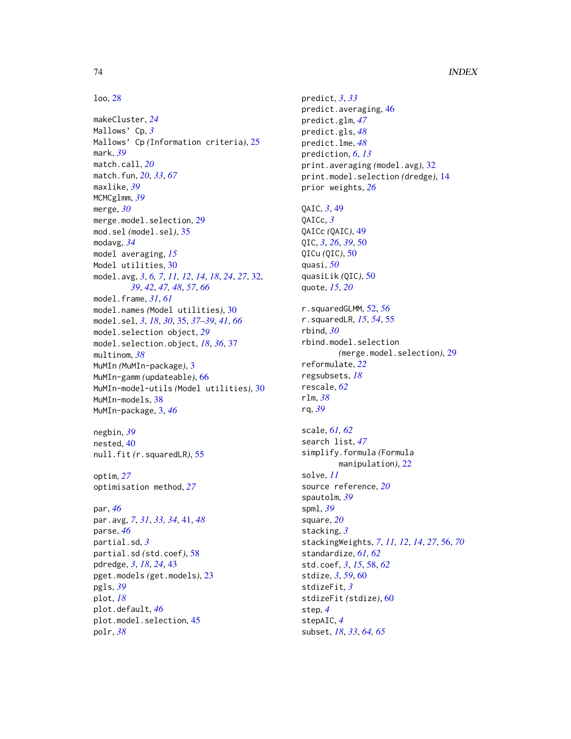loo, *28*

makeCluster, *24*
Mallows' Cp, *3*
Mallows' Cp *(Information criteria)*, 25
mark, *39*
match.call, *20*
match.fun, *20*, *33*, *67*
maxlike, *39*
MCMCglmm, *39*
merge, *30*
merge.model.selection, 29
mod.sel *(model.sel)*, 35
modavg, *34*
model averaging, *15*
Model utilities, 30
model.avg, *3*, *6, 7*, *11, 12*, *14*, *18*, *24*, *27*, 32, *39*, *42*, *47, 48*, *57*, *66*
model.frame, *31*, *61*
model.names *(Model utilities)*, 30
model.sel, *3*, *18*, *30*, 35, *37–39*, *41*, *66*
model.selection object, *29*
model.selection.object, *18*, *36*, 37
multinom, *38*
MuMIn *(MuMIn-package)*, 3
MuMIn-gamm *(updateable)*, 66
MuMIn-model-utils *(Model utilities)*, 30
MuMIn-models, 38
MuMIn-package, 3, *46*

negbin, *39*
nested, 40
null.fit *(r.squaredLR)*, 55

optim, *27*
optimisation method, *27*

par, *46*
par.avg, *7*, *31*, *33, 34*, 41, *48*
parse, *46*
partial.sd, *3*
partial.sd *(std.coef)*, 58
pdredge, *3*, *18*, *24*, 43
pget.models *(get.models)*, 23
pgls, *39*
plot, *18*
plot.default, *46*
plot.model.selection, 45
polr, *38*

predict, *3*, *33*
predict.averaging, 46
predict.glm, *47*
predict.gls, *48*
predict.lme, *48*
prediction, *6*, *13*
print.averaging *(model.avg)*, 32
print.model.selection *(dredge)*, 14
prior weights, *26*

QAIC, *3*, 49
QAICc, *3*
QAICc *(QAIC)*, 49
QIC, *3*, *26*, *39*, 50
QICu *(QIC)*, 50
quasi, *50*
quasiLik *(QIC)*, 50
quote, *15*, *20*

r.squaredGLMM, 52, *56*
r.squaredLR, *15*, *54*, 55
rbind, *30*
rbind.model.selection *(merge.model.selection)*, 29
reformulate, *22*
regsubsets, *18*
rescale, *62*
rlm, *38*
rq, *39*

scale, *61, 62*
search list, *47*
simplify.formula *(Formula manipulation)*, 22
solve, *11*
source reference, *20*
spautolm, *39*
spml, *39*
square, *20*
stacking, *3*
stackingWeights, *7*, *11, 12*, *14*, *27*, 56, *70*
standardize, *61, 62*
std.coef, *3*, *15*, 58, *62*
stdize, *3*, *59*, 60
stdizeFit, *3*
stdizeFit *(stdize)*, 60
step, *4*
stepAIC, *4*
subset, *18*, *33*, *64, 65*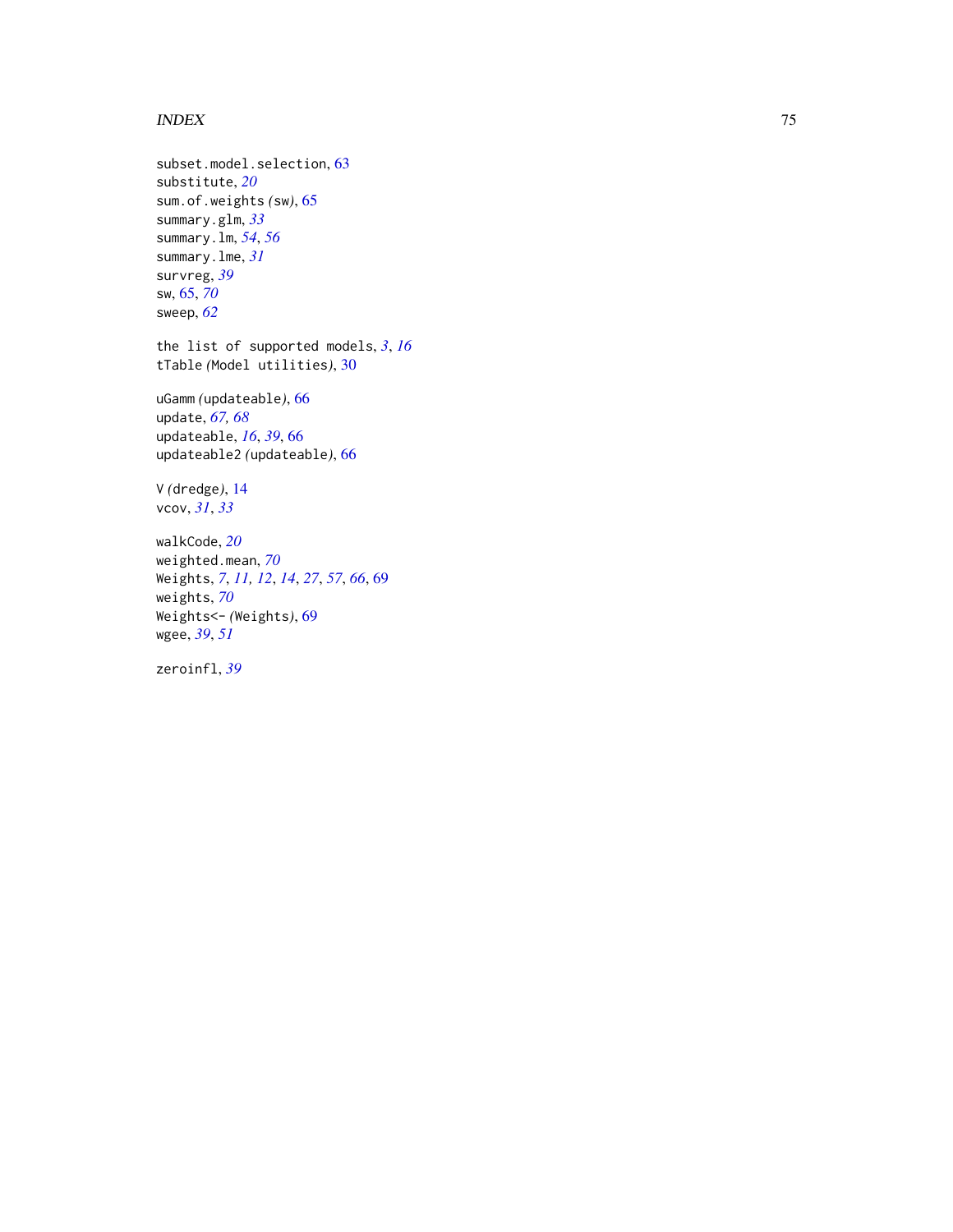subset.model.selection, 63
substitute, *20*
sum.of.weights *(*sw*)*, 65
summary.glm, *33*
summary.lm, *54*, *56*
summary.lme, *31*
survreg, *39*
sw, 65, *70*
sweep, *62*

the list of supported models, *3*, *16*
tTable *(*Model utilities*)*, 30

uGamm *(*updateable*)*, 66
update, *67, 68*
updateable, *16*, *39*, 66
updateable2 *(*updateable*)*, 66

V *(*dredge*)*, 14
vcov, *31*, *33*

walkCode, *20*
weighted.mean, *70*
Weights, *7*, *11, 12*, *14*, *27*, *57*, *66*, 69
weights, *70*
Weights<- *(*Weights*)*, 69
wgee, *39*, *51*

zeroinfl, *39*